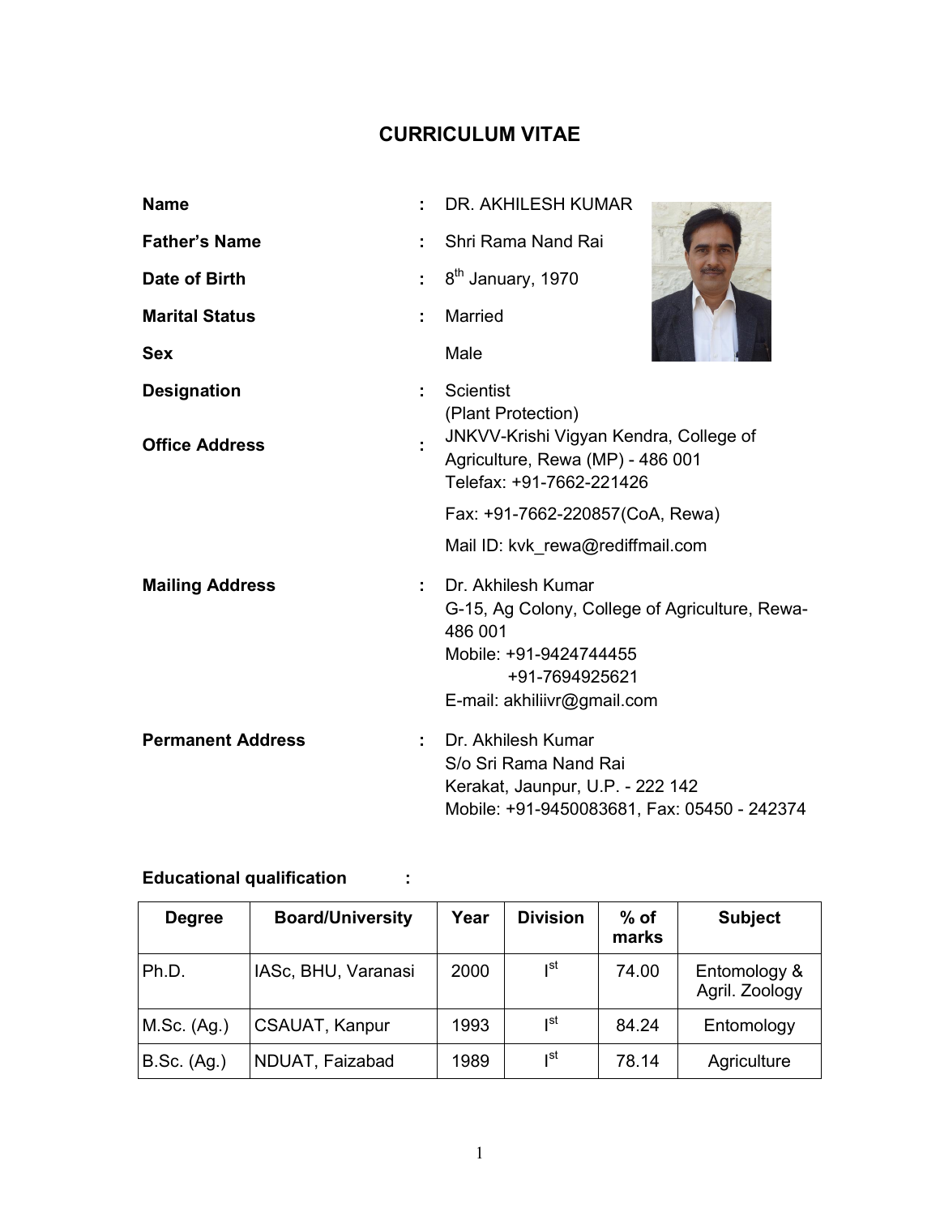# CURRICULUM VITAE

| | | |
|---|---|---|
| **Name** | : | DR. AKHILESH KUMAR |
| **Father's Name** | : | Shri Rama Nand Rai |
| **Date of Birth** | : | 8th January, 1970 |
| **Marital Status** | : | Married |
| **Sex** | | Male |
| **Designation** | : | Scientist (Plant Protection) |
| **Office Address** | : | JNKVV-Krishi Vigyan Kendra, College of Agriculture, Rewa (MP) - 486 001<br>Telefax: +91-7662-221426<br>Fax: +91-7662-220857(CoA, Rewa)<br>Mail ID: kvk_rewa@rediffmail.com |
| **Mailing Address** | : | Dr. Akhilesh Kumar<br>G-15, Ag Colony, College of Agriculture, Rewa-486 001<br>Mobile: +91-9424744455<br>+91-7694925621<br>E-mail: akhiliivr@gmail.com |
| **Permanent Address** | : | Dr. Akhilesh Kumar<br>S/o Sri Rama Nand Rai<br>Kerakat, Jaunpur, U.P. - 222 142<br>Mobile: +91-9450083681, Fax: 05450 - 242374 |

**Educational qualification :**

| Degree | Board/University | Year | Division | % of marks | Subject |
|---|---|---|---|---|---|
| Ph.D. | IASc, BHU, Varanasi | 2000 | Ist | 74.00 | Entomology & Agril. Zoology |
| M.Sc. (Ag.) | CSAUAT, Kanpur | 1993 | Ist | 84.24 | Entomology |
| B.Sc. (Ag.) | NDUAT, Faizabad | 1989 | Ist | 78.14 | Agriculture |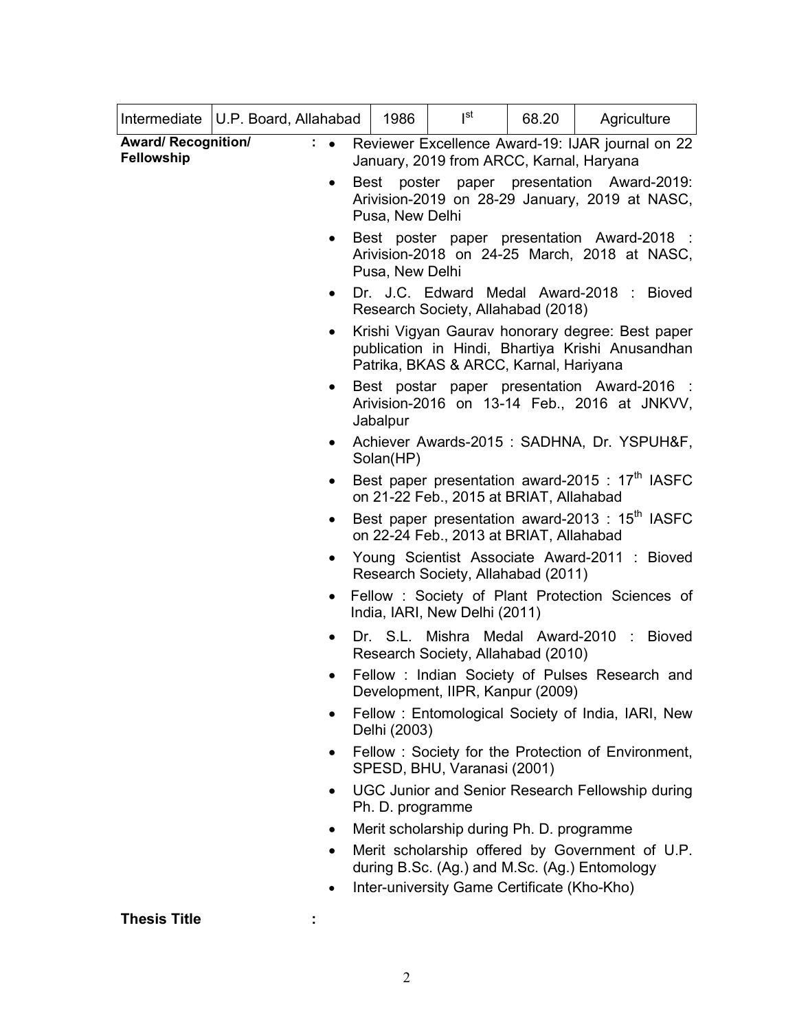| Intermediate | U.P. Board, Allahabad | 1986 | I[st] | 68.20 | Agriculture |
|---|---|---|---|---|---|

**Award/ Recognition/ Fellowship** :

- Reviewer Excellence Award-19: IJAR journal on 22 January, 2019 from ARCC, Karnal, Haryana
- Best poster paper presentation Award-2019: Arivision-2019 on 28-29 January, 2019 at NASC, Pusa, New Delhi
- Best poster paper presentation Award-2018 : Arivision-2018 on 24-25 March, 2018 at NASC, Pusa, New Delhi
- Dr. J.C. Edward Medal Award-2018 : Bioved Research Society, Allahabad (2018)
- Krishi Vigyan Gaurav honorary degree: Best paper publication in Hindi, Bhartiya Krishi Anusandhan Patrika, BKAS & ARCC, Karnal, Hariyana
- Best postar paper presentation Award-2016 : Arivision-2016 on 13-14 Feb., 2016 at JNKVV, Jabalpur
- Achiever Awards-2015 : SADHNA, Dr. YSPUH&F, Solan(HP)
- Best paper presentation award-2015 : 17th IASFC on 21-22 Feb., 2015 at BRIAT, Allahabad
- Best paper presentation award-2013 : 15th IASFC on 22-24 Feb., 2013 at BRIAT, Allahabad
- Young Scientist Associate Award-2011 : Bioved Research Society, Allahabad (2011)
- Fellow : Society of Plant Protection Sciences of India, IARI, New Delhi (2011)
- Dr. S.L. Mishra Medal Award-2010 : Bioved Research Society, Allahabad (2010)
- Fellow : Indian Society of Pulses Research and Development, IIPR, Kanpur (2009)
- Fellow : Entomological Society of India, IARI, New Delhi (2003)
- Fellow : Society for the Protection of Environment, SPESD, BHU, Varanasi (2001)
- UGC Junior and Senior Research Fellowship during Ph. D. programme
- Merit scholarship during Ph. D. programme
- Merit scholarship offered by Government of U.P. during B.Sc. (Ag.) and M.Sc. (Ag.) Entomology
- Inter-university Game Certificate (Kho-Kho)

**Thesis Title** :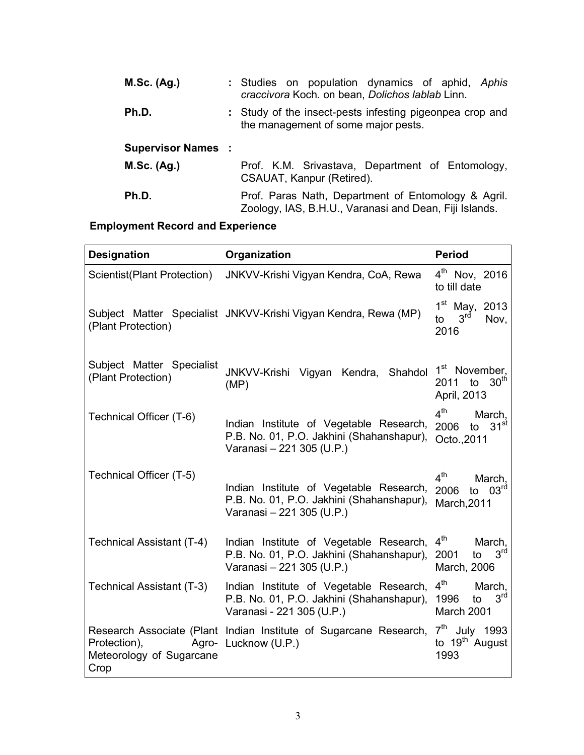**M.Sc. (Ag.)** : Studies on population dynamics of aphid, *Aphis craccivora* Koch. on bean, *Dolichos lablab* Linn.

**Ph.D.** : Study of the insect-pests infesting pigeonpea crop and the management of some major pests.

**Supervisor Names :**

**M.Sc. (Ag.)** Prof. K.M. Srivastava, Department of Entomology, CSAUAT, Kanpur (Retired).

**Ph.D.** Prof. Paras Nath, Department of Entomology & Agril. Zoology, IAS, B.H.U., Varanasi and Dean, Fiji Islands.

**Employment Record and Experience**

| Designation | Organization | Period |
|---|---|---|
| Scientist(Plant Protection) | JNKVV-Krishi Vigyan Kendra, CoA, Rewa | 4th Nov, 2016 to till date |
| Subject Matter Specialist (Plant Protection) | JNKVV-Krishi Vigyan Kendra, Rewa (MP) | 1st May, 2013 to 3rd Nov, 2016 |
| Subject Matter Specialist (Plant Protection) | JNKVV-Krishi Vigyan Kendra, Shahdol (MP) | 1st November, 2011 to 30th April, 2013 |
| Technical Officer (T-6) | Indian Institute of Vegetable Research, P.B. No. 01, P.O. Jakhini (Shahanshapur), Varanasi – 221 305 (U.P.) | 4th March, 2006 to 31st Octo.,2011 |
| Technical Officer (T-5) | Indian Institute of Vegetable Research, P.B. No. 01, P.O. Jakhini (Shahanshapur), Varanasi – 221 305 (U.P.) | 4th March, 2006 to 03rd March,2011 |
| Technical Assistant (T-4) | Indian Institute of Vegetable Research, P.B. No. 01, P.O. Jakhini (Shahanshapur), Varanasi – 221 305 (U.P.) | 4th March, 2001 to 3rd March, 2006 |
| Technical Assistant (T-3) | Indian Institute of Vegetable Research, P.B. No. 01, P.O. Jakhini (Shahanshapur), Varanasi - 221 305 (U.P.) | 4th March, 1996 to 3rd March 2001 |
| Research Associate (Plant Protection), Agro-Meteorology of Sugarcane Crop | Indian Institute of Sugarcane Research, Lucknow (U.P.) | 7th July 1993 to 19th August 1993 |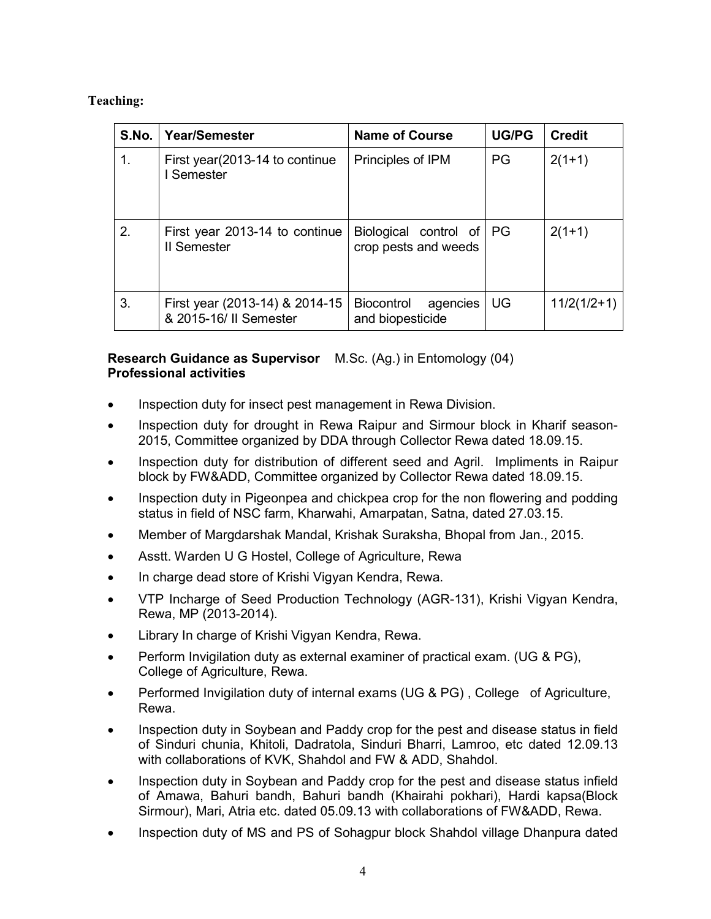**Teaching:**

| S.No. | Year/Semester | Name of Course | UG/PG | Credit |
|---|---|---|---|---|
| 1. | First year(2013-14 to continue I Semester | Principles of IPM | PG | 2(1+1) |
| 2. | First year 2013-14 to continue II Semester | Biological control of crop pests and weeds | PG | 2(1+1) |
| 3. | First year (2013-14) & 2014-15 & 2015-16/ II Semester | Biocontrol agencies and biopesticide | UG | 11/2(1/2+1) |

**Research Guidance as Supervisor** M.Sc. (Ag.) in Entomology (04)

**Professional activities**

- Inspection duty for insect pest management in Rewa Division.
- Inspection duty for drought in Rewa Raipur and Sirmour block in Kharif season-2015, Committee organized by DDA through Collector Rewa dated 18.09.15.
- Inspection duty for distribution of different seed and Agril. Impliments in Raipur block by FW&ADD, Committee organized by Collector Rewa dated 18.09.15.
- Inspection duty in Pigeonpea and chickpea crop for the non flowering and podding status in field of NSC farm, Kharwahi, Amarpatan, Satna, dated 27.03.15.
- Member of Margdarshak Mandal, Krishak Suraksha, Bhopal from Jan., 2015.
- Asstt. Warden U G Hostel, College of Agriculture, Rewa
- In charge dead store of Krishi Vigyan Kendra, Rewa.
- VTP Incharge of Seed Production Technology (AGR-131), Krishi Vigyan Kendra, Rewa, MP (2013-2014).
- Library In charge of Krishi Vigyan Kendra, Rewa.
- Perform Invigilation duty as external examiner of practical exam. (UG & PG), College of Agriculture, Rewa.
- Performed Invigilation duty of internal exams (UG & PG) , College of Agriculture, Rewa.
- Inspection duty in Soybean and Paddy crop for the pest and disease status in field of Sinduri chunia, Khitoli, Dadratola, Sinduri Bharri, Lamroo, etc dated 12.09.13 with collaborations of KVK, Shahdol and FW & ADD, Shahdol.
- Inspection duty in Soybean and Paddy crop for the pest and disease status infield of Amawa, Bahuri bandh, Bahuri bandh (Khairahi pokhari), Hardi kapsa(Block Sirmour), Mari, Atria etc. dated 05.09.13 with collaborations of FW&ADD, Rewa.
- Inspection duty of MS and PS of Sohagpur block Shahdol village Dhanpura dated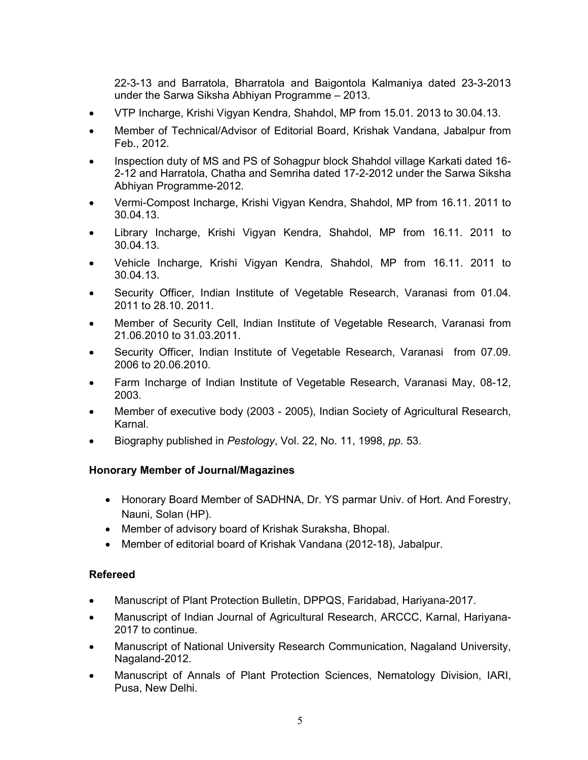22-3-13 and Barratola, Bharratola and Baigontola Kalmaniya dated 23-3-2013 under the Sarwa Siksha Abhiyan Programme – 2013.

- VTP Incharge, Krishi Vigyan Kendra, Shahdol, MP from 15.01. 2013 to 30.04.13.
- Member of Technical/Advisor of Editorial Board, Krishak Vandana, Jabalpur from Feb., 2012.
- Inspection duty of MS and PS of Sohagpur block Shahdol village Karkati dated 16-2-12 and Harratola, Chatha and Semriha dated 17-2-2012 under the Sarwa Siksha Abhiyan Programme-2012.
- Vermi-Compost Incharge, Krishi Vigyan Kendra, Shahdol, MP from 16.11. 2011 to 30.04.13.
- Library Incharge, Krishi Vigyan Kendra, Shahdol, MP from 16.11. 2011 to 30.04.13.
- Vehicle Incharge, Krishi Vigyan Kendra, Shahdol, MP from 16.11. 2011 to 30.04.13.
- Security Officer, Indian Institute of Vegetable Research, Varanasi from 01.04. 2011 to 28.10. 2011.
- Member of Security Cell, Indian Institute of Vegetable Research, Varanasi from 21.06.2010 to 31.03.2011.
- Security Officer, Indian Institute of Vegetable Research, Varanasi from 07.09. 2006 to 20.06.2010.
- Farm Incharge of Indian Institute of Vegetable Research, Varanasi May, 08-12, 2003.
- Member of executive body (2003 - 2005), Indian Society of Agricultural Research, Karnal.
- Biography published in *Pestology*, Vol. 22, No. 11, 1998, *pp.* 53.

**Honorary Member of Journal/Magazines**

- Honorary Board Member of SADHNA, Dr. YS parmar Univ. of Hort. And Forestry, Nauni, Solan (HP).
- Member of advisory board of Krishak Suraksha, Bhopal.
- Member of editorial board of Krishak Vandana (2012-18), Jabalpur.

**Refereed**

- Manuscript of Plant Protection Bulletin, DPPQS, Faridabad, Hariyana-2017.
- Manuscript of Indian Journal of Agricultural Research, ARCCC, Karnal, Hariyana-2017 to continue.
- Manuscript of National University Research Communication, Nagaland University, Nagaland-2012.
- Manuscript of Annals of Plant Protection Sciences, Nematology Division, IARI, Pusa, New Delhi.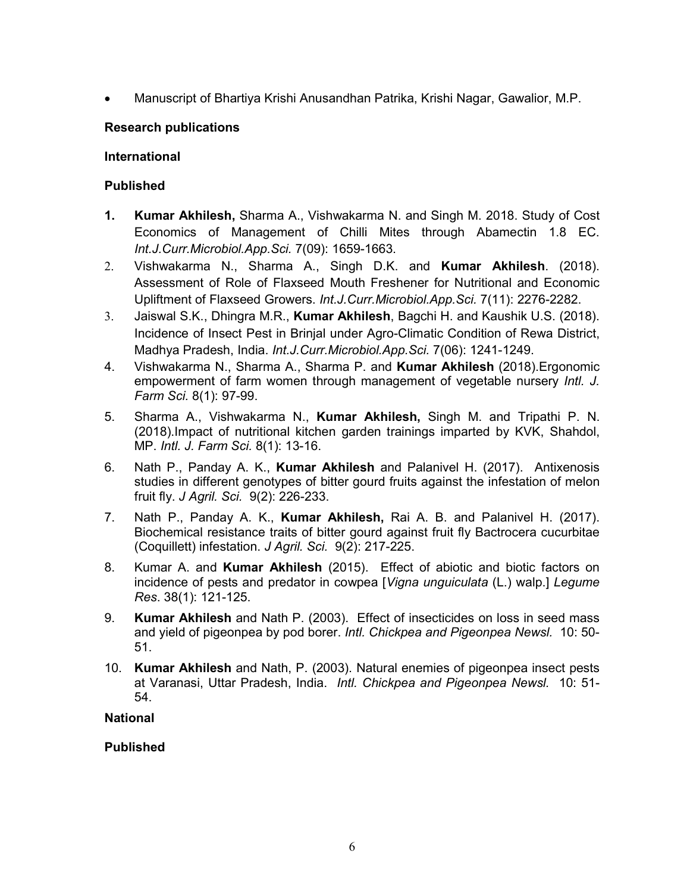- Manuscript of Bhartiya Krishi Anusandhan Patrika, Krishi Nagar, Gawalior, M.P.

**Research publications**

**International**

**Published**

1. **Kumar Akhilesh,** Sharma A., Vishwakarma N. and Singh M. 2018. Study of Cost Economics of Management of Chilli Mites through Abamectin 1.8 EC. *Int.J.Curr.Microbiol.App.Sci.* 7(09): 1659-1663.
2. Vishwakarma N., Sharma A., Singh D.K. and **Kumar Akhilesh**. (2018). Assessment of Role of Flaxseed Mouth Freshener for Nutritional and Economic Upliftment of Flaxseed Growers. *Int.J.Curr.Microbiol.App.Sci.* 7(11): 2276-2282.
3. Jaiswal S.K., Dhingra M.R., **Kumar Akhilesh**, Bagchi H. and Kaushik U.S. (2018). Incidence of Insect Pest in Brinjal under Agro-Climatic Condition of Rewa District, Madhya Pradesh, India. *Int.J.Curr.Microbiol.App.Sci.* 7(06): 1241-1249.
4. Vishwakarma N., Sharma A., Sharma P. and **Kumar Akhilesh** (2018).Ergonomic empowerment of farm women through management of vegetable nursery *Intl. J. Farm Sci.* 8(1): 97-99.
5. Sharma A., Vishwakarma N., **Kumar Akhilesh,** Singh M. and Tripathi P. N. (2018).Impact of nutritional kitchen garden trainings imparted by KVK, Shahdol, MP. *Intl. J. Farm Sci.* 8(1): 13-16.
6. Nath P., Panday A. K., **Kumar Akhilesh** and Palanivel H. (2017). Antixenosis studies in different genotypes of bitter gourd fruits against the infestation of melon fruit fly. *J Agril. Sci.* 9(2): 226-233.
7. Nath P., Panday A. K., **Kumar Akhilesh,** Rai A. B. and Palanivel H. (2017). Biochemical resistance traits of bitter gourd against fruit fly Bactrocera cucurbitae (Coquillett) infestation. *J Agril. Sci.* 9(2): 217-225.
8. Kumar A. and **Kumar Akhilesh** (2015). Effect of abiotic and biotic factors on incidence of pests and predator in cowpea [*Vigna unguiculata* (L.) walp.] *Legume Res*. 38(1): 121-125.
9. **Kumar Akhilesh** and Nath P. (2003). Effect of insecticides on loss in seed mass and yield of pigeonpea by pod borer. *Intl. Chickpea and Pigeonpea Newsl.* 10: 50-51.
10. **Kumar Akhilesh** and Nath, P. (2003). Natural enemies of pigeonpea insect pests at Varanasi, Uttar Pradesh, India. *Intl. Chickpea and Pigeonpea Newsl.* 10: 51-54.

**National**

**Published**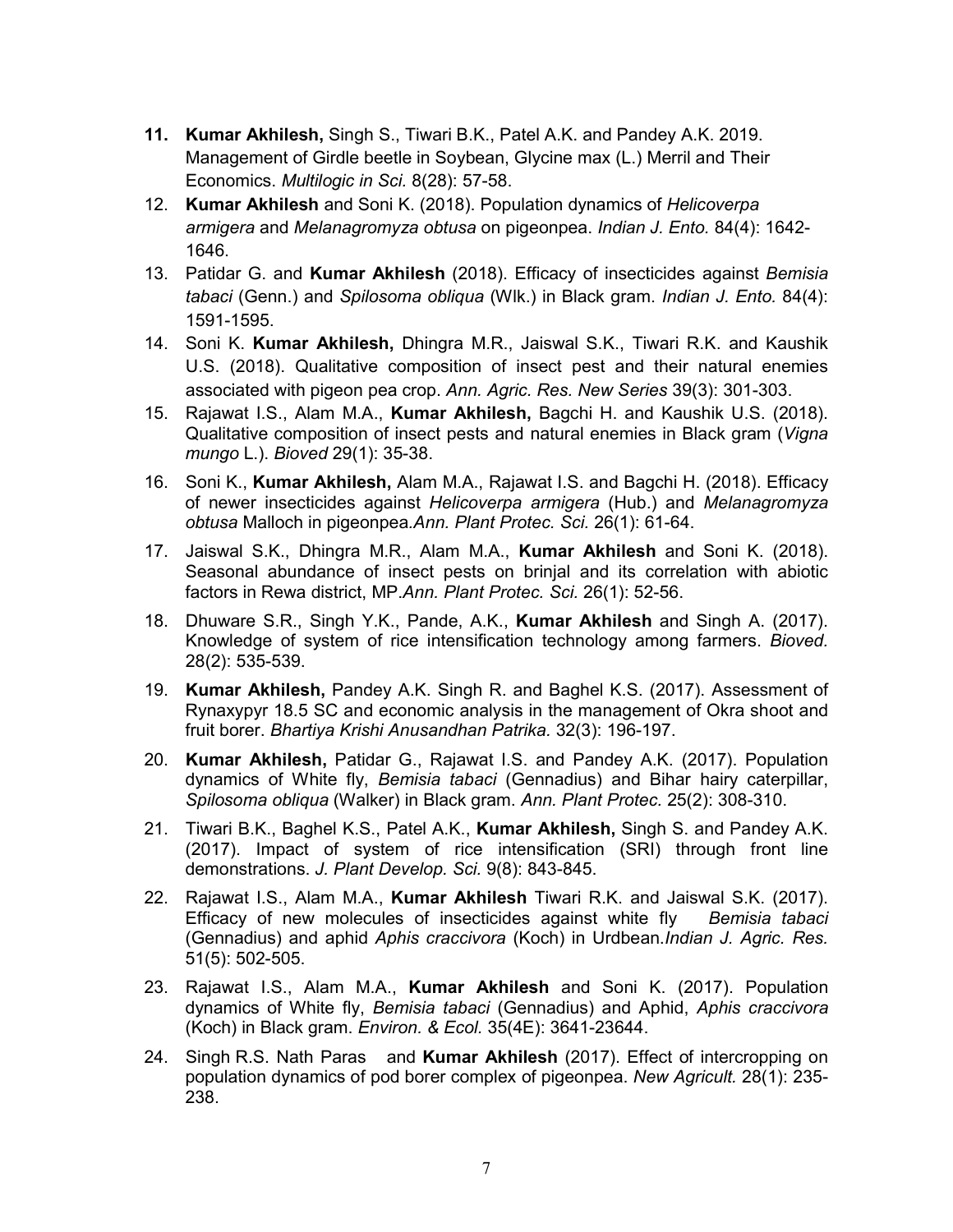11. **Kumar Akhilesh,** Singh S., Tiwari B.K., Patel A.K. and Pandey A.K. 2019. Management of Girdle beetle in Soybean, Glycine max (L.) Merril and Their Economics. *Multilogic in Sci.* 8(28): 57-58.
12. **Kumar Akhilesh** and Soni K. (2018). Population dynamics of *Helicoverpa armigera* and *Melanagromyza obtusa* on pigeonpea. *Indian J. Ento.* 84(4): 1642-1646.
13. Patidar G. and **Kumar Akhilesh** (2018). Efficacy of insecticides against *Bemisia tabaci* (Genn.) and *Spilosoma obliqua* (Wlk.) in Black gram. *Indian J. Ento.* 84(4): 1591-1595.
14. Soni K. **Kumar Akhilesh,** Dhingra M.R., Jaiswal S.K., Tiwari R.K. and Kaushik U.S. (2018). Qualitative composition of insect pest and their natural enemies associated with pigeon pea crop. *Ann. Agric. Res. New Series* 39(3): 301-303.
15. Rajawat I.S., Alam M.A., **Kumar Akhilesh,** Bagchi H. and Kaushik U.S. (2018). Qualitative composition of insect pests and natural enemies in Black gram (*Vigna mungo* L.). *Bioved* 29(1): 35-38.
16. Soni K., **Kumar Akhilesh,** Alam M.A., Rajawat I.S. and Bagchi H. (2018). Efficacy of newer insecticides against *Helicoverpa armigera* (Hub.) and *Melanagromyza obtusa* Malloch in pigeonpea.*Ann. Plant Protec. Sci.* 26(1): 61-64.
17. Jaiswal S.K., Dhingra M.R., Alam M.A., **Kumar Akhilesh** and Soni K. (2018). Seasonal abundance of insect pests on brinjal and its correlation with abiotic factors in Rewa district, MP.*Ann. Plant Protec. Sci.* 26(1): 52-56.
18. Dhuware S.R., Singh Y.K., Pande, A.K., **Kumar Akhilesh** and Singh A. (2017). Knowledge of system of rice intensification technology among farmers. *Bioved.* 28(2): 535-539.
19. **Kumar Akhilesh,** Pandey A.K. Singh R. and Baghel K.S. (2017). Assessment of Rynaxypyr 18.5 SC and economic analysis in the management of Okra shoot and fruit borer. *Bhartiya Krishi Anusandhan Patrika.* 32(3): 196-197.
20. **Kumar Akhilesh,** Patidar G., Rajawat I.S. and Pandey A.K. (2017). Population dynamics of White fly, *Bemisia tabaci* (Gennadius) and Bihar hairy caterpillar, *Spilosoma obliqua* (Walker) in Black gram. *Ann. Plant Protec.* 25(2): 308-310.
21. Tiwari B.K., Baghel K.S., Patel A.K., **Kumar Akhilesh,** Singh S. and Pandey A.K. (2017). Impact of system of rice intensification (SRI) through front line demonstrations. *J. Plant Develop. Sci.* 9(8): 843-845.
22. Rajawat I.S., Alam M.A., **Kumar Akhilesh** Tiwari R.K. and Jaiswal S.K. (2017). Efficacy of new molecules of insecticides against white fly *Bemisia tabaci* (Gennadius) and aphid *Aphis craccivora* (Koch) in Urdbean.*Indian J. Agric. Res.* 51(5): 502-505.
23. Rajawat I.S., Alam M.A., **Kumar Akhilesh** and Soni K. (2017). Population dynamics of White fly, *Bemisia tabaci* (Gennadius) and Aphid, *Aphis craccivora* (Koch) in Black gram. *Environ. & Ecol.* 35(4E): 3641-23644.
24. Singh R.S. Nath Paras and **Kumar Akhilesh** (2017). Effect of intercropping on population dynamics of pod borer complex of pigeonpea. *New Agricult.* 28(1): 235-238.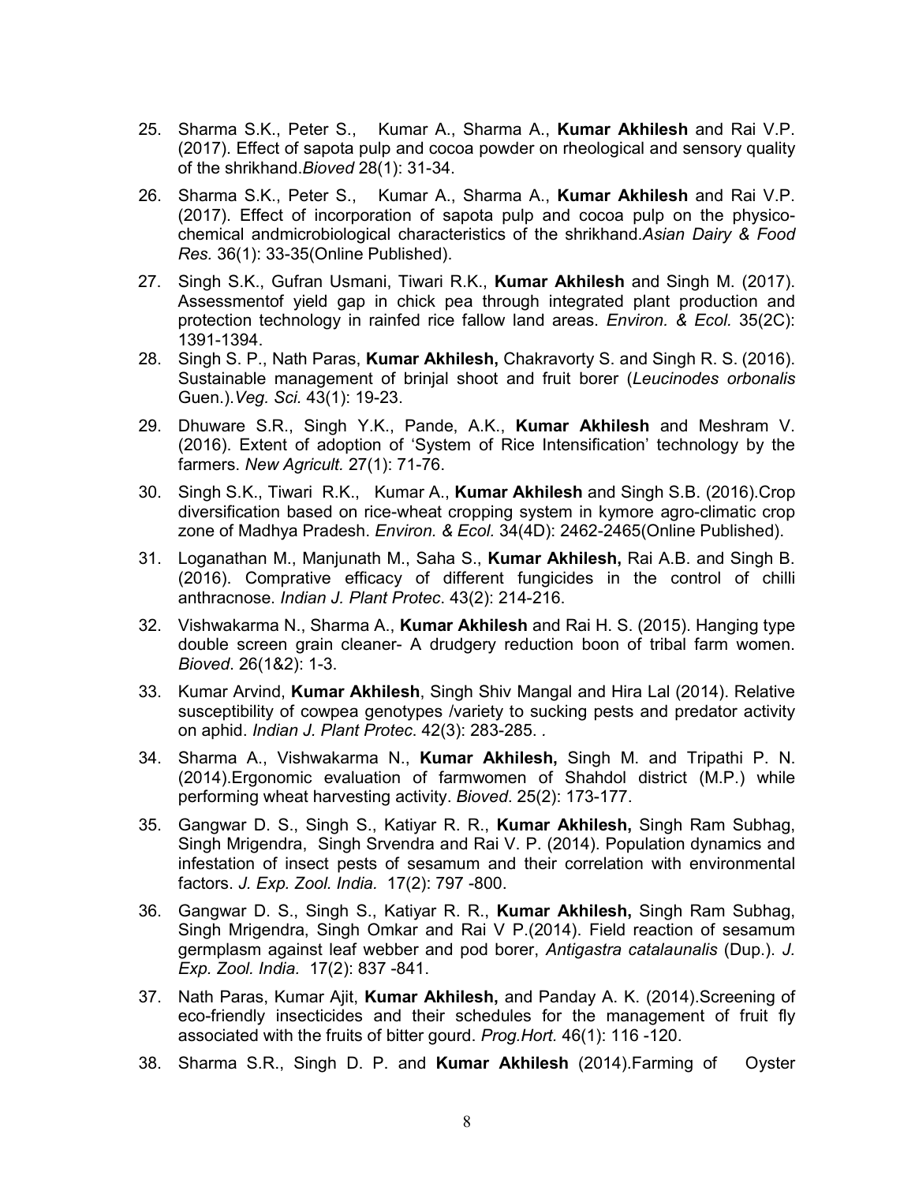25. Sharma S.K., Peter S., Kumar A., Sharma A., **Kumar Akhilesh** and Rai V.P. (2017). Effect of sapota pulp and cocoa powder on rheological and sensory quality of the shrikhand.*Bioved* 28(1): 31-34.
26. Sharma S.K., Peter S., Kumar A., Sharma A., **Kumar Akhilesh** and Rai V.P. (2017). Effect of incorporation of sapota pulp and cocoa pulp on the physico-chemical andmicrobiological characteristics of the shrikhand.*Asian Dairy & Food Res.* 36(1): 33-35(Online Published).
27. Singh S.K., Gufran Usmani, Tiwari R.K., **Kumar Akhilesh** and Singh M. (2017). Assessmentof yield gap in chick pea through integrated plant production and protection technology in rainfed rice fallow land areas. *Environ. & Ecol.* 35(2C): 1391-1394.
28. Singh S. P., Nath Paras, **Kumar Akhilesh,** Chakravorty S. and Singh R. S. (2016). Sustainable management of brinjal shoot and fruit borer (*Leucinodes orbonalis* Guen.).*Veg. Sci.* 43(1): 19-23.
29. Dhuware S.R., Singh Y.K., Pande, A.K., **Kumar Akhilesh** and Meshram V. (2016). Extent of adoption of 'System of Rice Intensification' technology by the farmers. *New Agricult.* 27(1): 71-76.
30. Singh S.K., Tiwari R.K., Kumar A., **Kumar Akhilesh** and Singh S.B. (2016).Crop diversification based on rice-wheat cropping system in kymore agro-climatic crop zone of Madhya Pradesh. *Environ. & Ecol.* 34(4D): 2462-2465(Online Published).
31. Loganathan M., Manjunath M., Saha S., **Kumar Akhilesh,** Rai A.B. and Singh B. (2016). Comprative efficacy of different fungicides in the control of chilli anthracnose. *Indian J. Plant Protec*. 43(2): 214-216.
32. Vishwakarma N., Sharma A., **Kumar Akhilesh** and Rai H. S. (2015). Hanging type double screen grain cleaner- A drudgery reduction boon of tribal farm women. *Bioved*. 26(1&2): 1-3.
33. Kumar Arvind, **Kumar Akhilesh**, Singh Shiv Mangal and Hira Lal (2014). Relative susceptibility of cowpea genotypes /variety to sucking pests and predator activity on aphid. *Indian J. Plant Protec*. 42(3): 283-285. .
34. Sharma A., Vishwakarma N., **Kumar Akhilesh,** Singh M. and Tripathi P. N. (2014).Ergonomic evaluation of farmwomen of Shahdol district (M.P.) while performing wheat harvesting activity. *Bioved*. 25(2): 173-177.
35. Gangwar D. S., Singh S., Katiyar R. R., **Kumar Akhilesh,** Singh Ram Subhag, Singh Mrigendra, Singh Srvendra and Rai V. P. (2014). Population dynamics and infestation of insect pests of sesamum and their correlation with environmental factors. *J. Exp. Zool. India.* 17(2): 797 -800.
36. Gangwar D. S., Singh S., Katiyar R. R., **Kumar Akhilesh,** Singh Ram Subhag, Singh Mrigendra, Singh Omkar and Rai V P.(2014). Field reaction of sesamum germplasm against leaf webber and pod borer, *Antigastra catalaunalis* (Dup.). *J. Exp. Zool. India.* 17(2): 837 -841.
37. Nath Paras, Kumar Ajit, **Kumar Akhilesh,** and Panday A. K. (2014).Screening of eco-friendly insecticides and their schedules for the management of fruit fly associated with the fruits of bitter gourd. *Prog.Hort.* 46(1): 116 -120.
38. Sharma S.R., Singh D. P. and **Kumar Akhilesh** (2014).Farming of Oyster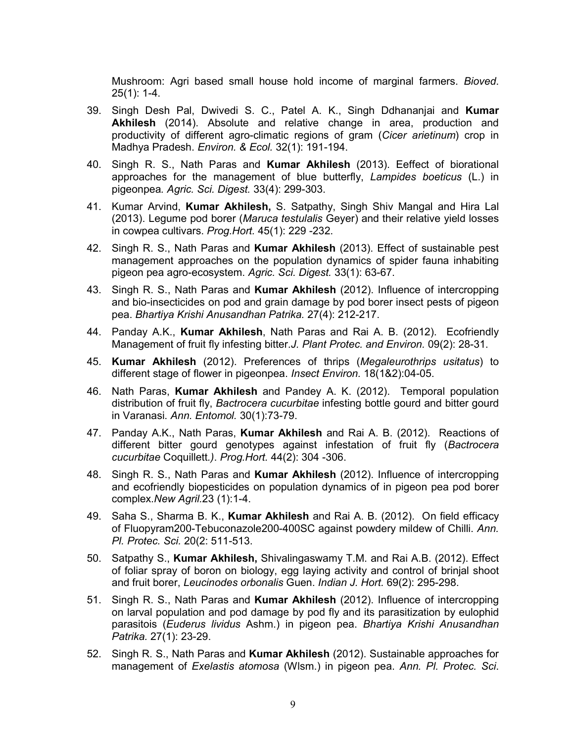Mushroom: Agri based small house hold income of marginal farmers. *Bioved*. 25(1): 1-4.

39. Singh Desh Pal, Dwivedi S. C., Patel A. K., Singh Ddhananjai and **Kumar Akhilesh** (2014). Absolute and relative change in area, production and productivity of different agro-climatic regions of gram (*Cicer arietinum*) crop in Madhya Pradesh. *Environ. & Ecol.* 32(1): 191-194.
40. Singh R. S., Nath Paras and **Kumar Akhilesh** (2013). Eeffect of biorational approaches for the management of blue butterfly, *Lampides boeticus* (L.) in pigeonpea*. Agric. Sci. Digest.* 33(4): 299-303.
41. Kumar Arvind, **Kumar Akhilesh,** S. Satpathy, Singh Shiv Mangal and Hira Lal (2013). Legume pod borer (*Maruca testulalis* Geyer) and their relative yield losses in cowpea cultivars. *Prog.Hort.* 45(1): 229 -232.
42. Singh R. S., Nath Paras and **Kumar Akhilesh** (2013). Effect of sustainable pest management approaches on the population dynamics of spider fauna inhabiting pigeon pea agro-ecosystem. *Agric. Sci. Digest.* 33(1): 63-67.
43. Singh R. S., Nath Paras and **Kumar Akhilesh** (2012). Influence of intercropping and bio-insecticides on pod and grain damage by pod borer insect pests of pigeon pea. *Bhartiya Krishi Anusandhan Patrika.* 27(4): 212-217.
44. Panday A.K., **Kumar Akhilesh**, Nath Paras and Rai A. B. (2012). Ecofriendly Management of fruit fly infesting bitter.*J. Plant Protec. and Environ.* 09(2): 28-31.
45. **Kumar Akhilesh** (2012). Preferences of thrips (*Megaleurothrips usitatus*) to different stage of flower in pigeonpea. *Insect Environ.* 18(1&2):04-05.
46. Nath Paras, **Kumar Akhilesh** and Pandey A. K. (2012). Temporal population distribution of fruit fly, *Bactrocera cucurbitae* infesting bottle gourd and bitter gourd in Varanasi. *Ann. Entomol.* 30(1):73-79.
47. Panday A.K., Nath Paras, **Kumar Akhilesh** and Rai A. B. (2012). Reactions of different bitter gourd genotypes against infestation of fruit fly (*Bactrocera cucurbitae* Coquillett.*)*. *Prog.Hort.* 44(2): 304 -306.
48. Singh R. S., Nath Paras and **Kumar Akhilesh** (2012). Influence of intercropping and ecofriendly biopesticides on population dynamics of in pigeon pea pod borer complex.*New Agril.*23 (1):1-4.
49. Saha S., Sharma B. K., **Kumar Akhilesh** and Rai A. B. (2012). On field efficacy of Fluopyram200-Tebuconazole200-400SC against powdery mildew of Chilli. *Ann. Pl. Protec. Sci.* 20(2: 511-513.
50. Satpathy S., **Kumar Akhilesh,** Shivalingaswamy T.M. and Rai A.B. (2012). Effect of foliar spray of boron on biology, egg laying activity and control of brinjal shoot and fruit borer, *Leucinodes orbonalis* Guen. *Indian J. Hort.* 69(2): 295-298.
51. Singh R. S., Nath Paras and **Kumar Akhilesh** (2012). Influence of intercropping on larval population and pod damage by pod fly and its parasitization by eulophid parasitois (*Euderus lividus* Ashm.) in pigeon pea. *Bhartiya Krishi Anusandhan Patrika.* 27(1): 23-29.
52. Singh R. S., Nath Paras and **Kumar Akhilesh** (2012). Sustainable approaches for management of *Exelastis atomosa* (Wlsm.) in pigeon pea. *Ann. Pl. Protec. Sci*.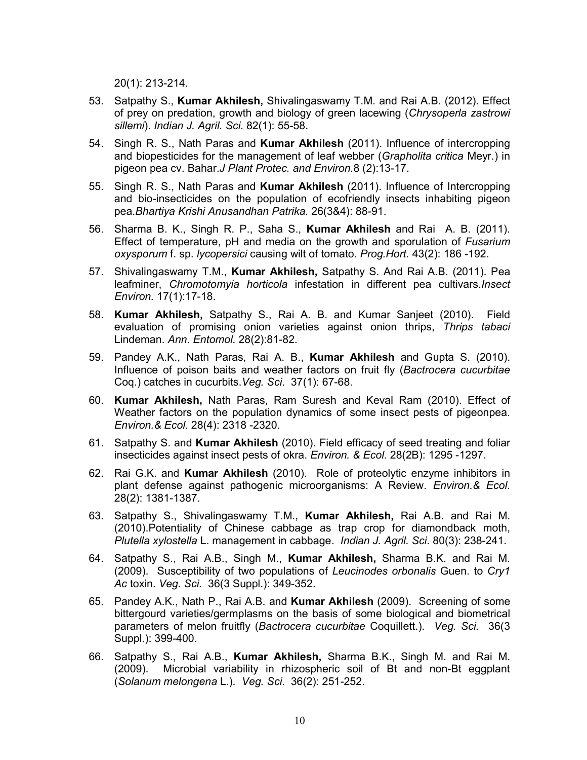20(1): 213-214.

53. Satpathy S., **Kumar Akhilesh,** Shivalingaswamy T.M. and Rai A.B. (2012). Effect of prey on predation, growth and biology of green lacewing (*Chrysoperla zastrowi sillemi*). *Indian J. Agril. Sci.* 82(1): 55-58.
54. Singh R. S., Nath Paras and **Kumar Akhilesh** (2011). Influence of intercropping and biopesticides for the management of leaf webber (*Grapholita critica* Meyr.) in pigeon pea cv. Bahar.*J Plant Protec. and Environ.*8 (2):13-17.
55. Singh R. S., Nath Paras and **Kumar Akhilesh** (2011). Influence of Intercropping and bio-insecticides on the population of ecofriendly insects inhabiting pigeon pea.*Bhartiya Krishi Anusandhan Patrika.* 26(3&4): 88-91.
56. Sharma B. K., Singh R. P., Saha S., **Kumar Akhilesh** and Rai A. B. (2011). Effect of temperature, pH and media on the growth and sporulation of *Fusarium oxysporum* f. sp. *lycopersici* causing wilt of tomato. *Prog.Hort.* 43(2): 186 -192.
57. Shivalingaswamy T.M., **Kumar Akhilesh,** Satpathy S. And Rai A.B. (2011). Pea leafminer, *Chromotomyia horticola* infestation in different pea cultivars.*Insect Environ.* 17(1):17-18.
58. **Kumar Akhilesh,** Satpathy S., Rai A. B. and Kumar Sanjeet (2010). Field evaluation of promising onion varieties against onion thrips, *Thrips tabaci* Lindeman. *Ann. Entomol.* 28(2):81-82.
59. Pandey A.K., Nath Paras, Rai A. B., **Kumar Akhilesh** and Gupta S. (2010). Influence of poison baits and weather factors on fruit fly (*Bactrocera cucurbitae* Coq.) catches in cucurbits.*Veg. Sci.* 37(1): 67-68.
60. **Kumar Akhilesh,** Nath Paras, Ram Suresh and Keval Ram (2010). Effect of Weather factors on the population dynamics of some insect pests of pigeonpea. *Environ.& Ecol.* 28(4): 2318 -2320.
61. Satpathy S. and **Kumar Akhilesh** (2010). Field efficacy of seed treating and foliar insecticides against insect pests of okra. *Environ. & Ecol.* 28(2B): 1295 -1297.
62. Rai G.K. and **Kumar Akhilesh** (2010). Role of proteolytic enzyme inhibitors in plant defense against pathogenic microorganisms: A Review. *Environ.& Ecol.* 28(2): 1381-1387.
63. Satpathy S., Shivalingaswamy T.M., **Kumar Akhilesh,** Rai A.B. and Rai M. (2010).Potentiality of Chinese cabbage as trap crop for diamondback moth, *Plutella xylostella* L. management in cabbage. *Indian J. Agril. Sci*. 80(3): 238-241.
64. Satpathy S., Rai A.B., Singh M., **Kumar Akhilesh,** Sharma B.K. and Rai M. (2009). Susceptibility of two populations of *Leucinodes orbonalis* Guen. to *Cry1 Ac* toxin. *Veg. Sci.* 36(3 Suppl.): 349-352.
65. Pandey A.K., Nath P., Rai A.B. and **Kumar Akhilesh** (2009). Screening of some bittergourd varieties/germplasms on the basis of some biological and biometrical parameters of melon fruitfly (*Bactrocera cucurbitae* Coquillett.). *Veg. Sci.* 36(3 Suppl.): 399-400.
66. Satpathy S., Rai A.B., **Kumar Akhilesh,** Sharma B.K., Singh M. and Rai M. (2009). Microbial variability in rhizospheric soil of Bt and non-Bt eggplant (*Solanum melongena* L.). *Veg. Sci.* 36(2): 251-252.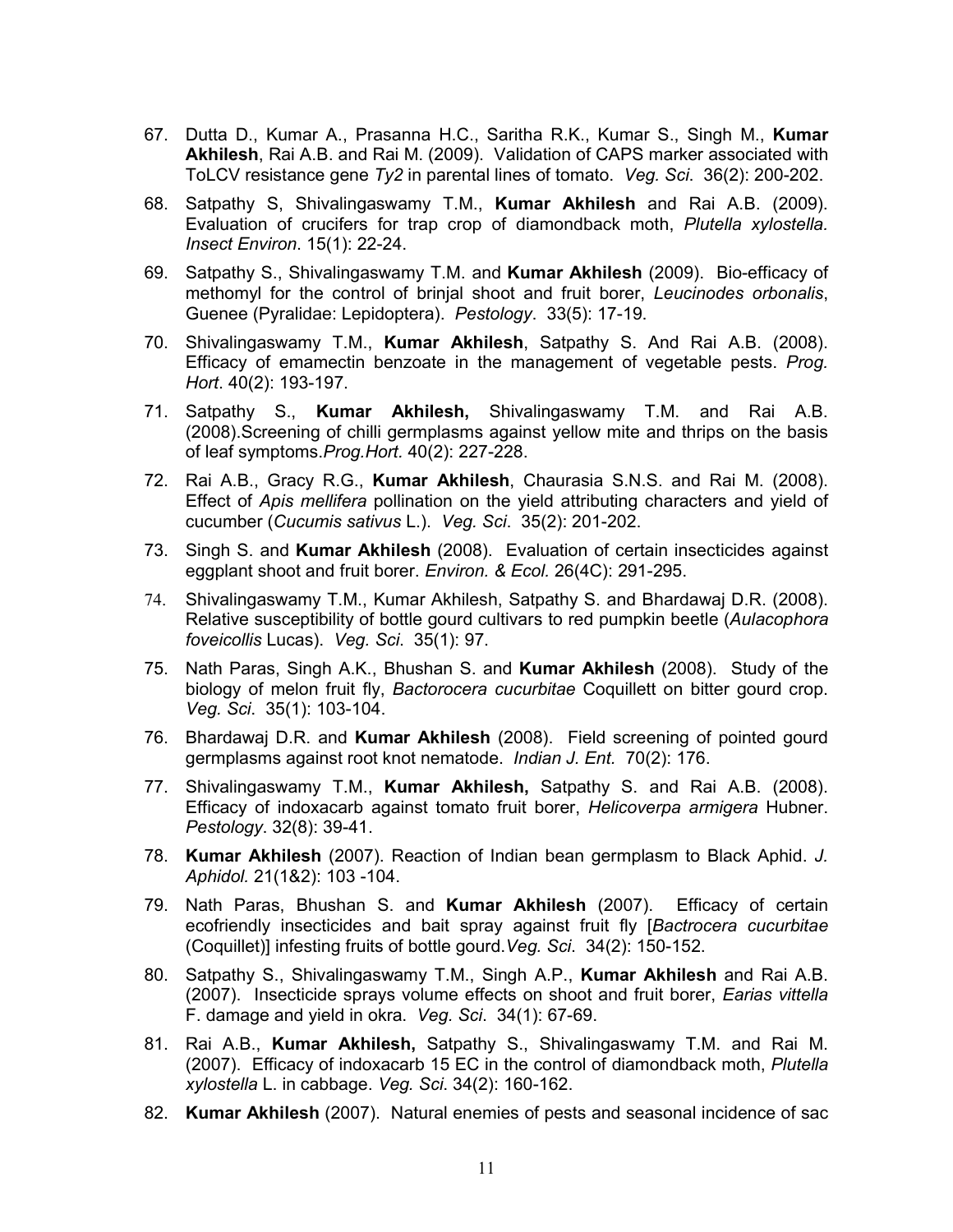67. Dutta D., Kumar A., Prasanna H.C., Saritha R.K., Kumar S., Singh M., **Kumar Akhilesh**, Rai A.B. and Rai M. (2009). Validation of CAPS marker associated with ToLCV resistance gene *Ty2* in parental lines of tomato. *Veg. Sci*. 36(2): 200-202.

68. Satpathy S, Shivalingaswamy T.M., **Kumar Akhilesh** and Rai A.B. (2009). Evaluation of crucifers for trap crop of diamondback moth, *Plutella xylostella. Insect Environ*. 15(1): 22-24.

69. Satpathy S., Shivalingaswamy T.M. and **Kumar Akhilesh** (2009). Bio-efficacy of methomyl for the control of brinjal shoot and fruit borer, *Leucinodes orbonalis*, Guenee (Pyralidae: Lepidoptera). *Pestology*. 33(5): 17-19.

70. Shivalingaswamy T.M., **Kumar Akhilesh**, Satpathy S. And Rai A.B. (2008). Efficacy of emamectin benzoate in the management of vegetable pests. *Prog. Hort*. 40(2): 193-197.

71. Satpathy S., **Kumar Akhilesh,** Shivalingaswamy T.M. and Rai A.B. (2008).Screening of chilli germplasms against yellow mite and thrips on the basis of leaf symptoms.*Prog.Hort*. 40(2): 227-228.

72. Rai A.B., Gracy R.G., **Kumar Akhilesh**, Chaurasia S.N.S. and Rai M. (2008). Effect of *Apis mellifera* pollination on the yield attributing characters and yield of cucumber (*Cucumis sativus* L.). *Veg. Sci*. 35(2): 201-202.

73. Singh S. and **Kumar Akhilesh** (2008). Evaluation of certain insecticides against eggplant shoot and fruit borer. *Environ. & Ecol.* 26(4C): 291-295.

74. Shivalingaswamy T.M., Kumar Akhilesh, Satpathy S. and Bhardawaj D.R. (2008). Relative susceptibility of bottle gourd cultivars to red pumpkin beetle (*Aulacophora foveicollis* Lucas). *Veg. Sci*. 35(1): 97.

75. Nath Paras, Singh A.K., Bhushan S. and **Kumar Akhilesh** (2008). Study of the biology of melon fruit fly, *Bactorocera cucurbitae* Coquillett on bitter gourd crop. *Veg. Sci*. 35(1): 103-104.

76. Bhardawaj D.R. and **Kumar Akhilesh** (2008). Field screening of pointed gourd germplasms against root knot nematode. *Indian J. Ent.* 70(2): 176.

77. Shivalingaswamy T.M., **Kumar Akhilesh,** Satpathy S. and Rai A.B. (2008). Efficacy of indoxacarb against tomato fruit borer, *Helicoverpa armigera* Hubner. *Pestology*. 32(8): 39-41.

78. **Kumar Akhilesh** (2007). Reaction of Indian bean germplasm to Black Aphid. *J. Aphidol.* 21(1&2): 103 -104.

79. Nath Paras, Bhushan S. and **Kumar Akhilesh** (2007). Efficacy of certain ecofriendly insecticides and bait spray against fruit fly [*Bactrocera cucurbitae* (Coquillet)] infesting fruits of bottle gourd.*Veg. Sci*. 34(2): 150-152.

80. Satpathy S., Shivalingaswamy T.M., Singh A.P., **Kumar Akhilesh** and Rai A.B. (2007). Insecticide sprays volume effects on shoot and fruit borer, *Earias vittella* F. damage and yield in okra. *Veg. Sci*. 34(1): 67-69.

81. Rai A.B., **Kumar Akhilesh,** Satpathy S., Shivalingaswamy T.M. and Rai M. (2007). Efficacy of indoxacarb 15 EC in the control of diamondback moth, *Plutella xylostella* L. in cabbage. *Veg. Sci*. 34(2): 160-162.

82. **Kumar Akhilesh** (2007). Natural enemies of pests and seasonal incidence of sac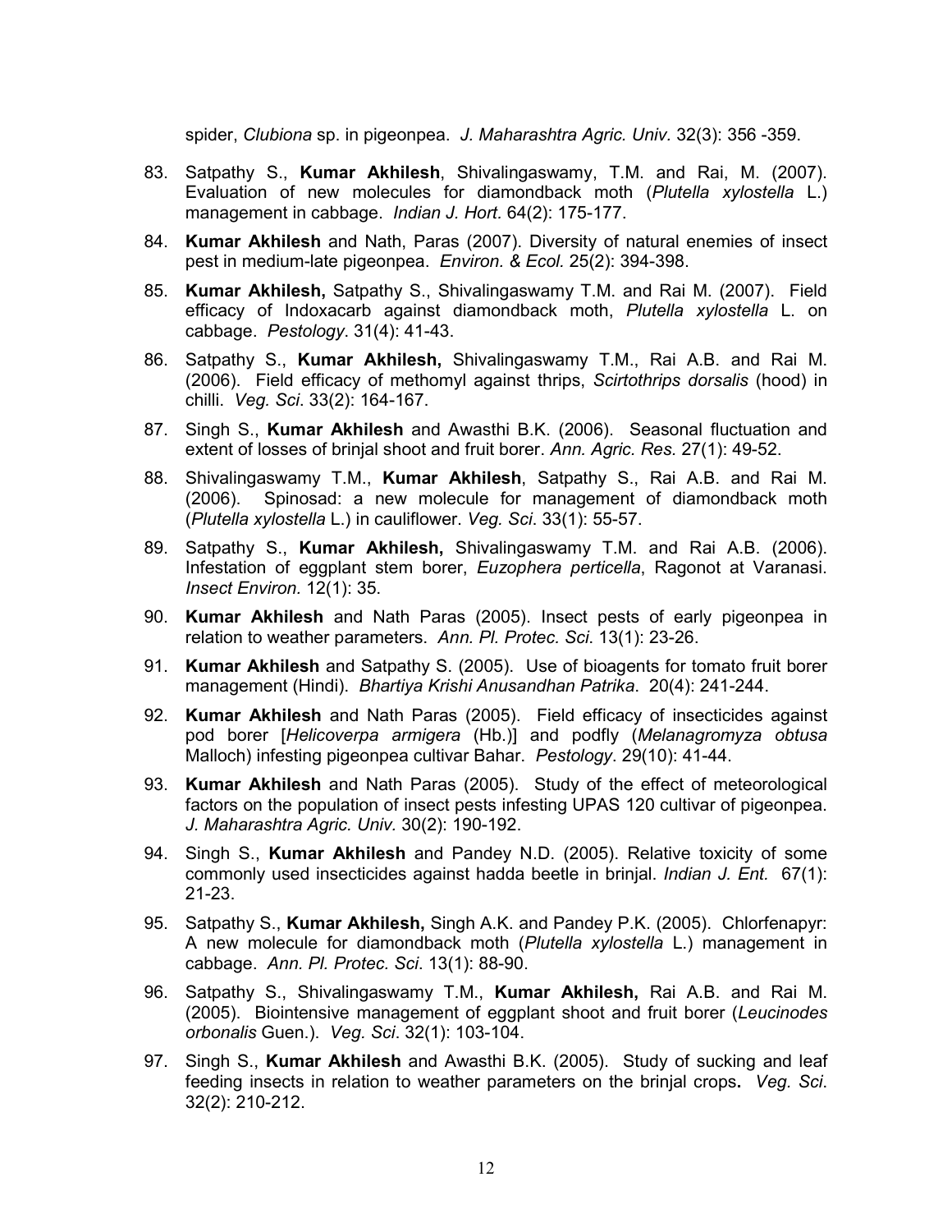spider, *Clubiona* sp. in pigeonpea. *J. Maharashtra Agric. Univ.* 32(3): 356 -359.

83. Satpathy S., **Kumar Akhilesh**, Shivalingaswamy, T.M. and Rai, M. (2007). Evaluation of new molecules for diamondback moth (*Plutella xylostella* L.) management in cabbage. *Indian J. Hort.* 64(2): 175-177.

84. **Kumar Akhilesh** and Nath, Paras (2007). Diversity of natural enemies of insect pest in medium-late pigeonpea. *Environ. & Ecol.* 25(2): 394-398.

85. **Kumar Akhilesh,** Satpathy S., Shivalingaswamy T.M. and Rai M. (2007). Field efficacy of Indoxacarb against diamondback moth, *Plutella xylostella* L. on cabbage. *Pestology*. 31(4): 41-43.

86. Satpathy S., **Kumar Akhilesh,** Shivalingaswamy T.M., Rai A.B. and Rai M. (2006). Field efficacy of methomyl against thrips, *Scirtothrips dorsalis* (hood) in chilli. *Veg. Sci*. 33(2): 164-167.

87. Singh S., **Kumar Akhilesh** and Awasthi B.K. (2006). Seasonal fluctuation and extent of losses of brinjal shoot and fruit borer. *Ann. Agric. Res.* 27(1): 49-52.

88. Shivalingaswamy T.M., **Kumar Akhilesh**, Satpathy S., Rai A.B. and Rai M. (2006). Spinosad: a new molecule for management of diamondback moth (*Plutella xylostella* L.) in cauliflower. *Veg. Sci*. 33(1): 55-57.

89. Satpathy S., **Kumar Akhilesh,** Shivalingaswamy T.M. and Rai A.B. (2006). Infestation of eggplant stem borer, *Euzophera perticella*, Ragonot at Varanasi. *Insect Environ.* 12(1): 35.

90. **Kumar Akhilesh** and Nath Paras (2005). Insect pests of early pigeonpea in relation to weather parameters. *Ann. Pl. Protec. Sci*. 13(1): 23-26.

91. **Kumar Akhilesh** and Satpathy S. (2005). Use of bioagents for tomato fruit borer management (Hindi). *Bhartiya Krishi Anusandhan Patrika*. 20(4): 241-244.

92. **Kumar Akhilesh** and Nath Paras (2005). Field efficacy of insecticides against pod borer [*Helicoverpa armigera* (Hb.)] and podfly (*Melanagromyza obtusa* Malloch) infesting pigeonpea cultivar Bahar. *Pestology*. 29(10): 41-44.

93. **Kumar Akhilesh** and Nath Paras (2005). Study of the effect of meteorological factors on the population of insect pests infesting UPAS 120 cultivar of pigeonpea. *J. Maharashtra Agric. Univ.* 30(2): 190-192.

94. Singh S., **Kumar Akhilesh** and Pandey N.D. (2005). Relative toxicity of some commonly used insecticides against hadda beetle in brinjal. *Indian J. Ent.* 67(1): 21-23.

95. Satpathy S., **Kumar Akhilesh,** Singh A.K. and Pandey P.K. (2005). Chlorfenapyr: A new molecule for diamondback moth (*Plutella xylostella* L.) management in cabbage. *Ann. Pl. Protec. Sci*. 13(1): 88-90.

96. Satpathy S., Shivalingaswamy T.M., **Kumar Akhilesh,** Rai A.B. and Rai M. (2005). Biointensive management of eggplant shoot and fruit borer (*Leucinodes orbonalis* Guen.). *Veg. Sci*. 32(1): 103-104.

97. Singh S., **Kumar Akhilesh** and Awasthi B.K. (2005). Study of sucking and leaf feeding insects in relation to weather parameters on the brinjal crops**.** *Veg. Sci*. 32(2): 210-212.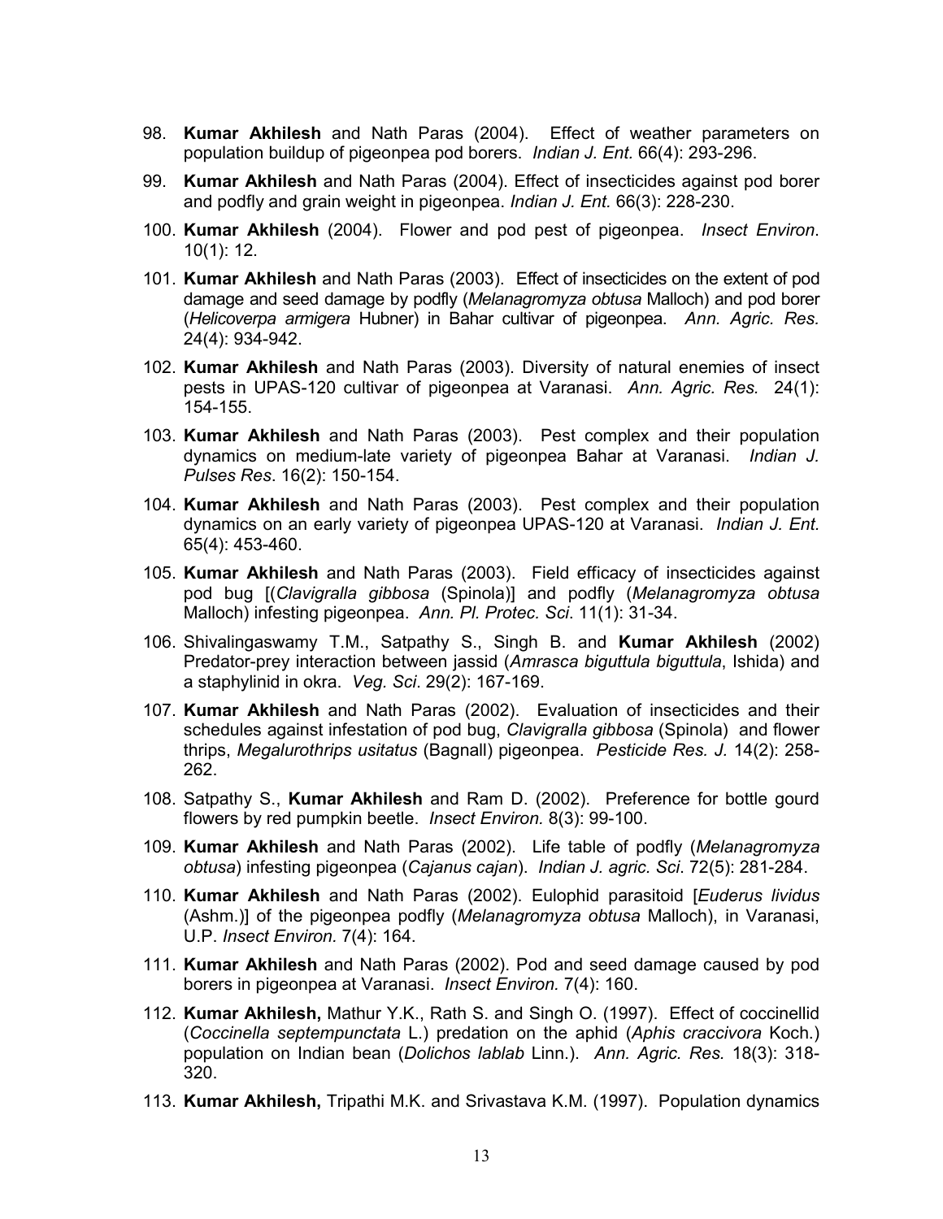98. **Kumar Akhilesh** and Nath Paras (2004). Effect of weather parameters on population buildup of pigeonpea pod borers. *Indian J. Ent.* 66(4): 293-296.

99. **Kumar Akhilesh** and Nath Paras (2004). Effect of insecticides against pod borer and podfly and grain weight in pigeonpea. *Indian J. Ent.* 66(3): 228-230.

100. **Kumar Akhilesh** (2004). Flower and pod pest of pigeonpea. *Insect Environ*. 10(1): 12.

101. **Kumar Akhilesh** and Nath Paras (2003). Effect of insecticides on the extent of pod damage and seed damage by podfly (*Melanagromyza obtusa* Malloch) and pod borer (*Helicoverpa armigera* Hubner) in Bahar cultivar of pigeonpea. *Ann. Agric. Res.* 24(4): 934-942.

102. **Kumar Akhilesh** and Nath Paras (2003). Diversity of natural enemies of insect pests in UPAS-120 cultivar of pigeonpea at Varanasi. *Ann. Agric. Res.* 24(1): 154-155.

103. **Kumar Akhilesh** and Nath Paras (2003). Pest complex and their population dynamics on medium-late variety of pigeonpea Bahar at Varanasi. *Indian J. Pulses Res*. 16(2): 150-154.

104. **Kumar Akhilesh** and Nath Paras (2003). Pest complex and their population dynamics on an early variety of pigeonpea UPAS-120 at Varanasi. *Indian J. Ent.* 65(4): 453-460.

105. **Kumar Akhilesh** and Nath Paras (2003). Field efficacy of insecticides against pod bug [(*Clavigralla gibbosa* (Spinola)] and podfly (*Melanagromyza obtusa* Malloch) infesting pigeonpea. *Ann. Pl. Protec. Sci*. 11(1): 31-34.

106. Shivalingaswamy T.M., Satpathy S., Singh B. and **Kumar Akhilesh** (2002) Predator-prey interaction between jassid (*Amrasca biguttula biguttula*, Ishida) and a staphylinid in okra. *Veg. Sci*. 29(2): 167-169.

107. **Kumar Akhilesh** and Nath Paras (2002). Evaluation of insecticides and their schedules against infestation of pod bug, *Clavigralla gibbosa* (Spinola) and flower thrips, *Megalurothrips usitatus* (Bagnall) pigeonpea. *Pesticide Res. J.* 14(2): 258-262.

108. Satpathy S., **Kumar Akhilesh** and Ram D. (2002). Preference for bottle gourd flowers by red pumpkin beetle. *Insect Environ.* 8(3): 99-100.

109. **Kumar Akhilesh** and Nath Paras (2002). Life table of podfly (*Melanagromyza obtusa*) infesting pigeonpea (*Cajanus cajan*). *Indian J. agric. Sci*. 72(5): 281-284.

110. **Kumar Akhilesh** and Nath Paras (2002). Eulophid parasitoid [*Euderus lividus* (Ashm.)] of the pigeonpea podfly (*Melanagromyza obtusa* Malloch), in Varanasi, U.P. *Insect Environ.* 7(4): 164.

111. **Kumar Akhilesh** and Nath Paras (2002). Pod and seed damage caused by pod borers in pigeonpea at Varanasi. *Insect Environ.* 7(4): 160.

112. **Kumar Akhilesh,** Mathur Y.K., Rath S. and Singh O. (1997). Effect of coccinellid (*Coccinella septempunctata* L.) predation on the aphid (*Aphis craccivora* Koch.) population on Indian bean (*Dolichos lablab* Linn.). *Ann. Agric. Res.* 18(3): 318-320.

113. **Kumar Akhilesh,** Tripathi M.K. and Srivastava K.M. (1997). Population dynamics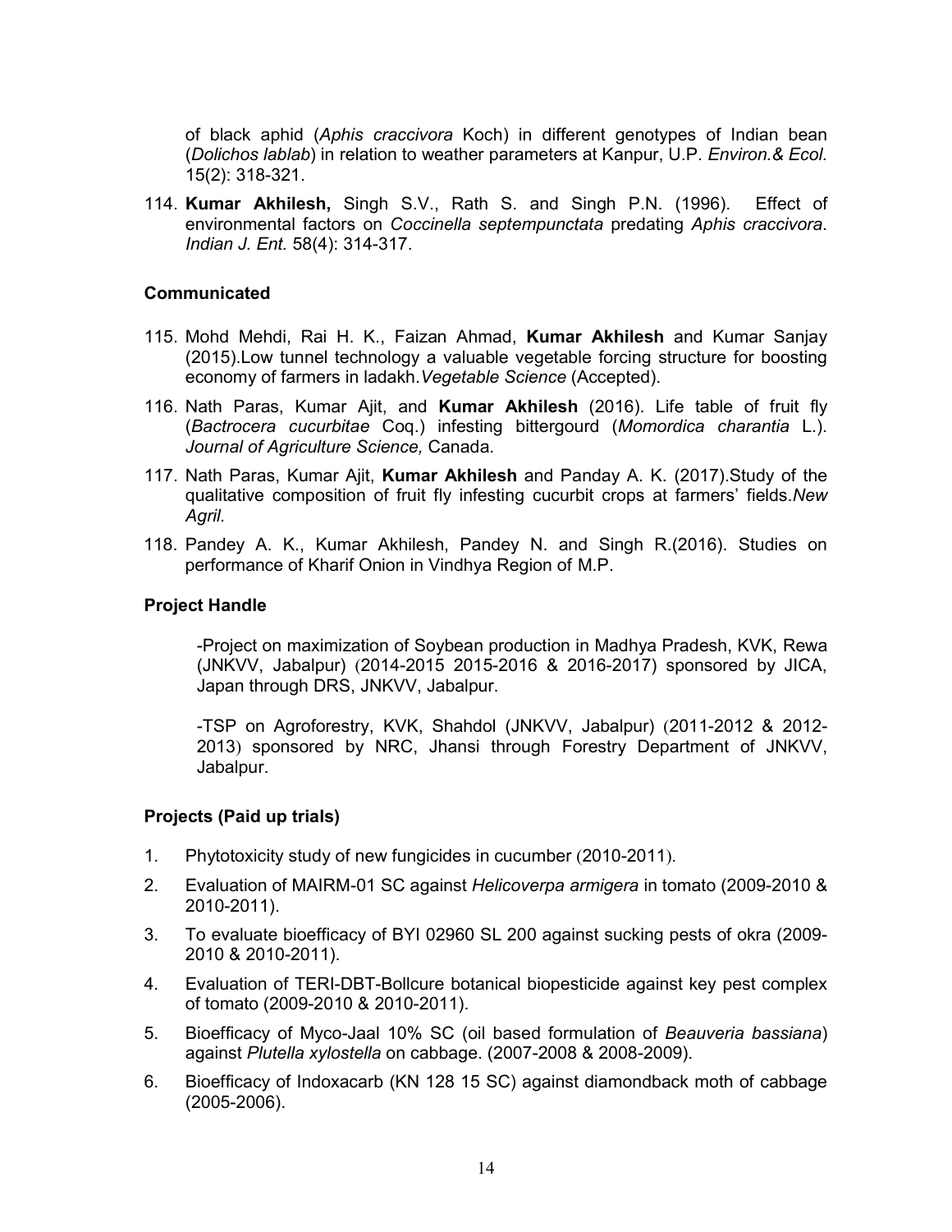of black aphid (*Aphis craccivora* Koch) in different genotypes of Indian bean (*Dolichos lablab*) in relation to weather parameters at Kanpur, U.P. *Environ.& Ecol.* 15(2): 318-321.

114. **Kumar Akhilesh,** Singh S.V., Rath S. and Singh P.N. (1996). Effect of environmental factors on *Coccinella septempunctata* predating *Aphis craccivora*. *Indian J. Ent.* 58(4): 314-317.

### Communicated

115. Mohd Mehdi, Rai H. K., Faizan Ahmad, **Kumar Akhilesh** and Kumar Sanjay (2015).Low tunnel technology a valuable vegetable forcing structure for boosting economy of farmers in ladakh.*Vegetable Science* (Accepted).
116. Nath Paras, Kumar Ajit, and **Kumar Akhilesh** (2016). Life table of fruit fly (*Bactrocera cucurbitae* Coq.) infesting bittergourd (*Momordica charantia* L.). *Journal of Agriculture Science,* Canada.
117. Nath Paras, Kumar Ajit, **Kumar Akhilesh** and Panday A. K. (2017).Study of the qualitative composition of fruit fly infesting cucurbit crops at farmers' fields.*New Agril.*
118. Pandey A. K., Kumar Akhilesh, Pandey N. and Singh R.(2016). Studies on performance of Kharif Onion in Vindhya Region of M.P.

### Project Handle

-Project on maximization of Soybean production in Madhya Pradesh, KVK, Rewa (JNKVV, Jabalpur) (2014-2015 2015-2016 & 2016-2017) sponsored by JICA, Japan through DRS, JNKVV, Jabalpur.

-TSP on Agroforestry, KVK, Shahdol (JNKVV, Jabalpur) (2011-2012 & 2012-2013) sponsored by NRC, Jhansi through Forestry Department of JNKVV, Jabalpur.

### Projects (Paid up trials)

1. Phytotoxicity study of new fungicides in cucumber (2010-2011).
2. Evaluation of MAIRM-01 SC against *Helicoverpa armigera* in tomato (2009-2010 & 2010-2011).
3. To evaluate bioefficacy of BYI 02960 SL 200 against sucking pests of okra (2009-2010 & 2010-2011).
4. Evaluation of TERI-DBT-Bollcure botanical biopesticide against key pest complex of tomato (2009-2010 & 2010-2011).
5. Bioefficacy of Myco-Jaal 10% SC (oil based formulation of *Beauveria bassiana*) against *Plutella xylostella* on cabbage. (2007-2008 & 2008-2009).
6. Bioefficacy of Indoxacarb (KN 128 15 SC) against diamondback moth of cabbage (2005-2006).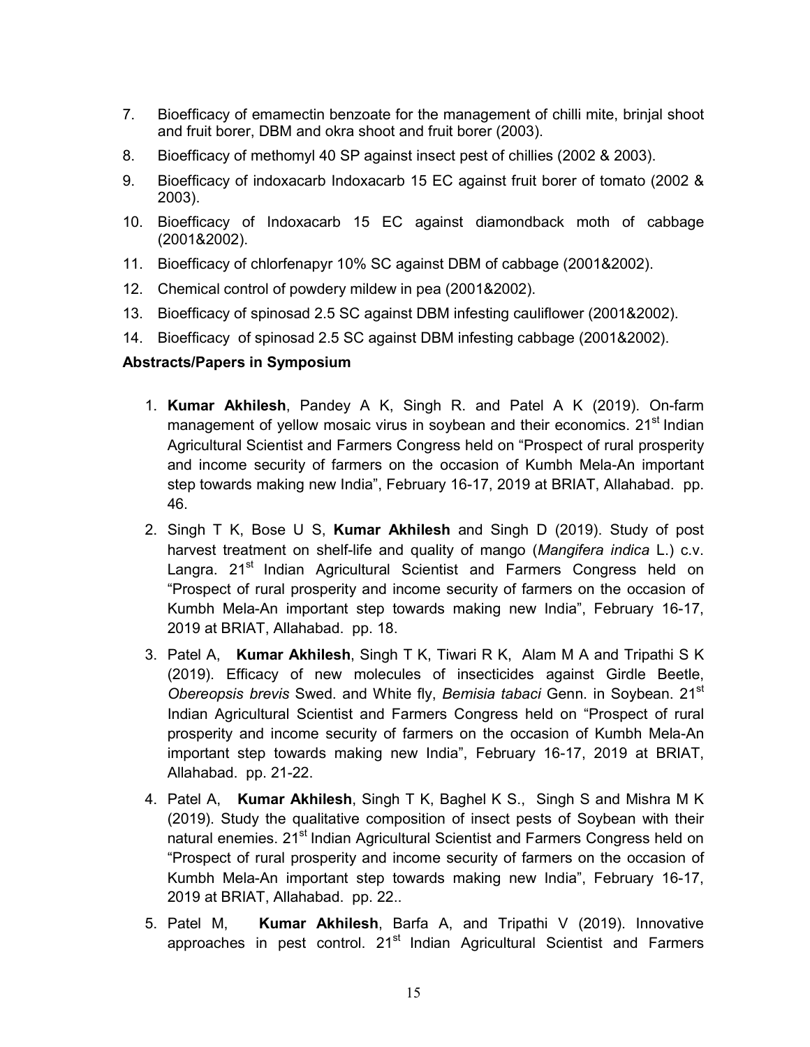7. Bioefficacy of emamectin benzoate for the management of chilli mite, brinjal shoot and fruit borer, DBM and okra shoot and fruit borer (2003).
8. Bioefficacy of methomyl 40 SP against insect pest of chillies (2002 & 2003).
9. Bioefficacy of indoxacarb Indoxacarb 15 EC against fruit borer of tomato (2002 & 2003).
10. Bioefficacy of Indoxacarb 15 EC against diamondback moth of cabbage (2001&2002).
11. Bioefficacy of chlorfenapyr 10% SC against DBM of cabbage (2001&2002).
12. Chemical control of powdery mildew in pea (2001&2002).
13. Bioefficacy of spinosad 2.5 SC against DBM infesting cauliflower (2001&2002).
14. Bioefficacy of spinosad 2.5 SC against DBM infesting cabbage (2001&2002).

**Abstracts/Papers in Symposium**

1. **Kumar Akhilesh**, Pandey A K, Singh R. and Patel A K (2019). On-farm management of yellow mosaic virus in soybean and their economics. 21st Indian Agricultural Scientist and Farmers Congress held on "Prospect of rural prosperity and income security of farmers on the occasion of Kumbh Mela-An important step towards making new India", February 16-17, 2019 at BRIAT, Allahabad. pp. 46.
2. Singh T K, Bose U S, **Kumar Akhilesh** and Singh D (2019). Study of post harvest treatment on shelf-life and quality of mango (*Mangifera indica* L.) c.v. Langra. 21st Indian Agricultural Scientist and Farmers Congress held on "Prospect of rural prosperity and income security of farmers on the occasion of Kumbh Mela-An important step towards making new India", February 16-17, 2019 at BRIAT, Allahabad. pp. 18.
3. Patel A, **Kumar Akhilesh**, Singh T K, Tiwari R K, Alam M A and Tripathi S K (2019). Efficacy of new molecules of insecticides against Girdle Beetle, *Obereopsis brevis* Swed. and White fly, *Bemisia tabaci* Genn. in Soybean. 21st Indian Agricultural Scientist and Farmers Congress held on "Prospect of rural prosperity and income security of farmers on the occasion of Kumbh Mela-An important step towards making new India", February 16-17, 2019 at BRIAT, Allahabad. pp. 21-22.
4. Patel A, **Kumar Akhilesh**, Singh T K, Baghel K S., Singh S and Mishra M K (2019). Study the qualitative composition of insect pests of Soybean with their natural enemies. 21st Indian Agricultural Scientist and Farmers Congress held on "Prospect of rural prosperity and income security of farmers on the occasion of Kumbh Mela-An important step towards making new India", February 16-17, 2019 at BRIAT, Allahabad. pp. 22..
5. Patel M, **Kumar Akhilesh**, Barfa A, and Tripathi V (2019). Innovative approaches in pest control. 21st Indian Agricultural Scientist and Farmers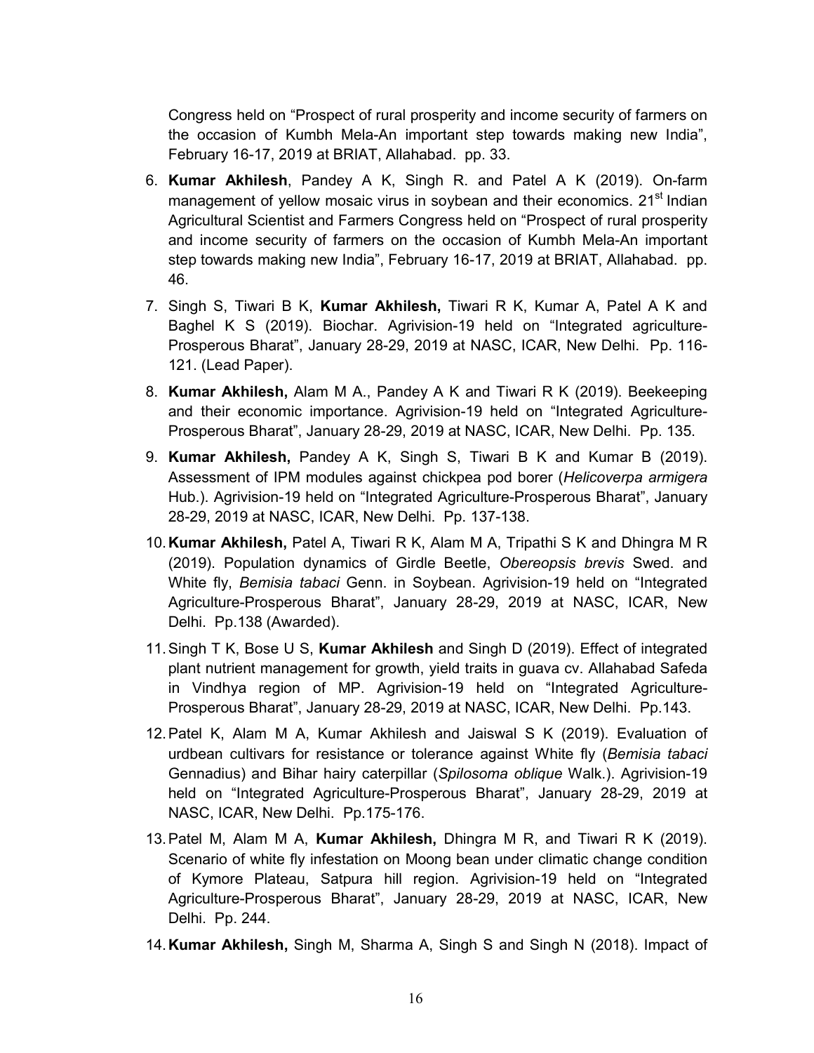Congress held on "Prospect of rural prosperity and income security of farmers on the occasion of Kumbh Mela-An important step towards making new India", February 16-17, 2019 at BRIAT, Allahabad. pp. 33.

6. **Kumar Akhilesh**, Pandey A K, Singh R. and Patel A K (2019). On-farm management of yellow mosaic virus in soybean and their economics. 21st Indian Agricultural Scientist and Farmers Congress held on "Prospect of rural prosperity and income security of farmers on the occasion of Kumbh Mela-An important step towards making new India", February 16-17, 2019 at BRIAT, Allahabad. pp. 46.
7. Singh S, Tiwari B K, **Kumar Akhilesh,** Tiwari R K, Kumar A, Patel A K and Baghel K S (2019). Biochar. Agrivision-19 held on "Integrated agriculture-Prosperous Bharat", January 28-29, 2019 at NASC, ICAR, New Delhi. Pp. 116-121. (Lead Paper).
8. **Kumar Akhilesh,** Alam M A., Pandey A K and Tiwari R K (2019). Beekeeping and their economic importance. Agrivision-19 held on "Integrated Agriculture-Prosperous Bharat", January 28-29, 2019 at NASC, ICAR, New Delhi. Pp. 135.
9. **Kumar Akhilesh,** Pandey A K, Singh S, Tiwari B K and Kumar B (2019). Assessment of IPM modules against chickpea pod borer (*Helicoverpa armigera* Hub.). Agrivision-19 held on "Integrated Agriculture-Prosperous Bharat", January 28-29, 2019 at NASC, ICAR, New Delhi. Pp. 137-138.
10. **Kumar Akhilesh,** Patel A, Tiwari R K, Alam M A, Tripathi S K and Dhingra M R (2019). Population dynamics of Girdle Beetle, *Obereopsis brevis* Swed. and White fly, *Bemisia tabaci* Genn. in Soybean. Agrivision-19 held on "Integrated Agriculture-Prosperous Bharat", January 28-29, 2019 at NASC, ICAR, New Delhi. Pp.138 (Awarded).
11. Singh T K, Bose U S, **Kumar Akhilesh** and Singh D (2019). Effect of integrated plant nutrient management for growth, yield traits in guava cv. Allahabad Safeda in Vindhya region of MP. Agrivision-19 held on "Integrated Agriculture-Prosperous Bharat", January 28-29, 2019 at NASC, ICAR, New Delhi. Pp.143.
12. Patel K, Alam M A, Kumar Akhilesh and Jaiswal S K (2019). Evaluation of urdbean cultivars for resistance or tolerance against White fly (*Bemisia tabaci* Gennadius) and Bihar hairy caterpillar (*Spilosoma oblique* Walk.). Agrivision-19 held on "Integrated Agriculture-Prosperous Bharat", January 28-29, 2019 at NASC, ICAR, New Delhi. Pp.175-176.
13. Patel M, Alam M A, **Kumar Akhilesh,** Dhingra M R, and Tiwari R K (2019). Scenario of white fly infestation on Moong bean under climatic change condition of Kymore Plateau, Satpura hill region. Agrivision-19 held on "Integrated Agriculture-Prosperous Bharat", January 28-29, 2019 at NASC, ICAR, New Delhi. Pp. 244.
14. **Kumar Akhilesh,** Singh M, Sharma A, Singh S and Singh N (2018). Impact of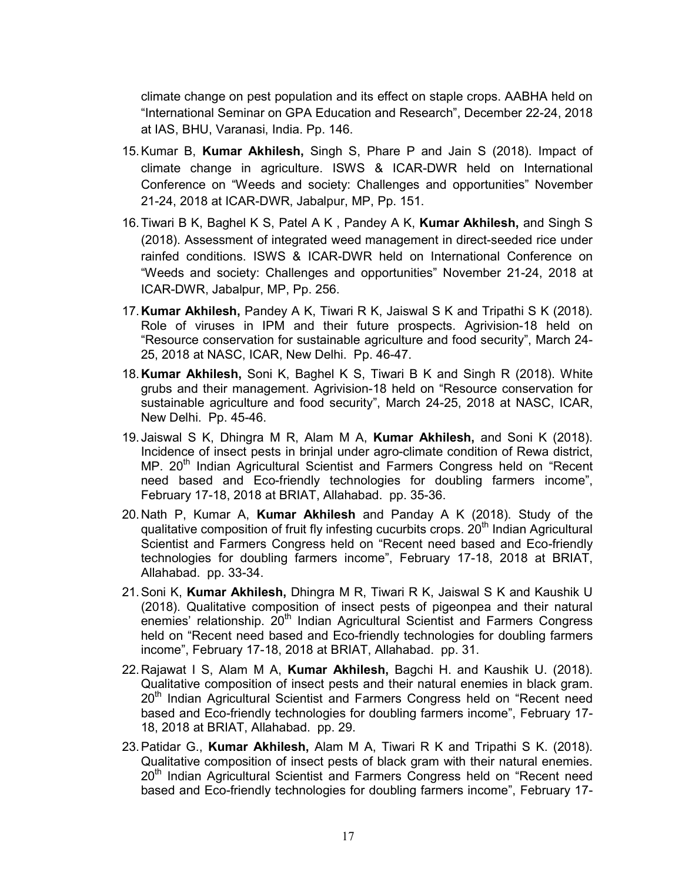climate change on pest population and its effect on staple crops. AABHA held on "International Seminar on GPA Education and Research", December 22-24, 2018 at IAS, BHU, Varanasi, India. Pp. 146.

15. Kumar B, **Kumar Akhilesh,** Singh S, Phare P and Jain S (2018). Impact of climate change in agriculture. ISWS & ICAR-DWR held on International Conference on "Weeds and society: Challenges and opportunities" November 21-24, 2018 at ICAR-DWR, Jabalpur, MP, Pp. 151.
16. Tiwari B K, Baghel K S, Patel A K , Pandey A K, **Kumar Akhilesh,** and Singh S (2018). Assessment of integrated weed management in direct-seeded rice under rainfed conditions. ISWS & ICAR-DWR held on International Conference on "Weeds and society: Challenges and opportunities" November 21-24, 2018 at ICAR-DWR, Jabalpur, MP, Pp. 256.
17. **Kumar Akhilesh,** Pandey A K, Tiwari R K, Jaiswal S K and Tripathi S K (2018). Role of viruses in IPM and their future prospects. Agrivision-18 held on "Resource conservation for sustainable agriculture and food security", March 24-25, 2018 at NASC, ICAR, New Delhi. Pp. 46-47.
18. **Kumar Akhilesh,** Soni K, Baghel K S, Tiwari B K and Singh R (2018). White grubs and their management. Agrivision-18 held on "Resource conservation for sustainable agriculture and food security", March 24-25, 2018 at NASC, ICAR, New Delhi. Pp. 45-46.
19. Jaiswal S K, Dhingra M R, Alam M A, **Kumar Akhilesh,** and Soni K (2018). Incidence of insect pests in brinjal under agro-climate condition of Rewa district, MP. 20th Indian Agricultural Scientist and Farmers Congress held on "Recent need based and Eco-friendly technologies for doubling farmers income", February 17-18, 2018 at BRIAT, Allahabad. pp. 35-36.
20. Nath P, Kumar A, **Kumar Akhilesh** and Panday A K (2018). Study of the qualitative composition of fruit fly infesting cucurbits crops. 20th Indian Agricultural Scientist and Farmers Congress held on "Recent need based and Eco-friendly technologies for doubling farmers income", February 17-18, 2018 at BRIAT, Allahabad. pp. 33-34.
21. Soni K, **Kumar Akhilesh,** Dhingra M R, Tiwari R K, Jaiswal S K and Kaushik U (2018). Qualitative composition of insect pests of pigeonpea and their natural enemies' relationship. 20th Indian Agricultural Scientist and Farmers Congress held on "Recent need based and Eco-friendly technologies for doubling farmers income", February 17-18, 2018 at BRIAT, Allahabad. pp. 31.
22. Rajawat I S, Alam M A, **Kumar Akhilesh,** Bagchi H. and Kaushik U. (2018). Qualitative composition of insect pests and their natural enemies in black gram. 20th Indian Agricultural Scientist and Farmers Congress held on "Recent need based and Eco-friendly technologies for doubling farmers income", February 17-18, 2018 at BRIAT, Allahabad. pp. 29.
23. Patidar G., **Kumar Akhilesh,** Alam M A, Tiwari R K and Tripathi S K. (2018). Qualitative composition of insect pests of black gram with their natural enemies. 20th Indian Agricultural Scientist and Farmers Congress held on "Recent need based and Eco-friendly technologies for doubling farmers income", February 17-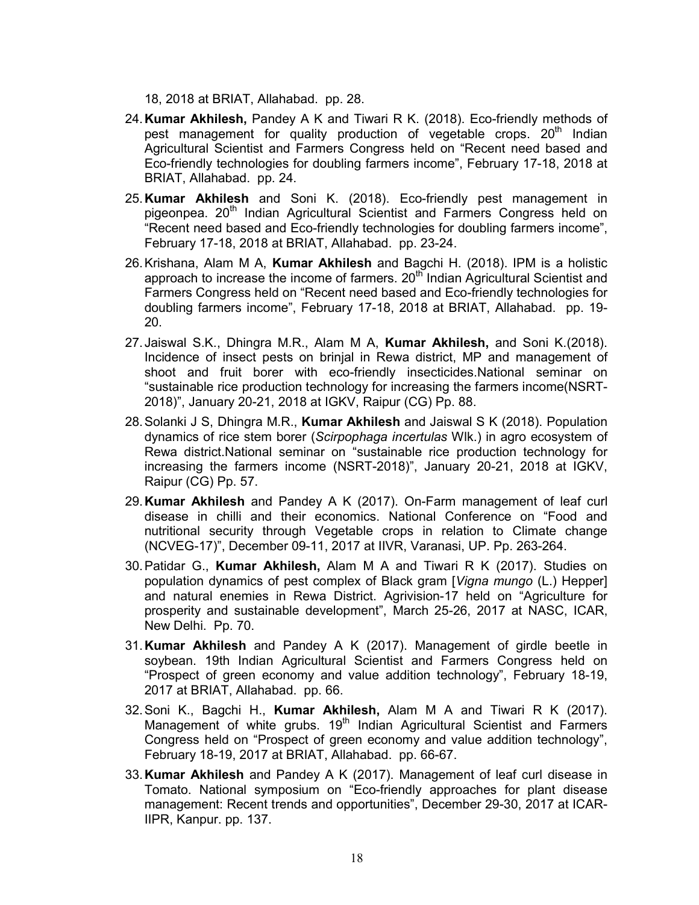18, 2018 at BRIAT, Allahabad. pp. 28.

24. **Kumar Akhilesh,** Pandey A K and Tiwari R K. (2018). Eco-friendly methods of pest management for quality production of vegetable crops. 20th Indian Agricultural Scientist and Farmers Congress held on "Recent need based and Eco-friendly technologies for doubling farmers income", February 17-18, 2018 at BRIAT, Allahabad. pp. 24.
25. **Kumar Akhilesh** and Soni K. (2018). Eco-friendly pest management in pigeonpea. 20th Indian Agricultural Scientist and Farmers Congress held on "Recent need based and Eco-friendly technologies for doubling farmers income", February 17-18, 2018 at BRIAT, Allahabad. pp. 23-24.
26. Krishana, Alam M A, **Kumar Akhilesh** and Bagchi H. (2018). IPM is a holistic approach to increase the income of farmers. 20th Indian Agricultural Scientist and Farmers Congress held on "Recent need based and Eco-friendly technologies for doubling farmers income", February 17-18, 2018 at BRIAT, Allahabad. pp. 19-20.
27. Jaiswal S.K., Dhingra M.R., Alam M A, **Kumar Akhilesh,** and Soni K.(2018). Incidence of insect pests on brinjal in Rewa district, MP and management of shoot and fruit borer with eco-friendly insecticides.National seminar on "sustainable rice production technology for increasing the farmers income(NSRT-2018)", January 20-21, 2018 at IGKV, Raipur (CG) Pp. 88.
28. Solanki J S, Dhingra M.R., **Kumar Akhilesh** and Jaiswal S K (2018). Population dynamics of rice stem borer (*Scirpophaga incertulas* Wlk.) in agro ecosystem of Rewa district.National seminar on "sustainable rice production technology for increasing the farmers income (NSRT-2018)", January 20-21, 2018 at IGKV, Raipur (CG) Pp. 57.
29. **Kumar Akhilesh** and Pandey A K (2017). On-Farm management of leaf curl disease in chilli and their economics. National Conference on "Food and nutritional security through Vegetable crops in relation to Climate change (NCVEG-17)", December 09-11, 2017 at IIVR, Varanasi, UP. Pp. 263-264.
30. Patidar G., **Kumar Akhilesh,** Alam M A and Tiwari R K (2017). Studies on population dynamics of pest complex of Black gram [*Vigna mungo* (L.) Hepper] and natural enemies in Rewa District. Agrivision-17 held on "Agriculture for prosperity and sustainable development", March 25-26, 2017 at NASC, ICAR, New Delhi. Pp. 70.
31. **Kumar Akhilesh** and Pandey A K (2017). Management of girdle beetle in soybean. 19th Indian Agricultural Scientist and Farmers Congress held on "Prospect of green economy and value addition technology", February 18-19, 2017 at BRIAT, Allahabad. pp. 66.
32. Soni K., Bagchi H., **Kumar Akhilesh,** Alam M A and Tiwari R K (2017). Management of white grubs. 19th Indian Agricultural Scientist and Farmers Congress held on "Prospect of green economy and value addition technology", February 18-19, 2017 at BRIAT, Allahabad. pp. 66-67.
33. **Kumar Akhilesh** and Pandey A K (2017). Management of leaf curl disease in Tomato. National symposium on "Eco-friendly approaches for plant disease management: Recent trends and opportunities", December 29-30, 2017 at ICAR-IIPR, Kanpur. pp. 137.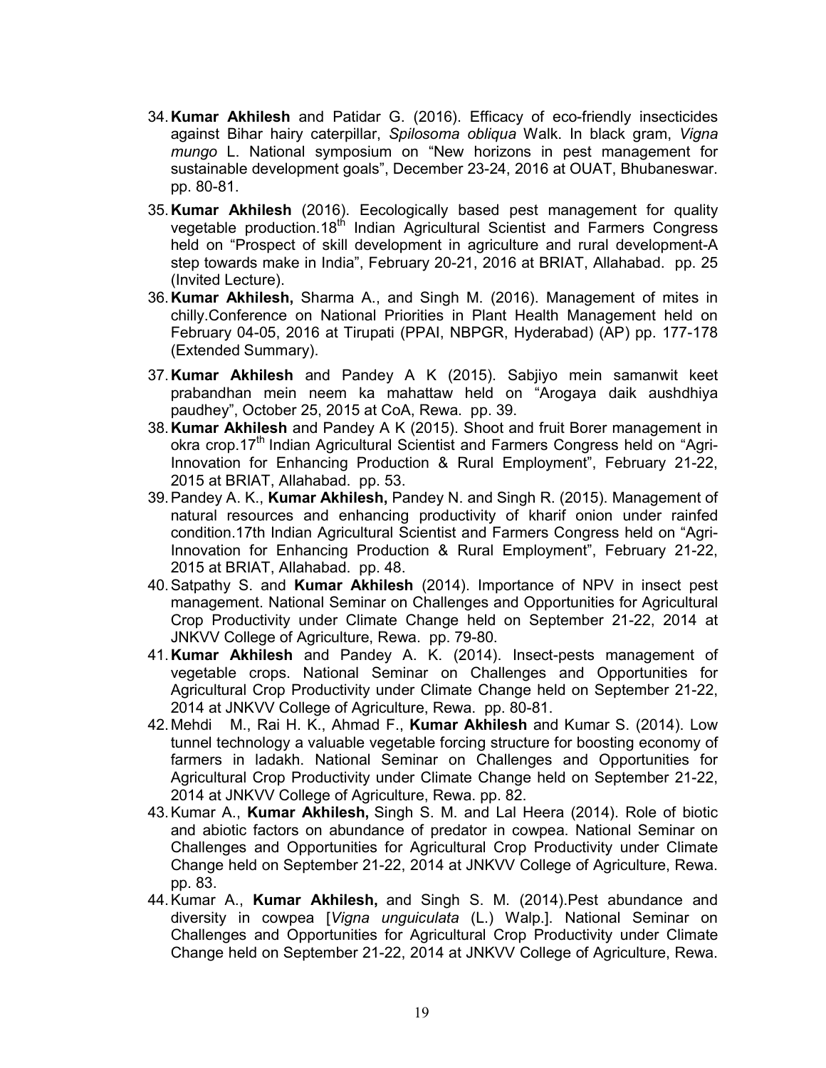34. **Kumar Akhilesh** and Patidar G. (2016). Efficacy of eco-friendly insecticides against Bihar hairy caterpillar, *Spilosoma obliqua* Walk. In black gram, *Vigna mungo* L. National symposium on "New horizons in pest management for sustainable development goals", December 23-24, 2016 at OUAT, Bhubaneswar. pp. 80-81.
35. **Kumar Akhilesh** (2016). Eecologically based pest management for quality vegetable production.18th Indian Agricultural Scientist and Farmers Congress held on "Prospect of skill development in agriculture and rural development-A step towards make in India", February 20-21, 2016 at BRIAT, Allahabad. pp. 25 (Invited Lecture).
36. **Kumar Akhilesh,** Sharma A., and Singh M. (2016). Management of mites in chilly.Conference on National Priorities in Plant Health Management held on February 04-05, 2016 at Tirupati (PPAI, NBPGR, Hyderabad) (AP) pp. 177-178 (Extended Summary).
37. **Kumar Akhilesh** and Pandey A K (2015). Sabjiyo mein samanwit keet prabandhan mein neem ka mahattaw held on "Arogaya daik aushdhiya paudhey", October 25, 2015 at CoA, Rewa. pp. 39.
38. **Kumar Akhilesh** and Pandey A K (2015). Shoot and fruit Borer management in okra crop.17th Indian Agricultural Scientist and Farmers Congress held on "Agri-Innovation for Enhancing Production & Rural Employment", February 21-22, 2015 at BRIAT, Allahabad. pp. 53.
39. Pandey A. K., **Kumar Akhilesh,** Pandey N. and Singh R. (2015). Management of natural resources and enhancing productivity of kharif onion under rainfed condition.17th Indian Agricultural Scientist and Farmers Congress held on "Agri-Innovation for Enhancing Production & Rural Employment", February 21-22, 2015 at BRIAT, Allahabad. pp. 48.
40. Satpathy S. and **Kumar Akhilesh** (2014). Importance of NPV in insect pest management. National Seminar on Challenges and Opportunities for Agricultural Crop Productivity under Climate Change held on September 21-22, 2014 at JNKVV College of Agriculture, Rewa. pp. 79-80.
41. **Kumar Akhilesh** and Pandey A. K. (2014). Insect-pests management of vegetable crops. National Seminar on Challenges and Opportunities for Agricultural Crop Productivity under Climate Change held on September 21-22, 2014 at JNKVV College of Agriculture, Rewa. pp. 80-81.
42. Mehdi M., Rai H. K., Ahmad F., **Kumar Akhilesh** and Kumar S. (2014). Low tunnel technology a valuable vegetable forcing structure for boosting economy of farmers in ladakh. National Seminar on Challenges and Opportunities for Agricultural Crop Productivity under Climate Change held on September 21-22, 2014 at JNKVV College of Agriculture, Rewa. pp. 82.
43. Kumar A., **Kumar Akhilesh,** Singh S. M. and Lal Heera (2014). Role of biotic and abiotic factors on abundance of predator in cowpea. National Seminar on Challenges and Opportunities for Agricultural Crop Productivity under Climate Change held on September 21-22, 2014 at JNKVV College of Agriculture, Rewa. pp. 83.
44. Kumar A., **Kumar Akhilesh,** and Singh S. M. (2014).Pest abundance and diversity in cowpea [*Vigna unguiculata* (L.) Walp.]. National Seminar on Challenges and Opportunities for Agricultural Crop Productivity under Climate Change held on September 21-22, 2014 at JNKVV College of Agriculture, Rewa.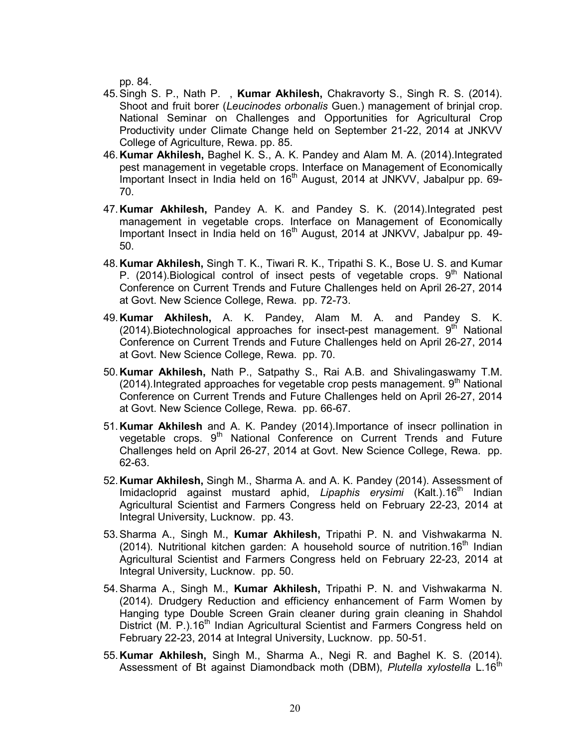pp. 84.

45. Singh S. P., Nath P. , **Kumar Akhilesh,** Chakravorty S., Singh R. S. (2014). Shoot and fruit borer (*Leucinodes orbonalis* Guen.) management of brinjal crop. National Seminar on Challenges and Opportunities for Agricultural Crop Productivity under Climate Change held on September 21-22, 2014 at JNKVV College of Agriculture, Rewa. pp. 85.
46. **Kumar Akhilesh,** Baghel K. S., A. K. Pandey and Alam M. A. (2014).Integrated pest management in vegetable crops. Interface on Management of Economically Important Insect in India held on 16th August, 2014 at JNKVV, Jabalpur pp. 69-70.
47. **Kumar Akhilesh,** Pandey A. K. and Pandey S. K. (2014).Integrated pest management in vegetable crops. Interface on Management of Economically Important Insect in India held on 16th August, 2014 at JNKVV, Jabalpur pp. 49-50.
48. **Kumar Akhilesh,** Singh T. K., Tiwari R. K., Tripathi S. K., Bose U. S. and Kumar P. (2014).Biological control of insect pests of vegetable crops. 9th National Conference on Current Trends and Future Challenges held on April 26-27, 2014 at Govt. New Science College, Rewa. pp. 72-73.
49. **Kumar Akhilesh,** A. K. Pandey, Alam M. A. and Pandey S. K. (2014).Biotechnological approaches for insect-pest management. 9th National Conference on Current Trends and Future Challenges held on April 26-27, 2014 at Govt. New Science College, Rewa. pp. 70.
50. **Kumar Akhilesh,** Nath P., Satpathy S., Rai A.B. and Shivalingaswamy T.M. (2014).Integrated approaches for vegetable crop pests management. 9th National Conference on Current Trends and Future Challenges held on April 26-27, 2014 at Govt. New Science College, Rewa. pp. 66-67.
51. **Kumar Akhilesh** and A. K. Pandey (2014).Importance of insecr pollination in vegetable crops. 9th National Conference on Current Trends and Future Challenges held on April 26-27, 2014 at Govt. New Science College, Rewa. pp. 62-63.
52. **Kumar Akhilesh,** Singh M., Sharma A. and A. K. Pandey (2014). Assessment of Imidacloprid against mustard aphid, *Lipaphis erysimi* (Kalt.).16th Indian Agricultural Scientist and Farmers Congress held on February 22-23, 2014 at Integral University, Lucknow. pp. 43.
53. Sharma A., Singh M., **Kumar Akhilesh,** Tripathi P. N. and Vishwakarma N. (2014). Nutritional kitchen garden: A household source of nutrition.16th Indian Agricultural Scientist and Farmers Congress held on February 22-23, 2014 at Integral University, Lucknow. pp. 50.
54. Sharma A., Singh M., **Kumar Akhilesh,** Tripathi P. N. and Vishwakarma N. (2014). Drudgery Reduction and efficiency enhancement of Farm Women by Hanging type Double Screen Grain cleaner during grain cleaning in Shahdol District (M. P.).16th Indian Agricultural Scientist and Farmers Congress held on February 22-23, 2014 at Integral University, Lucknow. pp. 50-51.
55. **Kumar Akhilesh,** Singh M., Sharma A., Negi R. and Baghel K. S. (2014). Assessment of Bt against Diamondback moth (DBM), *Plutella xylostella* L.16th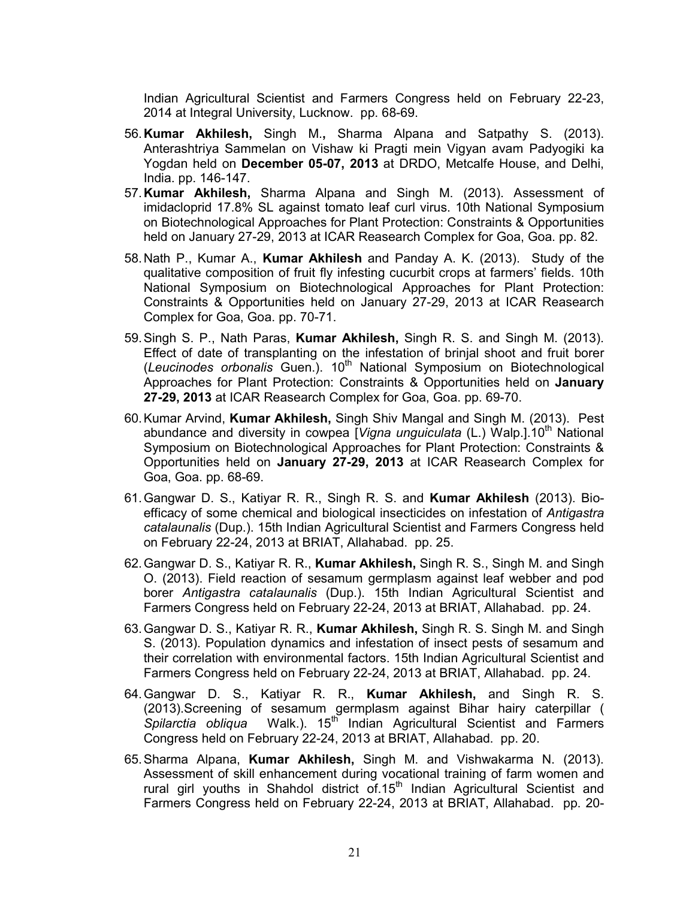Indian Agricultural Scientist and Farmers Congress held on February 22-23, 2014 at Integral University, Lucknow. pp. 68-69.

56. **Kumar Akhilesh,** Singh M.**,** Sharma Alpana and Satpathy S. (2013). Anterashtriya Sammelan on Vishaw ki Pragti mein Vigyan avam Padyogiki ka Yogdan held on **December 05-07, 2013** at DRDO, Metcalfe House, and Delhi, India. pp. 146-147.
57. **Kumar Akhilesh,** Sharma Alpana and Singh M. (2013). Assessment of imidacloprid 17.8% SL against tomato leaf curl virus. 10th National Symposium on Biotechnological Approaches for Plant Protection: Constraints & Opportunities held on January 27-29, 2013 at ICAR Reasearch Complex for Goa, Goa. pp. 82.
58. Nath P., Kumar A., **Kumar Akhilesh** and Panday A. K. (2013). Study of the qualitative composition of fruit fly infesting cucurbit crops at farmers' fields. 10th National Symposium on Biotechnological Approaches for Plant Protection: Constraints & Opportunities held on January 27-29, 2013 at ICAR Reasearch Complex for Goa, Goa. pp. 70-71.
59. Singh S. P., Nath Paras, **Kumar Akhilesh,** Singh R. S. and Singh M. (2013). Effect of date of transplanting on the infestation of brinjal shoot and fruit borer (*Leucinodes orbonalis* Guen.). 10th National Symposium on Biotechnological Approaches for Plant Protection: Constraints & Opportunities held on **January 27-29, 2013** at ICAR Reasearch Complex for Goa, Goa. pp. 69-70.
60. Kumar Arvind, **Kumar Akhilesh,** Singh Shiv Mangal and Singh M. (2013). Pest abundance and diversity in cowpea [*Vigna unguiculata* (L.) Walp.].10th National Symposium on Biotechnological Approaches for Plant Protection: Constraints & Opportunities held on **January 27-29, 2013** at ICAR Reasearch Complex for Goa, Goa. pp. 68-69.
61. Gangwar D. S., Katiyar R. R., Singh R. S. and **Kumar Akhilesh** (2013). Bio-efficacy of some chemical and biological insecticides on infestation of *Antigastra catalaunalis* (Dup.). 15th Indian Agricultural Scientist and Farmers Congress held on February 22-24, 2013 at BRIAT, Allahabad. pp. 25.
62. Gangwar D. S., Katiyar R. R., **Kumar Akhilesh,** Singh R. S., Singh M. and Singh O. (2013). Field reaction of sesamum germplasm against leaf webber and pod borer *Antigastra catalaunalis* (Dup.). 15th Indian Agricultural Scientist and Farmers Congress held on February 22-24, 2013 at BRIAT, Allahabad. pp. 24.
63. Gangwar D. S., Katiyar R. R., **Kumar Akhilesh,** Singh R. S. Singh M. and Singh S. (2013). Population dynamics and infestation of insect pests of sesamum and their correlation with environmental factors. 15th Indian Agricultural Scientist and Farmers Congress held on February 22-24, 2013 at BRIAT, Allahabad. pp. 24.
64. Gangwar D. S., Katiyar R. R., **Kumar Akhilesh,** and Singh R. S. (2013).Screening of sesamum germplasm against Bihar hairy caterpillar ( *Spilarctia obliqua* Walk.). 15th Indian Agricultural Scientist and Farmers Congress held on February 22-24, 2013 at BRIAT, Allahabad. pp. 20.
65. Sharma Alpana, **Kumar Akhilesh,** Singh M. and Vishwakarma N. (2013). Assessment of skill enhancement during vocational training of farm women and rural girl youths in Shahdol district of.15th Indian Agricultural Scientist and Farmers Congress held on February 22-24, 2013 at BRIAT, Allahabad. pp. 20-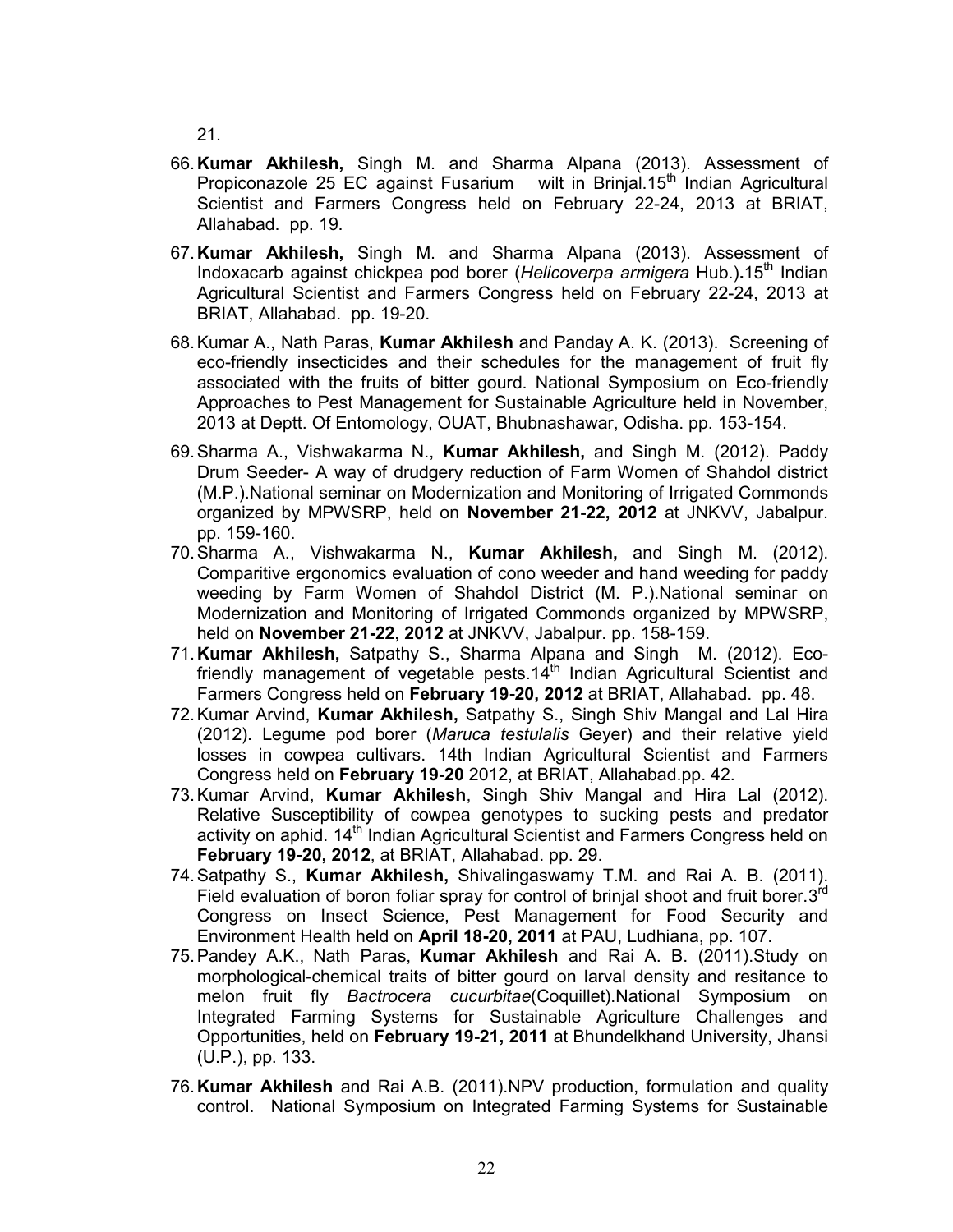21.

66. **Kumar Akhilesh,** Singh M. and Sharma Alpana (2013). Assessment of Propiconazole 25 EC against Fusarium wilt in Brinjal.15th Indian Agricultural Scientist and Farmers Congress held on February 22-24, 2013 at BRIAT, Allahabad. pp. 19.

67. **Kumar Akhilesh,** Singh M. and Sharma Alpana (2013). Assessment of Indoxacarb against chickpea pod borer (*Helicoverpa armigera* Hub.)**.**15th Indian Agricultural Scientist and Farmers Congress held on February 22-24, 2013 at BRIAT, Allahabad. pp. 19-20.

68. Kumar A., Nath Paras, **Kumar Akhilesh** and Panday A. K. (2013). Screening of eco-friendly insecticides and their schedules for the management of fruit fly associated with the fruits of bitter gourd. National Symposium on Eco-friendly Approaches to Pest Management for Sustainable Agriculture held in November, 2013 at Deptt. Of Entomology, OUAT, Bhubnashawar, Odisha. pp. 153-154.

69. Sharma A., Vishwakarma N., **Kumar Akhilesh,** and Singh M. (2012). Paddy Drum Seeder- A way of drudgery reduction of Farm Women of Shahdol district (M.P.).National seminar on Modernization and Monitoring of Irrigated Commonds organized by MPWSRP, held on **November 21-22, 2012** at JNKVV, Jabalpur. pp. 159-160.

70. Sharma A., Vishwakarma N., **Kumar Akhilesh,** and Singh M. (2012). Comparitive ergonomics evaluation of cono weeder and hand weeding for paddy weeding by Farm Women of Shahdol District (M. P.).National seminar on Modernization and Monitoring of Irrigated Commonds organized by MPWSRP, held on **November 21-22, 2012** at JNKVV, Jabalpur. pp. 158-159.

71. **Kumar Akhilesh,** Satpathy S., Sharma Alpana and Singh M. (2012). Eco-friendly management of vegetable pests.14th Indian Agricultural Scientist and Farmers Congress held on **February 19-20, 2012** at BRIAT, Allahabad. pp. 48.

72. Kumar Arvind, **Kumar Akhilesh,** Satpathy S., Singh Shiv Mangal and Lal Hira (2012). Legume pod borer (*Maruca testulalis* Geyer) and their relative yield losses in cowpea cultivars. 14th Indian Agricultural Scientist and Farmers Congress held on **February 19-20** 2012, at BRIAT, Allahabad.pp. 42.

73. Kumar Arvind, **Kumar Akhilesh**, Singh Shiv Mangal and Hira Lal (2012). Relative Susceptibility of cowpea genotypes to sucking pests and predator activity on aphid. 14th Indian Agricultural Scientist and Farmers Congress held on **February 19-20, 2012**, at BRIAT, Allahabad. pp. 29.

74. Satpathy S., **Kumar Akhilesh,** Shivalingaswamy T.M. and Rai A. B. (2011). Field evaluation of boron foliar spray for control of brinjal shoot and fruit borer.3rd Congress on Insect Science, Pest Management for Food Security and Environment Health held on **April 18-20, 2011** at PAU, Ludhiana, pp. 107.

75. Pandey A.K., Nath Paras, **Kumar Akhilesh** and Rai A. B. (2011).Study on morphological-chemical traits of bitter gourd on larval density and resitance to melon fruit fly *Bactrocera cucurbitae*(Coquillet).National Symposium on Integrated Farming Systems for Sustainable Agriculture Challenges and Opportunities, held on **February 19-21, 2011** at Bhundelkhand University, Jhansi (U.P.), pp. 133.

76. **Kumar Akhilesh** and Rai A.B. (2011).NPV production, formulation and quality control. National Symposium on Integrated Farming Systems for Sustainable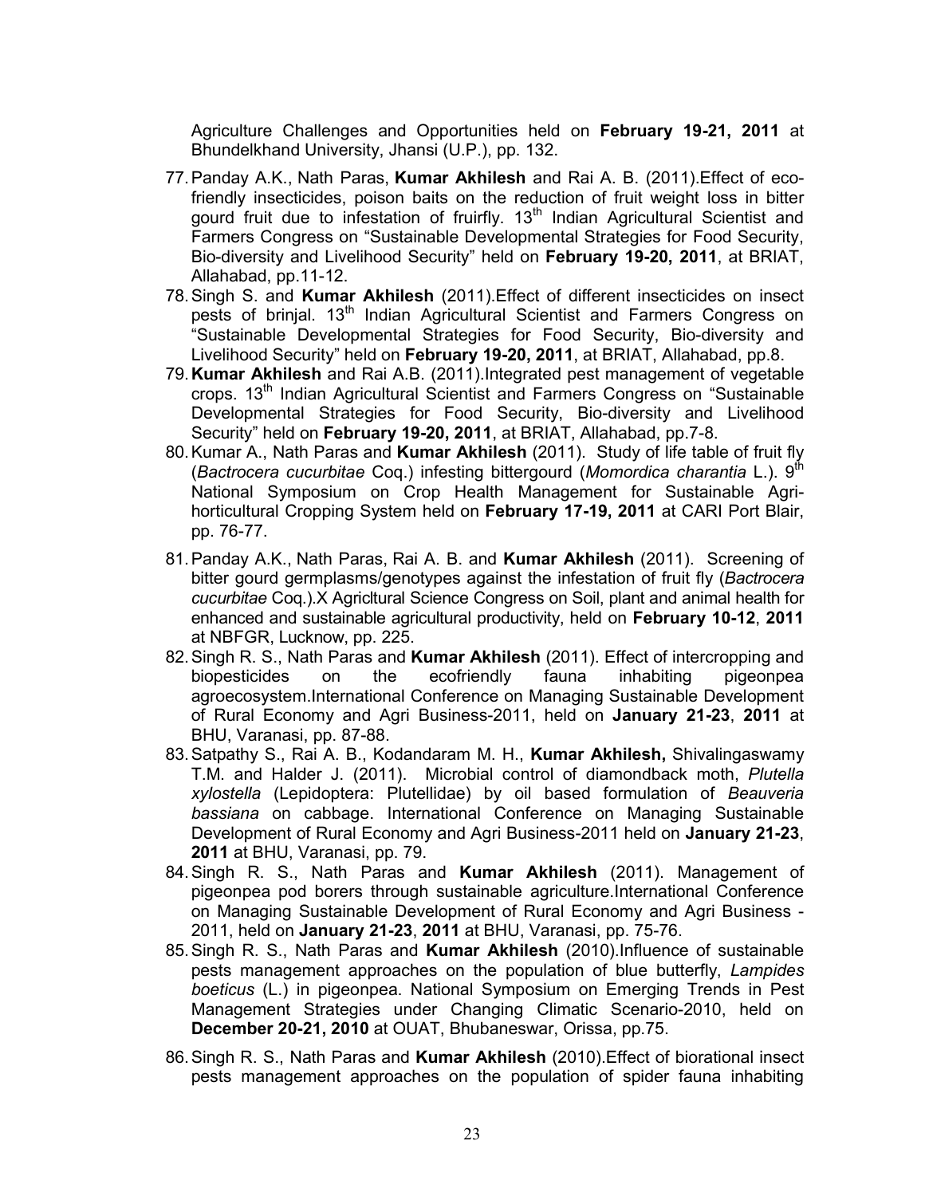Agriculture Challenges and Opportunities held on **February 19-21, 2011** at Bhundelkhand University, Jhansi (U.P.), pp. 132.

77. Panday A.K., Nath Paras, **Kumar Akhilesh** and Rai A. B. (2011).Effect of eco-friendly insecticides, poison baits on the reduction of fruit weight loss in bitter gourd fruit due to infestation of fruirfly. 13th Indian Agricultural Scientist and Farmers Congress on "Sustainable Developmental Strategies for Food Security, Bio-diversity and Livelihood Security" held on **February 19-20, 2011**, at BRIAT, Allahabad, pp.11-12.
78. Singh S. and **Kumar Akhilesh** (2011).Effect of different insecticides on insect pests of brinjal. 13th Indian Agricultural Scientist and Farmers Congress on "Sustainable Developmental Strategies for Food Security, Bio-diversity and Livelihood Security" held on **February 19-20, 2011**, at BRIAT, Allahabad, pp.8.
79. **Kumar Akhilesh** and Rai A.B. (2011).Integrated pest management of vegetable crops. 13th Indian Agricultural Scientist and Farmers Congress on "Sustainable Developmental Strategies for Food Security, Bio-diversity and Livelihood Security" held on **February 19-20, 2011**, at BRIAT, Allahabad, pp.7-8.
80. Kumar A., Nath Paras and **Kumar Akhilesh** (2011). Study of life table of fruit fly (*Bactrocera cucurbitae* Coq.) infesting bittergourd (*Momordica charantia* L.). 9th National Symposium on Crop Health Management for Sustainable Agri-horticultural Cropping System held on **February 17-19, 2011** at CARI Port Blair, pp. 76-77.
81. Panday A.K., Nath Paras, Rai A. B. and **Kumar Akhilesh** (2011). Screening of bitter gourd germplasms/genotypes against the infestation of fruit fly (*Bactrocera cucurbitae* Coq.).X Agricltural Science Congress on Soil, plant and animal health for enhanced and sustainable agricultural productivity, held on **February 10-12**, **2011** at NBFGR, Lucknow, pp. 225.
82. Singh R. S., Nath Paras and **Kumar Akhilesh** (2011). Effect of intercropping and biopesticides on the ecofriendly fauna inhabiting pigeonpea agroecosystem.International Conference on Managing Sustainable Development of Rural Economy and Agri Business-2011, held on **January 21-23**, **2011** at BHU, Varanasi, pp. 87-88.
83. Satpathy S., Rai A. B., Kodandaram M. H., **Kumar Akhilesh,** Shivalingaswamy T.M. and Halder J. (2011). Microbial control of diamondback moth, *Plutella xylostella* (Lepidoptera: Plutellidae) by oil based formulation of *Beauveria bassiana* on cabbage. International Conference on Managing Sustainable Development of Rural Economy and Agri Business-2011 held on **January 21-23**, **2011** at BHU, Varanasi, pp. 79.
84. Singh R. S., Nath Paras and **Kumar Akhilesh** (2011). Management of pigeonpea pod borers through sustainable agriculture.International Conference on Managing Sustainable Development of Rural Economy and Agri Business - 2011, held on **January 21-23**, **2011** at BHU, Varanasi, pp. 75-76.
85. Singh R. S., Nath Paras and **Kumar Akhilesh** (2010).Influence of sustainable pests management approaches on the population of blue butterfly, *Lampides boeticus* (L.) in pigeonpea. National Symposium on Emerging Trends in Pest Management Strategies under Changing Climatic Scenario-2010, held on **December 20-21, 2010** at OUAT, Bhubaneswar, Orissa, pp.75.
86. Singh R. S., Nath Paras and **Kumar Akhilesh** (2010).Effect of biorational insect pests management approaches on the population of spider fauna inhabiting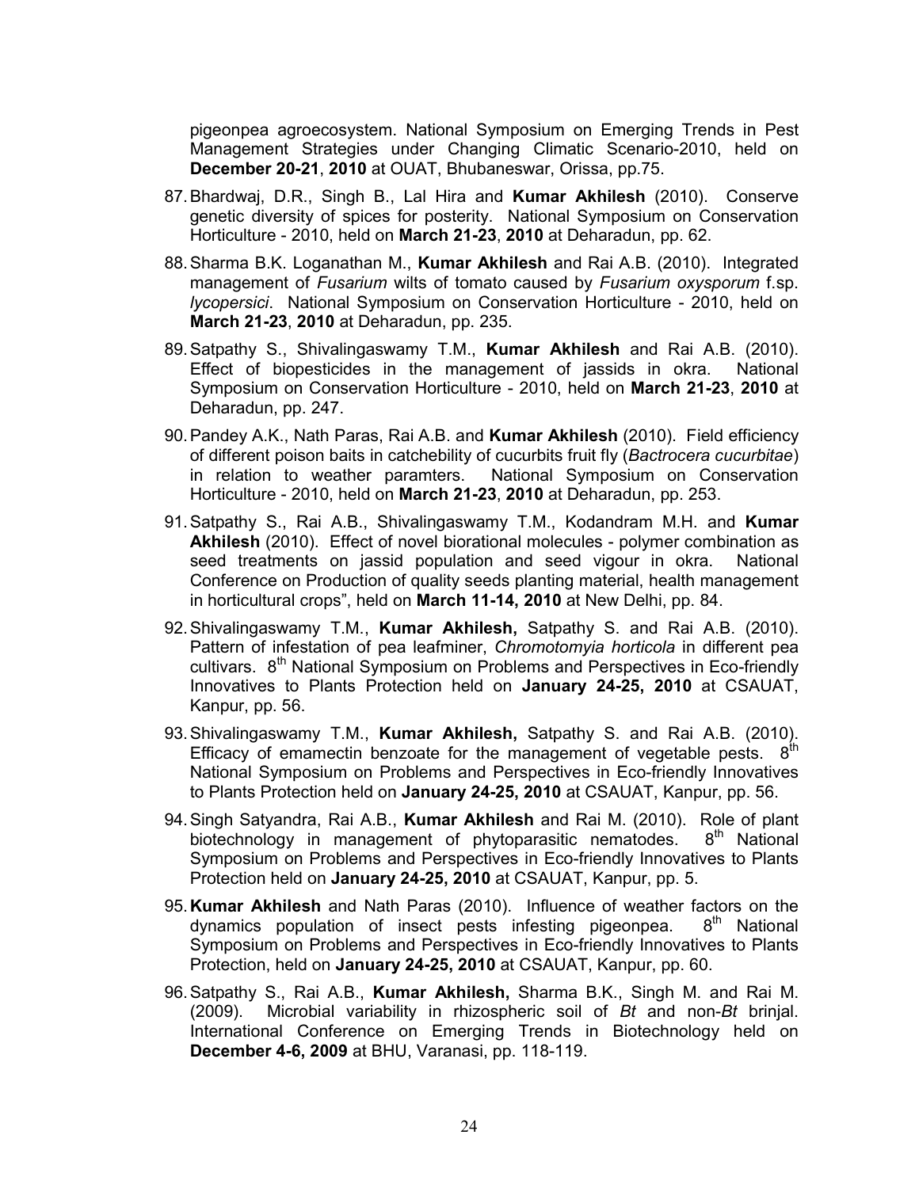pigeonpea agroecosystem. National Symposium on Emerging Trends in Pest Management Strategies under Changing Climatic Scenario-2010, held on **December 20-21**, **2010** at OUAT, Bhubaneswar, Orissa, pp.75.

87. Bhardwaj, D.R., Singh B., Lal Hira and **Kumar Akhilesh** (2010). Conserve genetic diversity of spices for posterity. National Symposium on Conservation Horticulture - 2010, held on **March 21-23**, **2010** at Deharadun, pp. 62.

88. Sharma B.K. Loganathan M., **Kumar Akhilesh** and Rai A.B. (2010). Integrated management of *Fusarium* wilts of tomato caused by *Fusarium oxysporum* f.sp. *lycopersici*. National Symposium on Conservation Horticulture - 2010, held on **March 21-23**, **2010** at Deharadun, pp. 235.

89. Satpathy S., Shivalingaswamy T.M., **Kumar Akhilesh** and Rai A.B. (2010). Effect of biopesticides in the management of jassids in okra. National Symposium on Conservation Horticulture - 2010, held on **March 21-23**, **2010** at Deharadun, pp. 247.

90. Pandey A.K., Nath Paras, Rai A.B. and **Kumar Akhilesh** (2010). Field efficiency of different poison baits in catchebility of cucurbits fruit fly (*Bactrocera cucurbitae*) in relation to weather paramters. National Symposium on Conservation Horticulture - 2010, held on **March 21-23**, **2010** at Deharadun, pp. 253.

91. Satpathy S., Rai A.B., Shivalingaswamy T.M., Kodandram M.H. and **Kumar Akhilesh** (2010). Effect of novel biorational molecules - polymer combination as seed treatments on jassid population and seed vigour in okra. National Conference on Production of quality seeds planting material, health management in horticultural crops", held on **March 11-14, 2010** at New Delhi, pp. 84.

92. Shivalingaswamy T.M., **Kumar Akhilesh,** Satpathy S. and Rai A.B. (2010). Pattern of infestation of pea leafminer, *Chromotomyia horticola* in different pea cultivars. 8th National Symposium on Problems and Perspectives in Eco-friendly Innovatives to Plants Protection held on **January 24-25, 2010** at CSAUAT, Kanpur, pp. 56.

93. Shivalingaswamy T.M., **Kumar Akhilesh,** Satpathy S. and Rai A.B. (2010). Efficacy of emamectin benzoate for the management of vegetable pests. 8th National Symposium on Problems and Perspectives in Eco-friendly Innovatives to Plants Protection held on **January 24-25, 2010** at CSAUAT, Kanpur, pp. 56.

94. Singh Satyandra, Rai A.B., **Kumar Akhilesh** and Rai M. (2010). Role of plant biotechnology in management of phytoparasitic nematodes. 8th National Symposium on Problems and Perspectives in Eco-friendly Innovatives to Plants Protection held on **January 24-25, 2010** at CSAUAT, Kanpur, pp. 5.

95. **Kumar Akhilesh** and Nath Paras (2010). Influence of weather factors on the dynamics population of insect pests infesting pigeonpea. 8th National Symposium on Problems and Perspectives in Eco-friendly Innovatives to Plants Protection, held on **January 24-25, 2010** at CSAUAT, Kanpur, pp. 60.

96. Satpathy S., Rai A.B., **Kumar Akhilesh,** Sharma B.K., Singh M. and Rai M. (2009). Microbial variability in rhizospheric soil of *Bt* and non-*Bt* brinjal. International Conference on Emerging Trends in Biotechnology held on **December 4-6, 2009** at BHU, Varanasi, pp. 118-119.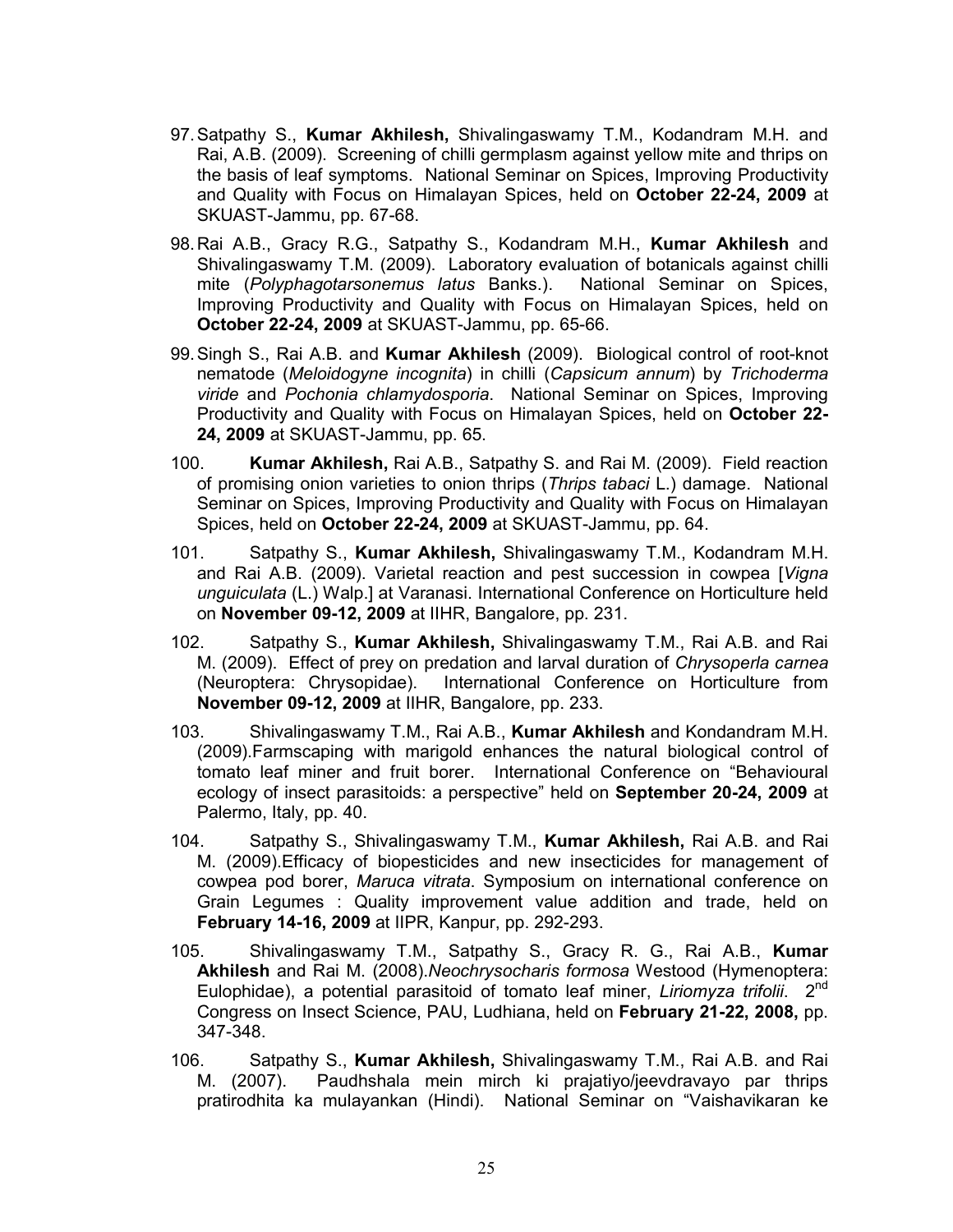97. Satpathy S., **Kumar Akhilesh,** Shivalingaswamy T.M., Kodandram M.H. and Rai, A.B. (2009). Screening of chilli germplasm against yellow mite and thrips on the basis of leaf symptoms. National Seminar on Spices, Improving Productivity and Quality with Focus on Himalayan Spices, held on **October 22-24, 2009** at SKUAST-Jammu, pp. 67-68.

98. Rai A.B., Gracy R.G., Satpathy S., Kodandram M.H., **Kumar Akhilesh** and Shivalingaswamy T.M. (2009). Laboratory evaluation of botanicals against chilli mite (*Polyphagotarsonemus latus* Banks.). National Seminar on Spices, Improving Productivity and Quality with Focus on Himalayan Spices, held on **October 22-24, 2009** at SKUAST-Jammu, pp. 65-66.

99. Singh S., Rai A.B. and **Kumar Akhilesh** (2009). Biological control of root-knot nematode (*Meloidogyne incognita*) in chilli (*Capsicum annum*) by *Trichoderma viride* and *Pochonia chlamydosporia*. National Seminar on Spices, Improving Productivity and Quality with Focus on Himalayan Spices, held on **October 22-24, 2009** at SKUAST-Jammu, pp. 65.

100. **Kumar Akhilesh,** Rai A.B., Satpathy S. and Rai M. (2009). Field reaction of promising onion varieties to onion thrips (*Thrips tabaci* L.) damage. National Seminar on Spices, Improving Productivity and Quality with Focus on Himalayan Spices, held on **October 22-24, 2009** at SKUAST-Jammu, pp. 64.

101. Satpathy S., **Kumar Akhilesh,** Shivalingaswamy T.M., Kodandram M.H. and Rai A.B. (2009). Varietal reaction and pest succession in cowpea [*Vigna unguiculata* (L.) Walp.] at Varanasi. International Conference on Horticulture held on **November 09-12, 2009** at IIHR, Bangalore, pp. 231.

102. Satpathy S., **Kumar Akhilesh,** Shivalingaswamy T.M., Rai A.B. and Rai M. (2009). Effect of prey on predation and larval duration of *Chrysoperla carnea* (Neuroptera: Chrysopidae). International Conference on Horticulture from **November 09-12, 2009** at IIHR, Bangalore, pp. 233.

103. Shivalingaswamy T.M., Rai A.B., **Kumar Akhilesh** and Kondandram M.H. (2009).Farmscaping with marigold enhances the natural biological control of tomato leaf miner and fruit borer. International Conference on "Behavioural ecology of insect parasitoids: a perspective" held on **September 20-24, 2009** at Palermo, Italy, pp. 40.

104. Satpathy S., Shivalingaswamy T.M., **Kumar Akhilesh,** Rai A.B. and Rai M. (2009).Efficacy of biopesticides and new insecticides for management of cowpea pod borer, *Maruca vitrata*. Symposium on international conference on Grain Legumes : Quality improvement value addition and trade, held on **February 14-16, 2009** at IIPR, Kanpur, pp. 292-293.

105. Shivalingaswamy T.M., Satpathy S., Gracy R. G., Rai A.B., **Kumar Akhilesh** and Rai M. (2008).*Neochrysocharis formosa* Westood (Hymenoptera: Eulophidae), a potential parasitoid of tomato leaf miner, *Liriomyza trifolii*. 2nd Congress on Insect Science, PAU, Ludhiana, held on **February 21-22, 2008,** pp. 347-348.

106. Satpathy S., **Kumar Akhilesh,** Shivalingaswamy T.M., Rai A.B. and Rai M. (2007). Paudhshala mein mirch ki prajatiyo/jeevdravayo par thrips pratirodhita ka mulayankan (Hindi). National Seminar on "Vaishavikaran ke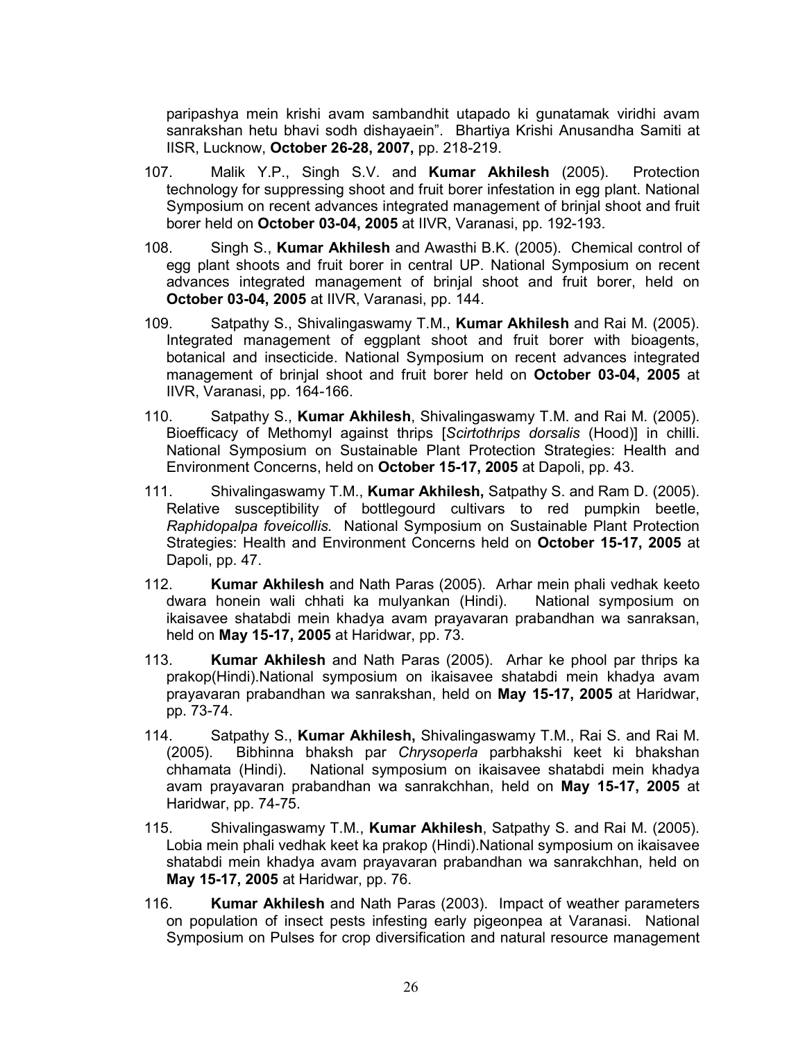paripashya mein krishi avam sambandhit utapado ki gunatamak viridhi avam sanrakshan hetu bhavi sodh dishayaein". Bhartiya Krishi Anusandha Samiti at IISR, Lucknow, **October 26-28, 2007,** pp. 218-219.

107. Malik Y.P., Singh S.V. and **Kumar Akhilesh** (2005). Protection technology for suppressing shoot and fruit borer infestation in egg plant. National Symposium on recent advances integrated management of brinjal shoot and fruit borer held on **October 03-04, 2005** at IIVR, Varanasi, pp. 192-193.

108. Singh S., **Kumar Akhilesh** and Awasthi B.K. (2005). Chemical control of egg plant shoots and fruit borer in central UP. National Symposium on recent advances integrated management of brinjal shoot and fruit borer, held on **October 03-04, 2005** at IIVR, Varanasi, pp. 144.

109. Satpathy S., Shivalingaswamy T.M., **Kumar Akhilesh** and Rai M. (2005). Integrated management of eggplant shoot and fruit borer with bioagents, botanical and insecticide. National Symposium on recent advances integrated management of brinjal shoot and fruit borer held on **October 03-04, 2005** at IIVR, Varanasi, pp. 164-166.

110. Satpathy S., **Kumar Akhilesh**, Shivalingaswamy T.M. and Rai M. (2005). Bioefficacy of Methomyl against thrips [*Scirtothrips dorsalis* (Hood)] in chilli. National Symposium on Sustainable Plant Protection Strategies: Health and Environment Concerns, held on **October 15-17, 2005** at Dapoli, pp. 43.

111. Shivalingaswamy T.M., **Kumar Akhilesh,** Satpathy S. and Ram D. (2005). Relative susceptibility of bottlegourd cultivars to red pumpkin beetle, *Raphidopalpa foveicollis.* National Symposium on Sustainable Plant Protection Strategies: Health and Environment Concerns held on **October 15-17, 2005** at Dapoli, pp. 47.

112. **Kumar Akhilesh** and Nath Paras (2005). Arhar mein phali vedhak keeto dwara honein wali chhati ka mulyankan (Hindi). National symposium on ikaisavee shatabdi mein khadya avam prayavaran prabandhan wa sanraksan, held on **May 15-17, 2005** at Haridwar, pp. 73.

113. **Kumar Akhilesh** and Nath Paras (2005). Arhar ke phool par thrips ka prakop(Hindi).National symposium on ikaisavee shatabdi mein khadya avam prayavaran prabandhan wa sanrakshan, held on **May 15-17, 2005** at Haridwar, pp. 73-74.

114. Satpathy S., **Kumar Akhilesh,** Shivalingaswamy T.M., Rai S. and Rai M. (2005). Bibhinna bhaksh par *Chrysoperla* parbhakshi keet ki bhakshan chhamata (Hindi). National symposium on ikaisavee shatabdi mein khadya avam prayavaran prabandhan wa sanrakchhan, held on **May 15-17, 2005** at Haridwar, pp. 74-75.

115. Shivalingaswamy T.M., **Kumar Akhilesh**, Satpathy S. and Rai M. (2005). Lobia mein phali vedhak keet ka prakop (Hindi).National symposium on ikaisavee shatabdi mein khadya avam prayavaran prabandhan wa sanrakchhan, held on **May 15-17, 2005** at Haridwar, pp. 76.

116. **Kumar Akhilesh** and Nath Paras (2003). Impact of weather parameters on population of insect pests infesting early pigeonpea at Varanasi. National Symposium on Pulses for crop diversification and natural resource management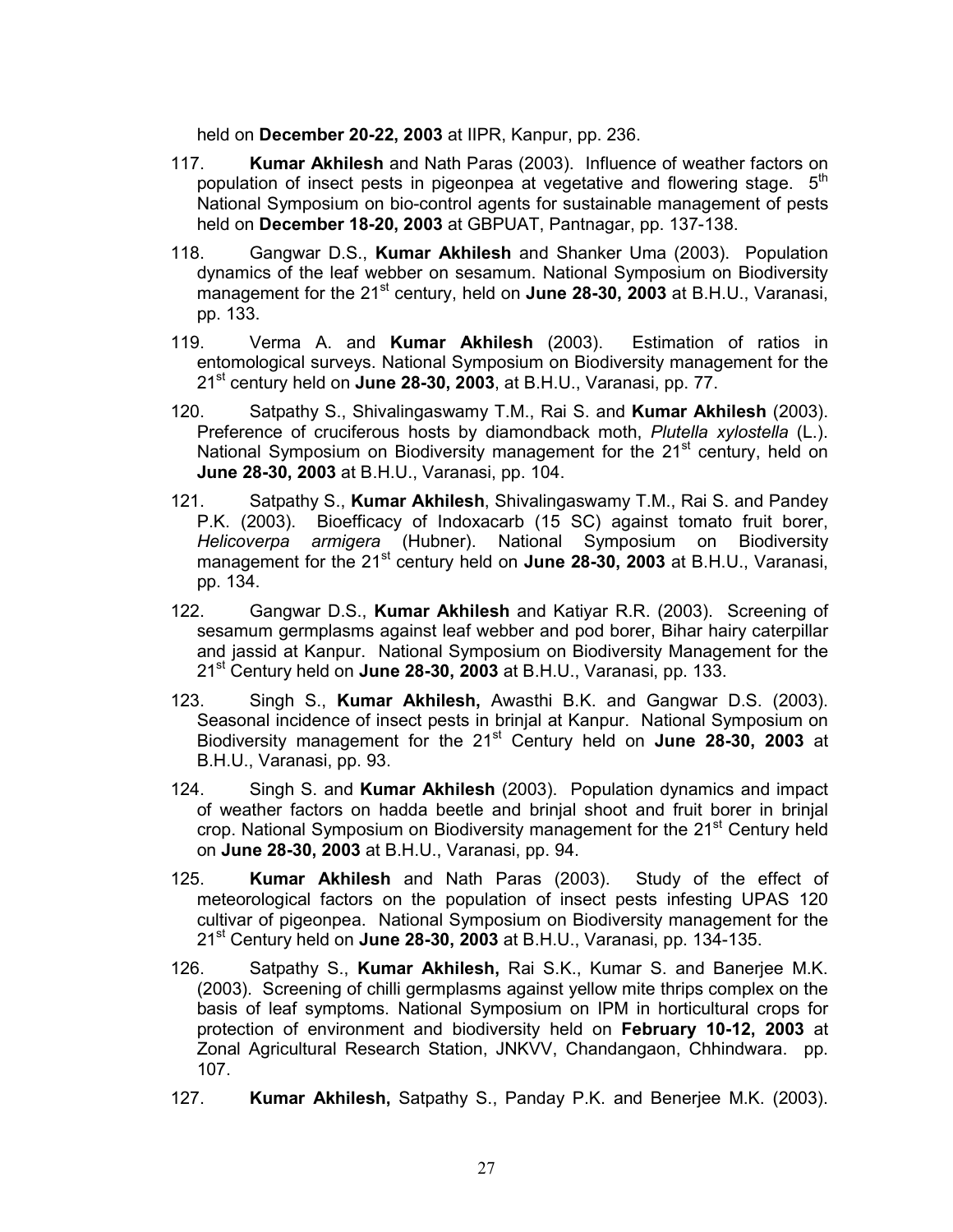held on **December 20-22, 2003** at IIPR, Kanpur, pp. 236.

117. **Kumar Akhilesh** and Nath Paras (2003). Influence of weather factors on population of insect pests in pigeonpea at vegetative and flowering stage. 5th National Symposium on bio-control agents for sustainable management of pests held on **December 18-20, 2003** at GBPUAT, Pantnagar, pp. 137-138.

118. Gangwar D.S., **Kumar Akhilesh** and Shanker Uma (2003). Population dynamics of the leaf webber on sesamum. National Symposium on Biodiversity management for the 21st century, held on **June 28-30, 2003** at B.H.U., Varanasi, pp. 133.

119. Verma A. and **Kumar Akhilesh** (2003). Estimation of ratios in entomological surveys. National Symposium on Biodiversity management for the 21st century held on **June 28-30, 2003**, at B.H.U., Varanasi, pp. 77.

120. Satpathy S., Shivalingaswamy T.M., Rai S. and **Kumar Akhilesh** (2003). Preference of cruciferous hosts by diamondback moth, *Plutella xylostella* (L.). National Symposium on Biodiversity management for the 21st century, held on **June 28-30, 2003** at B.H.U., Varanasi, pp. 104.

121. Satpathy S., **Kumar Akhilesh**, Shivalingaswamy T.M., Rai S. and Pandey P.K. (2003). Bioefficacy of Indoxacarb (15 SC) against tomato fruit borer, *Helicoverpa armigera* (Hubner). National Symposium on Biodiversity management for the 21st century held on **June 28-30, 2003** at B.H.U., Varanasi, pp. 134.

122. Gangwar D.S., **Kumar Akhilesh** and Katiyar R.R. (2003). Screening of sesamum germplasms against leaf webber and pod borer, Bihar hairy caterpillar and jassid at Kanpur. National Symposium on Biodiversity Management for the 21st Century held on **June 28-30, 2003** at B.H.U., Varanasi, pp. 133.

123. Singh S., **Kumar Akhilesh,** Awasthi B.K. and Gangwar D.S. (2003). Seasonal incidence of insect pests in brinjal at Kanpur. National Symposium on Biodiversity management for the 21st Century held on **June 28-30, 2003** at B.H.U., Varanasi, pp. 93.

124. Singh S. and **Kumar Akhilesh** (2003). Population dynamics and impact of weather factors on hadda beetle and brinjal shoot and fruit borer in brinjal crop. National Symposium on Biodiversity management for the 21st Century held on **June 28-30, 2003** at B.H.U., Varanasi, pp. 94.

125. **Kumar Akhilesh** and Nath Paras (2003). Study of the effect of meteorological factors on the population of insect pests infesting UPAS 120 cultivar of pigeonpea. National Symposium on Biodiversity management for the 21st Century held on **June 28-30, 2003** at B.H.U., Varanasi, pp. 134-135.

126. Satpathy S., **Kumar Akhilesh,** Rai S.K., Kumar S. and Banerjee M.K. (2003). Screening of chilli germplasms against yellow mite thrips complex on the basis of leaf symptoms. National Symposium on IPM in horticultural crops for protection of environment and biodiversity held on **February 10-12, 2003** at Zonal Agricultural Research Station, JNKVV, Chandangaon, Chhindwara. pp. 107.

127. **Kumar Akhilesh,** Satpathy S., Panday P.K. and Benerjee M.K. (2003).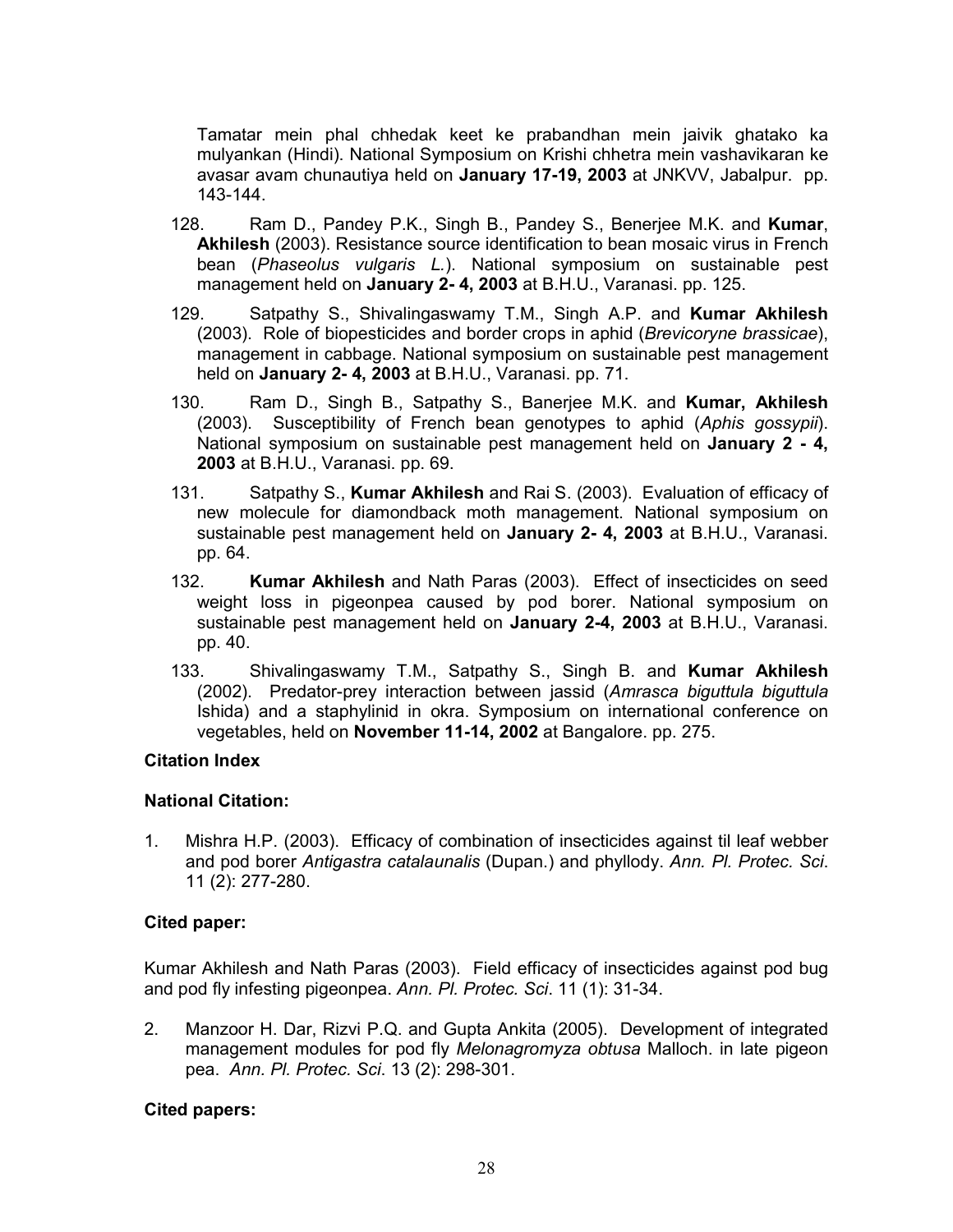Tamatar mein phal chhedak keet ke prabandhan mein jaivik ghatako ka mulyankan (Hindi). National Symposium on Krishi chhetra mein vashavikaran ke avasar avam chunautiya held on **January 17-19, 2003** at JNKVV, Jabalpur. pp. 143-144.

128. Ram D., Pandey P.K., Singh B., Pandey S., Benerjee M.K. and **Kumar, Akhilesh** (2003). Resistance source identification to bean mosaic virus in French bean (*Phaseolus vulgaris L.*). National symposium on sustainable pest management held on **January 2- 4, 2003** at B.H.U., Varanasi. pp. 125.

129. Satpathy S., Shivalingaswamy T.M., Singh A.P. and **Kumar Akhilesh** (2003). Role of biopesticides and border crops in aphid (*Brevicoryne brassicae*), management in cabbage. National symposium on sustainable pest management held on **January 2- 4, 2003** at B.H.U., Varanasi. pp. 71.

130. Ram D., Singh B., Satpathy S., Banerjee M.K. and **Kumar, Akhilesh** (2003). Susceptibility of French bean genotypes to aphid (*Aphis gossypii*). National symposium on sustainable pest management held on **January 2 - 4, 2003** at B.H.U., Varanasi. pp. 69.

131. Satpathy S., **Kumar Akhilesh** and Rai S. (2003). Evaluation of efficacy of new molecule for diamondback moth management. National symposium on sustainable pest management held on **January 2- 4, 2003** at B.H.U., Varanasi. pp. 64.

132. **Kumar Akhilesh** and Nath Paras (2003). Effect of insecticides on seed weight loss in pigeonpea caused by pod borer. National symposium on sustainable pest management held on **January 2-4, 2003** at B.H.U., Varanasi. pp. 40.

133. Shivalingaswamy T.M., Satpathy S., Singh B. and **Kumar Akhilesh** (2002). Predator-prey interaction between jassid (*Amrasca biguttula biguttula* Ishida) and a staphylinid in okra. Symposium on international conference on vegetables, held on **November 11-14, 2002** at Bangalore. pp. 275.

**Citation Index**

**National Citation:**

1. Mishra H.P. (2003). Efficacy of combination of insecticides against til leaf webber and pod borer *Antigastra catalaunalis* (Dupan.) and phyllody. *Ann. Pl. Protec. Sci*. 11 (2): 277-280.

**Cited paper:**

Kumar Akhilesh and Nath Paras (2003). Field efficacy of insecticides against pod bug and pod fly infesting pigeonpea. *Ann. Pl. Protec. Sci*. 11 (1): 31-34.

2. Manzoor H. Dar, Rizvi P.Q. and Gupta Ankita (2005). Development of integrated management modules for pod fly *Melonagromyza obtusa* Malloch. in late pigeon pea. *Ann. Pl. Protec. Sci*. 13 (2): 298-301.

**Cited papers:**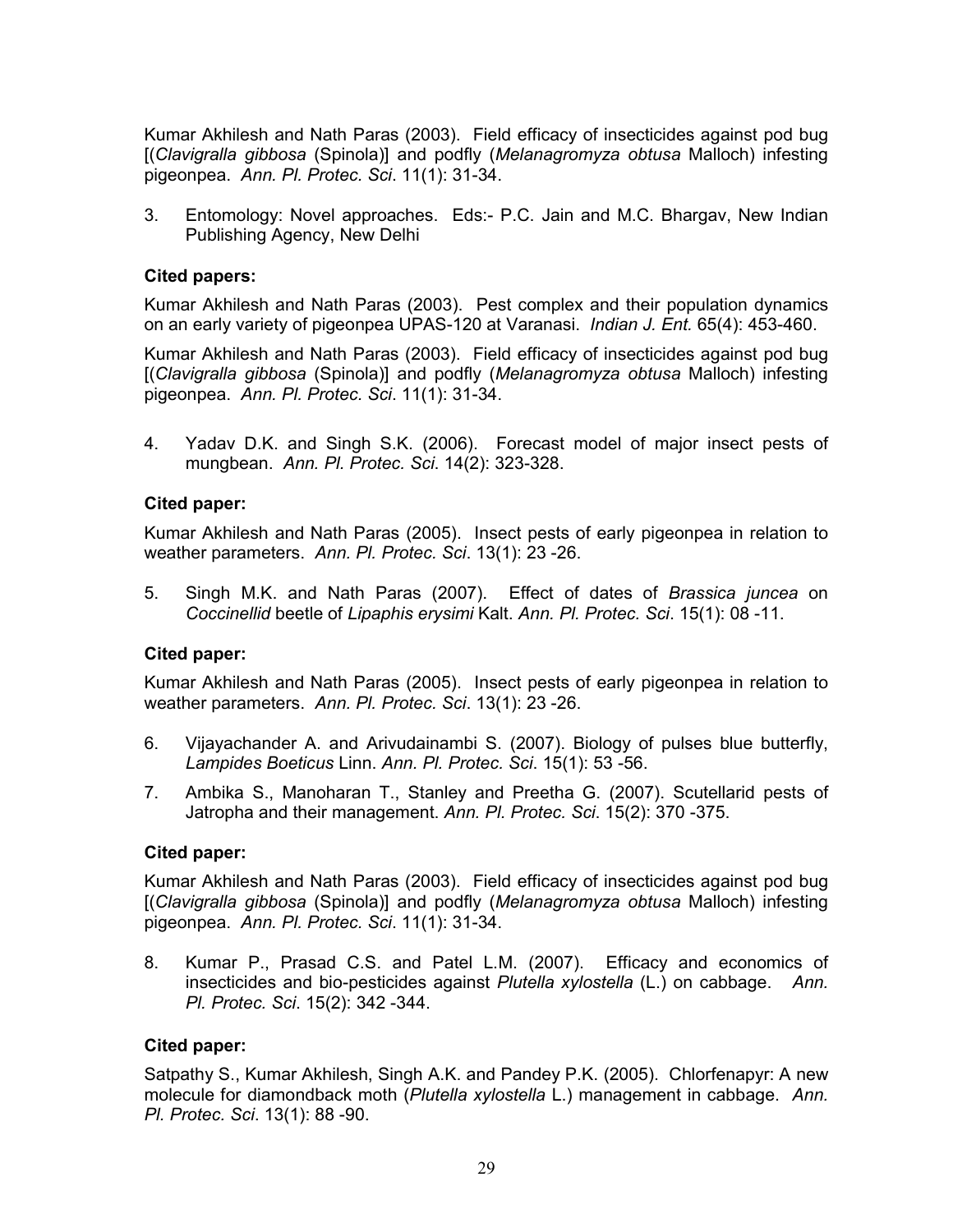Kumar Akhilesh and Nath Paras (2003). Field efficacy of insecticides against pod bug [(*Clavigralla gibbosa* (Spinola)] and podfly (*Melanagromyza obtusa* Malloch) infesting pigeonpea. *Ann. Pl. Protec. Sci*. 11(1): 31-34.

3. Entomology: Novel approaches. Eds:- P.C. Jain and M.C. Bhargav, New Indian Publishing Agency, New Delhi

**Cited papers:**

Kumar Akhilesh and Nath Paras (2003). Pest complex and their population dynamics on an early variety of pigeonpea UPAS-120 at Varanasi. *Indian J. Ent.* 65(4): 453-460.

Kumar Akhilesh and Nath Paras (2003). Field efficacy of insecticides against pod bug [(*Clavigralla gibbosa* (Spinola)] and podfly (*Melanagromyza obtusa* Malloch) infesting pigeonpea. *Ann. Pl. Protec. Sci*. 11(1): 31-34.

4. Yadav D.K. and Singh S.K. (2006). Forecast model of major insect pests of mungbean. *Ann. Pl. Protec. Sci*. 14(2): 323-328.

**Cited paper:**

Kumar Akhilesh and Nath Paras (2005). Insect pests of early pigeonpea in relation to weather parameters. *Ann. Pl. Protec. Sci*. 13(1): 23 -26.

5. Singh M.K. and Nath Paras (2007). Effect of dates of *Brassica juncea* on *Coccinellid* beetle of *Lipaphis erysimi* Kalt. *Ann. Pl. Protec. Sci*. 15(1): 08 -11.

**Cited paper:**

Kumar Akhilesh and Nath Paras (2005). Insect pests of early pigeonpea in relation to weather parameters. *Ann. Pl. Protec. Sci*. 13(1): 23 -26.

6. Vijayachander A. and Arivudainambi S. (2007). Biology of pulses blue butterfly, *Lampides Boeticus* Linn. *Ann. Pl. Protec. Sci*. 15(1): 53 -56.
7. Ambika S., Manoharan T., Stanley and Preetha G. (2007). Scutellarid pests of Jatropha and their management. *Ann. Pl. Protec. Sci*. 15(2): 370 -375.

**Cited paper:**

Kumar Akhilesh and Nath Paras (2003). Field efficacy of insecticides against pod bug [(*Clavigralla gibbosa* (Spinola)] and podfly (*Melanagromyza obtusa* Malloch) infesting pigeonpea. *Ann. Pl. Protec. Sci*. 11(1): 31-34.

8. Kumar P., Prasad C.S. and Patel L.M. (2007). Efficacy and economics of insecticides and bio-pesticides against *Plutella xylostella* (L.) on cabbage. *Ann. Pl. Protec. Sci*. 15(2): 342 -344.

**Cited paper:**

Satpathy S., Kumar Akhilesh, Singh A.K. and Pandey P.K. (2005). Chlorfenapyr: A new molecule for diamondback moth (*Plutella xylostella* L.) management in cabbage. *Ann. Pl. Protec. Sci*. 13(1): 88 -90.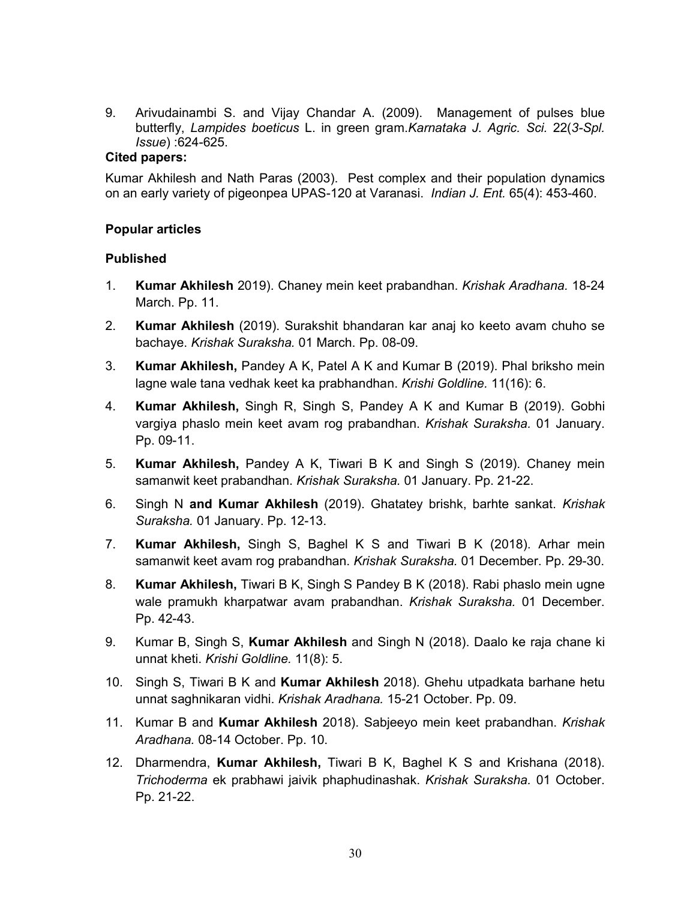9. Arivudainambi S. and Vijay Chandar A. (2009). Management of pulses blue butterfly, *Lampides boeticus* L. in green gram.*Karnataka J. Agric. Sci.* 22(*3-Spl. Issue*) :624-625.

**Cited papers:**

Kumar Akhilesh and Nath Paras (2003). Pest complex and their population dynamics on an early variety of pigeonpea UPAS-120 at Varanasi. *Indian J. Ent.* 65(4): 453-460.

**Popular articles**

**Published**

1. **Kumar Akhilesh** 2019). Chaney mein keet prabandhan. *Krishak Aradhana.* 18-24 March. Pp. 11.
2. **Kumar Akhilesh** (2019). Surakshit bhandaran kar anaj ko keeto avam chuho se bachaye. *Krishak Suraksha.* 01 March. Pp. 08-09.
3. **Kumar Akhilesh,** Pandey A K, Patel A K and Kumar B (2019). Phal briksho mein lagne wale tana vedhak keet ka prabhandhan. *Krishi Goldline.* 11(16): 6.
4. **Kumar Akhilesh,** Singh R, Singh S, Pandey A K and Kumar B (2019). Gobhi vargiya phaslo mein keet avam rog prabandhan. *Krishak Suraksha.* 01 January. Pp. 09-11.
5. **Kumar Akhilesh,** Pandey A K, Tiwari B K and Singh S (2019). Chaney mein samanwit keet prabandhan. *Krishak Suraksha.* 01 January. Pp. 21-22.
6. Singh N **and Kumar Akhilesh** (2019). Ghatatey brishk, barhte sankat. *Krishak Suraksha.* 01 January. Pp. 12-13.
7. **Kumar Akhilesh,** Singh S, Baghel K S and Tiwari B K (2018). Arhar mein samanwit keet avam rog prabandhan. *Krishak Suraksha.* 01 December. Pp. 29-30.
8. **Kumar Akhilesh,** Tiwari B K, Singh S Pandey B K (2018). Rabi phaslo mein ugne wale pramukh kharpatwar avam prabandhan. *Krishak Suraksha.* 01 December. Pp. 42-43.
9. Kumar B, Singh S, **Kumar Akhilesh** and Singh N (2018). Daalo ke raja chane ki unnat kheti. *Krishi Goldline.* 11(8): 5.
10. Singh S, Tiwari B K and **Kumar Akhilesh** 2018). Ghehu utpadkata barhane hetu unnat saghnikaran vidhi. *Krishak Aradhana.* 15-21 October. Pp. 09.
11. Kumar B and **Kumar Akhilesh** 2018). Sabjeeyo mein keet prabandhan. *Krishak Aradhana.* 08-14 October. Pp. 10.
12. Dharmendra, **Kumar Akhilesh,** Tiwari B K, Baghel K S and Krishana (2018). *Trichoderma* ek prabhawi jaivik phaphudinashak. *Krishak Suraksha.* 01 October. Pp. 21-22.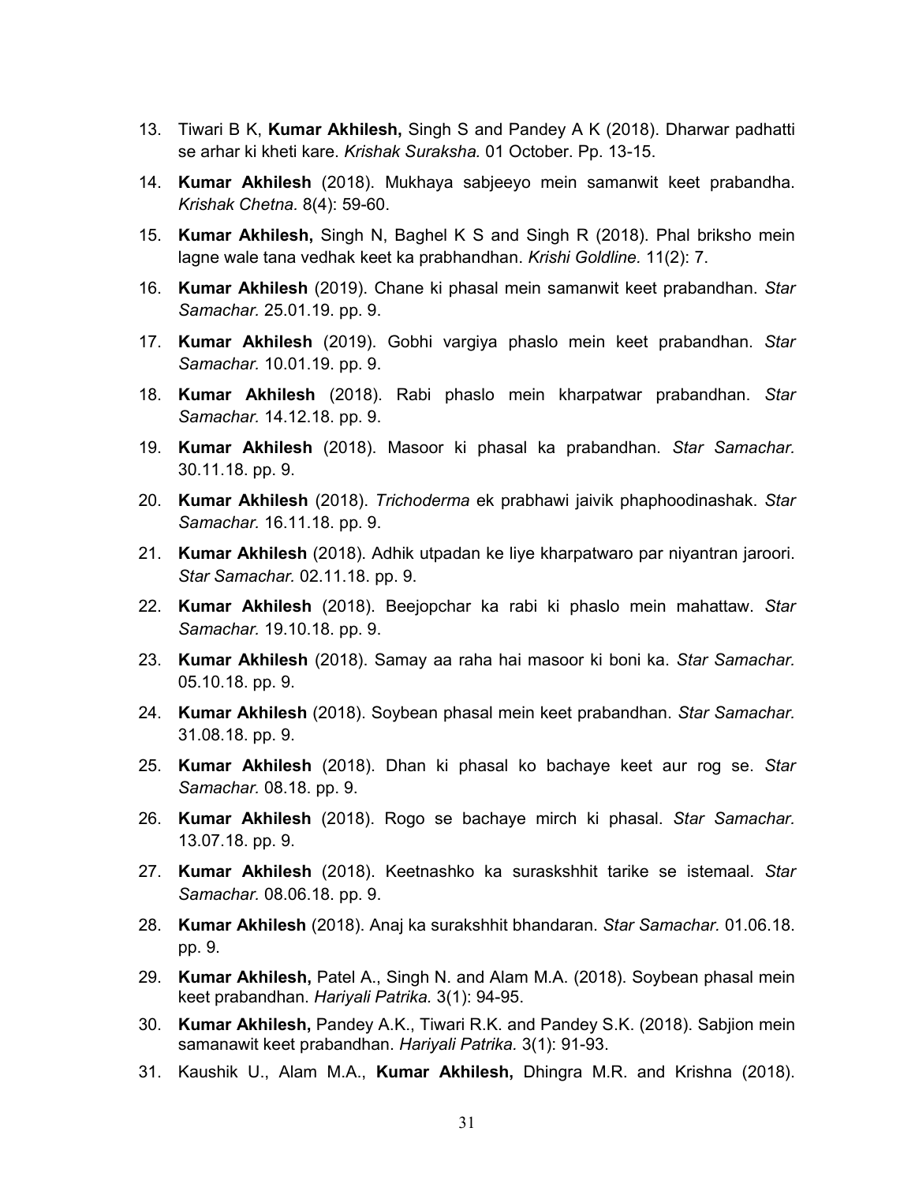13. Tiwari B K, **Kumar Akhilesh,** Singh S and Pandey A K (2018). Dharwar padhatti se arhar ki kheti kare. *Krishak Suraksha.* 01 October. Pp. 13-15.
14. **Kumar Akhilesh** (2018). Mukhaya sabjeeyo mein samanwit keet prabandha. *Krishak Chetna.* 8(4): 59-60.
15. **Kumar Akhilesh,** Singh N, Baghel K S and Singh R (2018). Phal briksho mein lagne wale tana vedhak keet ka prabhandhan. *Krishi Goldline.* 11(2): 7.
16. **Kumar Akhilesh** (2019). Chane ki phasal mein samanwit keet prabandhan. *Star Samachar.* 25.01.19. pp. 9.
17. **Kumar Akhilesh** (2019). Gobhi vargiya phaslo mein keet prabandhan. *Star Samachar.* 10.01.19. pp. 9.
18. **Kumar Akhilesh** (2018). Rabi phaslo mein kharpatwar prabandhan. *Star Samachar.* 14.12.18. pp. 9.
19. **Kumar Akhilesh** (2018). Masoor ki phasal ka prabandhan. *Star Samachar.* 30.11.18. pp. 9.
20. **Kumar Akhilesh** (2018). *Trichoderma* ek prabhawi jaivik phaphoodinashak. *Star Samachar.* 16.11.18. pp. 9.
21. **Kumar Akhilesh** (2018). Adhik utpadan ke liye kharpatwaro par niyantran jaroori. *Star Samachar.* 02.11.18. pp. 9.
22. **Kumar Akhilesh** (2018). Beejopchar ka rabi ki phaslo mein mahattaw. *Star Samachar.* 19.10.18. pp. 9.
23. **Kumar Akhilesh** (2018). Samay aa raha hai masoor ki boni ka. *Star Samachar.* 05.10.18. pp. 9.
24. **Kumar Akhilesh** (2018). Soybean phasal mein keet prabandhan. *Star Samachar.* 31.08.18. pp. 9.
25. **Kumar Akhilesh** (2018). Dhan ki phasal ko bachaye keet aur rog se. *Star Samachar.* 08.18. pp. 9.
26. **Kumar Akhilesh** (2018). Rogo se bachaye mirch ki phasal. *Star Samachar.* 13.07.18. pp. 9.
27. **Kumar Akhilesh** (2018). Keetnashko ka suraskshhit tarike se istemaal. *Star Samachar.* 08.06.18. pp. 9.
28. **Kumar Akhilesh** (2018). Anaj ka surakshhit bhandaran. *Star Samachar.* 01.06.18. pp. 9.
29. **Kumar Akhilesh,** Patel A., Singh N. and Alam M.A. (2018). Soybean phasal mein keet prabandhan. *Hariyali Patrika.* 3(1): 94-95.
30. **Kumar Akhilesh,** Pandey A.K., Tiwari R.K. and Pandey S.K. (2018). Sabjion mein samanawit keet prabandhan. *Hariyali Patrika.* 3(1): 91-93.
31. Kaushik U., Alam M.A., **Kumar Akhilesh,** Dhingra M.R. and Krishna (2018).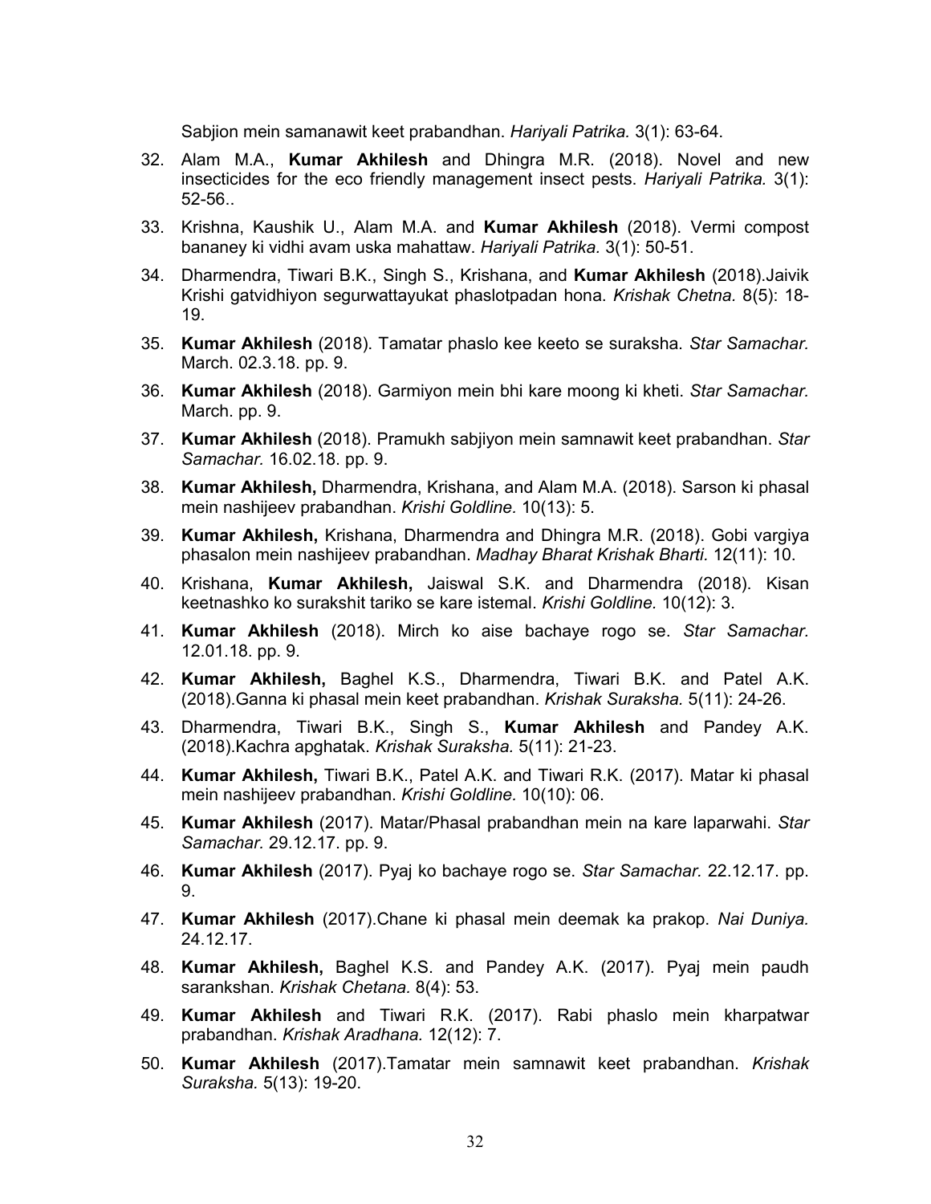Sabjion mein samanawit keet prabandhan. *Hariyali Patrika.* 3(1): 63-64.

32. Alam M.A., **Kumar Akhilesh** and Dhingra M.R. (2018). Novel and new insecticides for the eco friendly management insect pests. *Hariyali Patrika.* 3(1): 52-56..
33. Krishna, Kaushik U., Alam M.A. and **Kumar Akhilesh** (2018). Vermi compost bananey ki vidhi avam uska mahattaw. *Hariyali Patrika.* 3(1): 50-51.
34. Dharmendra, Tiwari B.K., Singh S., Krishana, and **Kumar Akhilesh** (2018).Jaivik Krishi gatvidhiyon segurwattayukat phaslotpadan hona. *Krishak Chetna.* 8(5): 18-19.
35. **Kumar Akhilesh** (2018). Tamatar phaslo kee keeto se suraksha. *Star Samachar.* March. 02.3.18. pp. 9.
36. **Kumar Akhilesh** (2018). Garmiyon mein bhi kare moong ki kheti. *Star Samachar.* March. pp. 9.
37. **Kumar Akhilesh** (2018). Pramukh sabjiyon mein samnawit keet prabandhan. *Star Samachar.* 16.02.18. pp. 9.
38. **Kumar Akhilesh,** Dharmendra, Krishana, and Alam M.A. (2018). Sarson ki phasal mein nashijeev prabandhan. *Krishi Goldline.* 10(13): 5.
39. **Kumar Akhilesh,** Krishana, Dharmendra and Dhingra M.R. (2018). Gobi vargiya phasalon mein nashijeev prabandhan. *Madhay Bharat Krishak Bharti.* 12(11): 10.
40. Krishana, **Kumar Akhilesh,** Jaiswal S.K. and Dharmendra (2018). Kisan keetnashko ko surakshit tariko se kare istemal. *Krishi Goldline.* 10(12): 3.
41. **Kumar Akhilesh** (2018). Mirch ko aise bachaye rogo se. *Star Samachar.* 12.01.18. pp. 9.
42. **Kumar Akhilesh,** Baghel K.S., Dharmendra, Tiwari B.K. and Patel A.K. (2018).Ganna ki phasal mein keet prabandhan. *Krishak Suraksha.* 5(11): 24-26.
43. Dharmendra, Tiwari B.K., Singh S., **Kumar Akhilesh** and Pandey A.K. (2018).Kachra apghatak. *Krishak Suraksha.* 5(11): 21-23.
44. **Kumar Akhilesh,** Tiwari B.K., Patel A.K. and Tiwari R.K. (2017). Matar ki phasal mein nashijeev prabandhan. *Krishi Goldline.* 10(10): 06.
45. **Kumar Akhilesh** (2017). Matar/Phasal prabandhan mein na kare laparwahi. *Star Samachar.* 29.12.17. pp. 9.
46. **Kumar Akhilesh** (2017). Pyaj ko bachaye rogo se. *Star Samachar.* 22.12.17. pp. 9.
47. **Kumar Akhilesh** (2017).Chane ki phasal mein deemak ka prakop. *Nai Duniya.* 24.12.17.
48. **Kumar Akhilesh,** Baghel K.S. and Pandey A.K. (2017). Pyaj mein paudh sarankshan. *Krishak Chetana.* 8(4): 53.
49. **Kumar Akhilesh** and Tiwari R.K. (2017). Rabi phaslo mein kharpatwar prabandhan. *Krishak Aradhana.* 12(12): 7.
50. **Kumar Akhilesh** (2017).Tamatar mein samnawit keet prabandhan. *Krishak Suraksha.* 5(13): 19-20.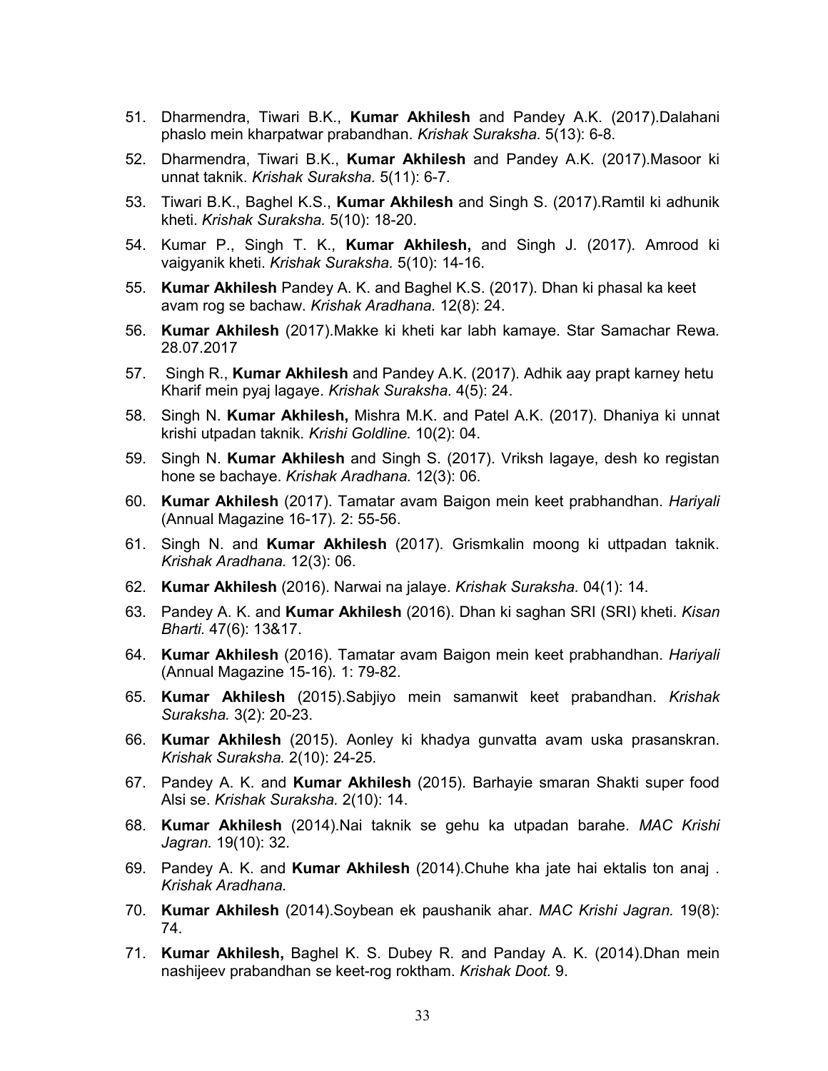51. Dharmendra, Tiwari B.K., **Kumar Akhilesh** and Pandey A.K. (2017).Dalahani phaslo mein kharpatwar prabandhan. *Krishak Suraksha.* 5(13): 6-8.
52. Dharmendra, Tiwari B.K., **Kumar Akhilesh** and Pandey A.K. (2017).Masoor ki unnat taknik. *Krishak Suraksha.* 5(11): 6-7.
53. Tiwari B.K., Baghel K.S., **Kumar Akhilesh** and Singh S. (2017).Ramtil ki adhunik kheti. *Krishak Suraksha.* 5(10): 18-20.
54. Kumar P., Singh T. K., **Kumar Akhilesh,** and Singh J. (2017). Amrood ki vaigyanik kheti. *Krishak Suraksha.* 5(10): 14-16.
55. **Kumar Akhilesh** Pandey A. K. and Baghel K.S. (2017). Dhan ki phasal ka keet avam rog se bachaw. *Krishak Aradhana.* 12(8): 24.
56. **Kumar Akhilesh** (2017).Makke ki kheti kar labh kamaye. Star Samachar Rewa*.* 28.07.2017
57. Singh R., **Kumar Akhilesh** and Pandey A.K. (2017). Adhik aay prapt karney hetu Kharif mein pyaj lagaye. *Krishak Suraksha.* 4(5): 24.
58. Singh N. **Kumar Akhilesh,** Mishra M.K. and Patel A.K. (2017). Dhaniya ki unnat krishi utpadan taknik. *Krishi Goldline.* 10(2): 04.
59. Singh N. **Kumar Akhilesh** and Singh S. (2017). Vriksh lagaye, desh ko registan hone se bachaye. *Krishak Aradhana.* 12(3): 06.
60. **Kumar Akhilesh** (2017). Tamatar avam Baigon mein keet prabhandhan. *Hariyali* (Annual Magazine 16-17)*.* 2: 55-56.
61. Singh N. and **Kumar Akhilesh** (2017). Grismkalin moong ki uttpadan taknik. *Krishak Aradhana.* 12(3): 06.
62. **Kumar Akhilesh** (2016). Narwai na jalaye. *Krishak Suraksha.* 04(1): 14.
63. Pandey A. K. and **Kumar Akhilesh** (2016). Dhan ki saghan SRI (SRI) kheti. *Kisan Bharti.* 47(6): 13&17.
64. **Kumar Akhilesh** (2016). Tamatar avam Baigon mein keet prabhandhan. *Hariyali* (Annual Magazine 15-16)*.* 1: 79-82.
65. **Kumar Akhilesh** (2015).Sabjiyo mein samanwit keet prabandhan. *Krishak Suraksha.* 3(2): 20-23.
66. **Kumar Akhilesh** (2015). Aonley ki khadya gunvatta avam uska prasanskran. *Krishak Suraksha.* 2(10): 24-25.
67. Pandey A. K. and **Kumar Akhilesh** (2015). Barhayie smaran Shakti super food Alsi se. *Krishak Suraksha.* 2(10): 14.
68. **Kumar Akhilesh** (2014).Nai taknik se gehu ka utpadan barahe. *MAC Krishi Jagran.* 19(10): 32.
69. Pandey A. K. and **Kumar Akhilesh** (2014).Chuhe kha jate hai ektalis ton anaj . *Krishak Aradhana.*
70. **Kumar Akhilesh** (2014).Soybean ek paushanik ahar. *MAC Krishi Jagran.* 19(8): 74.
71. **Kumar Akhilesh,** Baghel K. S. Dubey R. and Panday A. K. (2014).Dhan mein nashijeev prabandhan se keet-rog roktham. *Krishak Doot.* 9.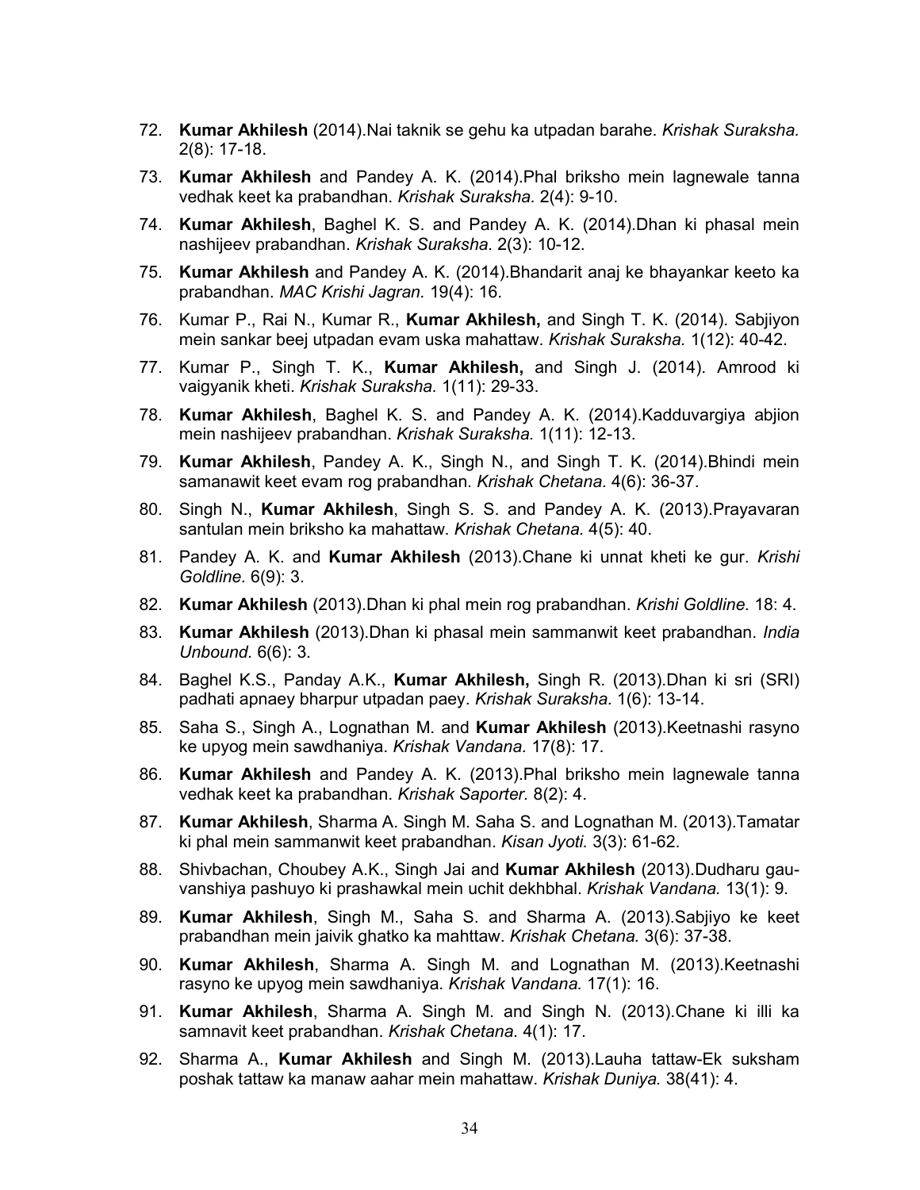72. **Kumar Akhilesh** (2014).Nai taknik se gehu ka utpadan barahe. *Krishak Suraksha.* 2(8): 17-18.

73. **Kumar Akhilesh** and Pandey A. K. (2014).Phal briksho mein lagnewale tanna vedhak keet ka prabandhan. *Krishak Suraksha.* 2(4): 9-10.

74. **Kumar Akhilesh**, Baghel K. S. and Pandey A. K. (2014).Dhan ki phasal mein nashijeev prabandhan. *Krishak Suraksha.* 2(3): 10-12.

75. **Kumar Akhilesh** and Pandey A. K. (2014).Bhandarit anaj ke bhayankar keeto ka prabandhan. *MAC Krishi Jagran.* 19(4): 16.

76. Kumar P., Rai N., Kumar R., **Kumar Akhilesh,** and Singh T. K. (2014). Sabjiyon mein sankar beej utpadan evam uska mahattaw. *Krishak Suraksha.* 1(12): 40-42.

77. Kumar P., Singh T. K., **Kumar Akhilesh,** and Singh J. (2014). Amrood ki vaigyanik kheti. *Krishak Suraksha.* 1(11): 29-33.

78. **Kumar Akhilesh**, Baghel K. S. and Pandey A. K. (2014).Kadduvargiya abjion mein nashijeev prabandhan. *Krishak Suraksha.* 1(11): 12-13.

79. **Kumar Akhilesh**, Pandey A. K., Singh N., and Singh T. K. (2014).Bhindi mein samanawit keet evam rog prabandhan. *Krishak Chetana.* 4(6): 36-37.

80. Singh N., **Kumar Akhilesh**, Singh S. S. and Pandey A. K. (2013).Prayavaran santulan mein briksho ka mahattaw. *Krishak Chetana.* 4(5): 40.

81. Pandey A. K. and **Kumar Akhilesh** (2013).Chane ki unnat kheti ke gur. *Krishi Goldline.* 6(9): 3.

82. **Kumar Akhilesh** (2013).Dhan ki phal mein rog prabandhan. *Krishi Goldline.* 18: 4.

83. **Kumar Akhilesh** (2013).Dhan ki phasal mein sammanwit keet prabandhan. *India Unbound.* 6(6): 3.

84. Baghel K.S., Panday A.K., **Kumar Akhilesh,** Singh R. (2013).Dhan ki sri (SRI) padhati apnaey bharpur utpadan paey. *Krishak Suraksha.* 1(6): 13-14.

85. Saha S., Singh A., Lognathan M. and **Kumar Akhilesh** (2013).Keetnashi rasyno ke upyog mein sawdhaniya. *Krishak Vandana.* 17(8): 17.

86. **Kumar Akhilesh** and Pandey A. K. (2013).Phal briksho mein lagnewale tanna vedhak keet ka prabandhan. *Krishak Saporter.* 8(2): 4.

87. **Kumar Akhilesh**, Sharma A. Singh M. Saha S. and Lognathan M. (2013).Tamatar ki phal mein sammanwit keet prabandhan. *Kisan Jyoti.* 3(3): 61-62.

88. Shivbachan, Choubey A.K., Singh Jai and **Kumar Akhilesh** (2013).Dudharu gau-vanshiya pashuyo ki prashawkal mein uchit dekhbhal. *Krishak Vandana.* 13(1): 9.

89. **Kumar Akhilesh**, Singh M., Saha S. and Sharma A. (2013).Sabjiyo ke keet prabandhan mein jaivik ghatko ka mahttaw. *Krishak Chetana.* 3(6): 37-38.

90. **Kumar Akhilesh**, Sharma A. Singh M. and Lognathan M. (2013).Keetnashi rasyno ke upyog mein sawdhaniya. *Krishak Vandana.* 17(1): 16.

91. **Kumar Akhilesh**, Sharma A. Singh M. and Singh N. (2013).Chane ki illi ka samnavit keet prabandhan. *Krishak Chetana.* 4(1): 17.

92. Sharma A., **Kumar Akhilesh** and Singh M. (2013).Lauha tattaw-Ek suksham poshak tattaw ka manaw aahar mein mahattaw. *Krishak Duniya.* 38(41): 4.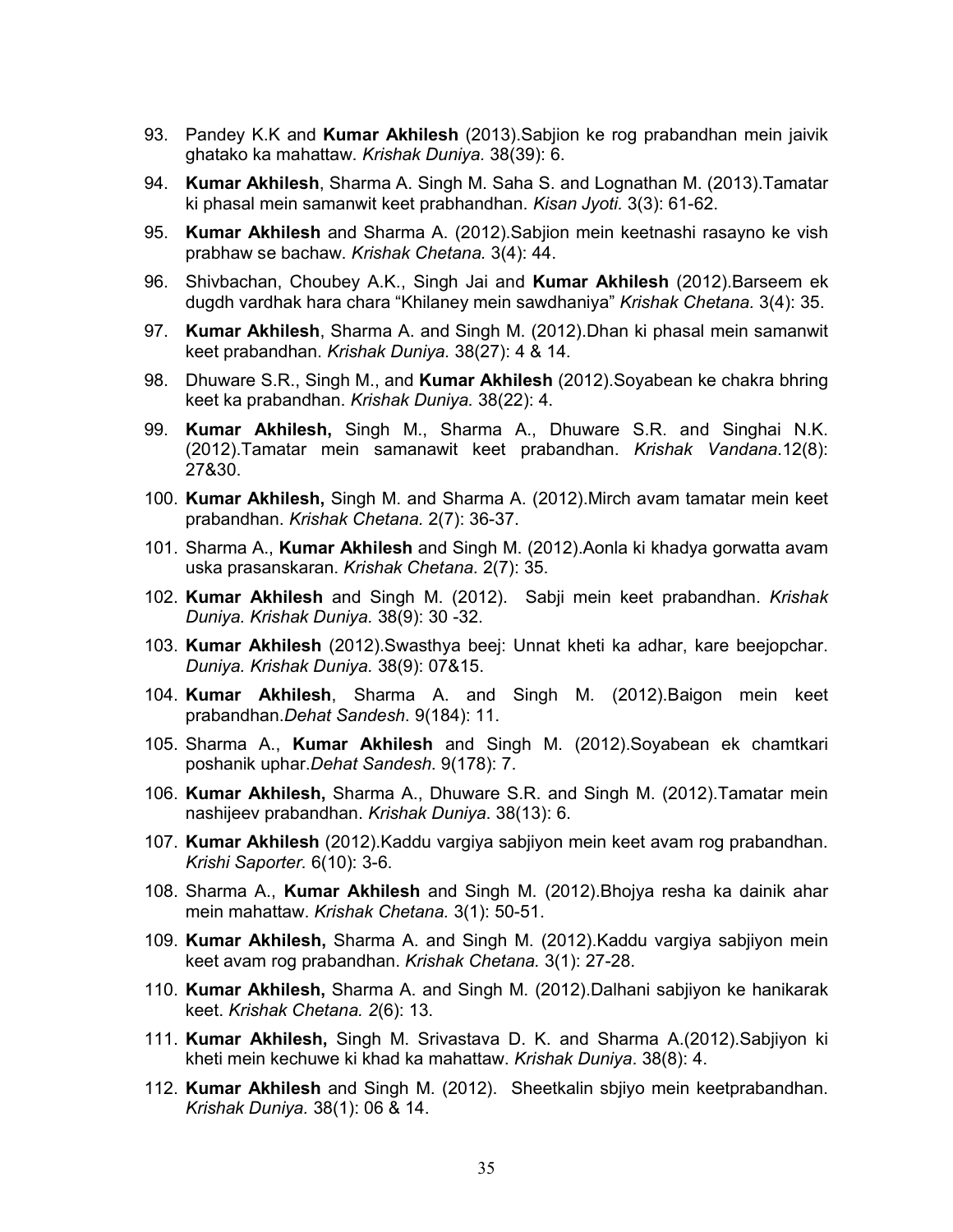93. Pandey K.K and **Kumar Akhilesh** (2013).Sabjion ke rog prabandhan mein jaivik ghatako ka mahattaw. *Krishak Duniya.* 38(39): 6.
94. **Kumar Akhilesh**, Sharma A. Singh M. Saha S. and Lognathan M. (2013).Tamatar ki phasal mein samanwit keet prabhandhan. *Kisan Jyoti.* 3(3): 61-62.
95. **Kumar Akhilesh** and Sharma A. (2012).Sabjion mein keetnashi rasayno ke vish prabhaw se bachaw. *Krishak Chetana.* 3(4): 44.
96. Shivbachan, Choubey A.K., Singh Jai and **Kumar Akhilesh** (2012).Barseem ek dugdh vardhak hara chara "Khilaney mein sawdhaniya" *Krishak Chetana.* 3(4): 35.
97. **Kumar Akhilesh**, Sharma A. and Singh M. (2012).Dhan ki phasal mein samanwit keet prabandhan. *Krishak Duniya.* 38(27): 4 & 14.
98. Dhuware S.R., Singh M., and **Kumar Akhilesh** (2012).Soyabean ke chakra bhring keet ka prabandhan. *Krishak Duniya.* 38(22): 4.
99. **Kumar Akhilesh,** Singh M., Sharma A., Dhuware S.R. and Singhai N.K. (2012).Tamatar mein samanawit keet prabandhan. *Krishak Vandana*.12(8): 27&30.
100. **Kumar Akhilesh,** Singh M. and Sharma A. (2012).Mirch avam tamatar mein keet prabandhan. *Krishak Chetana.* 2(7): 36-37.
101. Sharma A., **Kumar Akhilesh** and Singh M. (2012).Aonla ki khadya gorwatta avam uska prasanskaran. *Krishak Chetana.* 2(7): 35.
102. **Kumar Akhilesh** and Singh M. (2012). Sabji mein keet prabandhan. *Krishak Duniya. Krishak Duniya.* 38(9): 30 -32.
103. **Kumar Akhilesh** (2012).Swasthya beej: Unnat kheti ka adhar, kare beejopchar. *Duniya. Krishak Duniya.* 38(9): 07&15.
104. **Kumar Akhilesh**, Sharma A. and Singh M. (2012).Baigon mein keet prabandhan.*Dehat Sandesh*. 9(184): 11.
105. Sharma A., **Kumar Akhilesh** and Singh M. (2012).Soyabean ek chamtkari poshanik uphar.*Dehat Sandesh*. 9(178): 7.
106. **Kumar Akhilesh,** Sharma A., Dhuware S.R. and Singh M. (2012).Tamatar mein nashijeev prabandhan. *Krishak Duniya*. 38(13): 6.
107. **Kumar Akhilesh** (2012).Kaddu vargiya sabjiyon mein keet avam rog prabandhan. *Krishi Saporter.* 6(10): 3-6.
108. Sharma A., **Kumar Akhilesh** and Singh M. (2012).Bhojya resha ka dainik ahar mein mahattaw. *Krishak Chetana.* 3(1): 50-51.
109. **Kumar Akhilesh,** Sharma A. and Singh M. (2012).Kaddu vargiya sabjiyon mein keet avam rog prabandhan. *Krishak Chetana.* 3(1): 27-28.
110. **Kumar Akhilesh,** Sharma A. and Singh M. (2012).Dalhani sabjiyon ke hanikarak keet. *Krishak Chetana. 2*(6): 13.
111. **Kumar Akhilesh,** Singh M. Srivastava D. K. and Sharma A.(2012).Sabjiyon ki kheti mein kechuwe ki khad ka mahattaw. *Krishak Duniya*. 38(8): 4.
112. **Kumar Akhilesh** and Singh M. (2012). Sheetkalin sbjiyo mein keetprabandhan. *Krishak Duniya.* 38(1): 06 & 14.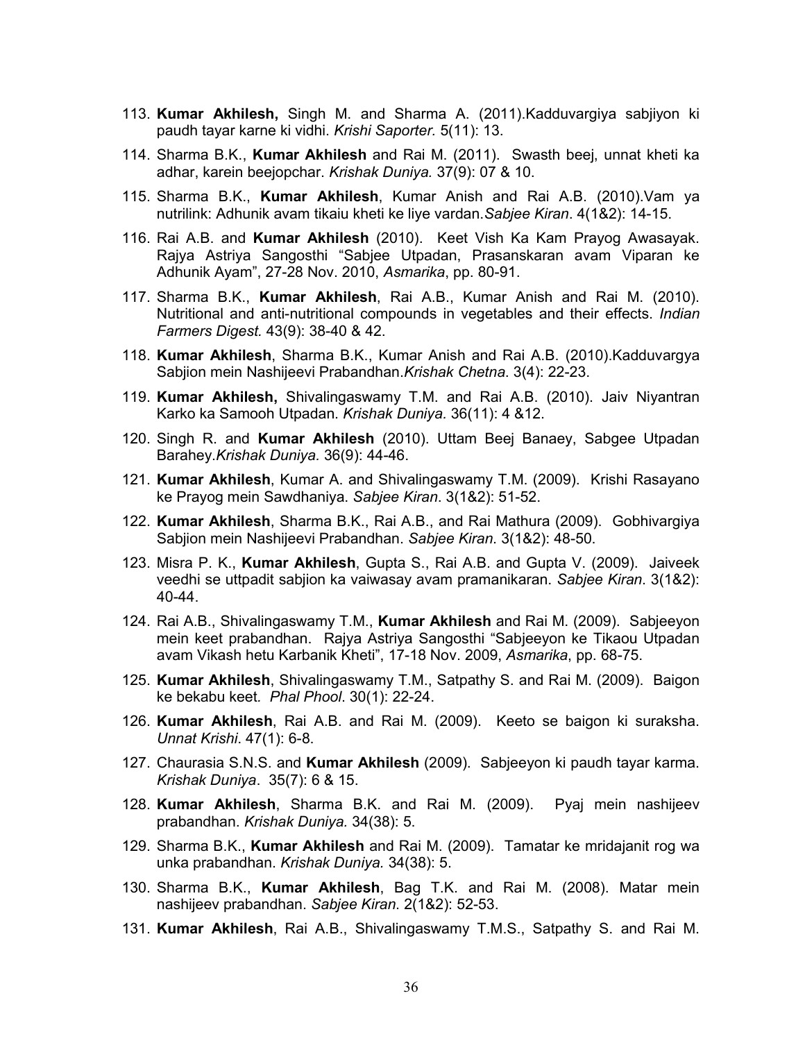113. **Kumar Akhilesh,** Singh M. and Sharma A. (2011).Kadduvargiya sabjiyon ki paudh tayar karne ki vidhi. *Krishi Saporter.* 5(11): 13.

114. Sharma B.K., **Kumar Akhilesh** and Rai M. (2011). Swasth beej, unnat kheti ka adhar, karein beejopchar. *Krishak Duniya.* 37(9): 07 & 10.

115. Sharma B.K., **Kumar Akhilesh**, Kumar Anish and Rai A.B. (2010).Vam ya nutrilink: Adhunik avam tikaiu kheti ke liye vardan.*Sabjee Kiran*. 4(1&2): 14-15.

116. Rai A.B. and **Kumar Akhilesh** (2010). Keet Vish Ka Kam Prayog Awasayak. Rajya Astriya Sangosthi "Sabjee Utpadan, Prasanskaran avam Viparan ke Adhunik Ayam", 27-28 Nov. 2010, *Asmarika*, pp. 80-91.

117. Sharma B.K., **Kumar Akhilesh**, Rai A.B., Kumar Anish and Rai M. (2010). Nutritional and anti-nutritional compounds in vegetables and their effects. *Indian Farmers Digest.* 43(9): 38-40 & 42.

118. **Kumar Akhilesh**, Sharma B.K., Kumar Anish and Rai A.B. (2010).Kadduvargya Sabjion mein Nashijeevi Prabandhan.*Krishak Chetna*. 3(4): 22-23.

119. **Kumar Akhilesh,** Shivalingaswamy T.M. and Rai A.B. (2010). Jaiv Niyantran Karko ka Samooh Utpadan. *Krishak Duniya.* 36(11): 4 &12.

120. Singh R. and **Kumar Akhilesh** (2010). Uttam Beej Banaey, Sabgee Utpadan Barahey.*Krishak Duniya.* 36(9): 44-46.

121. **Kumar Akhilesh**, Kumar A. and Shivalingaswamy T.M. (2009). Krishi Rasayano ke Prayog mein Sawdhaniya. *Sabjee Kiran*. 3(1&2): 51-52.

122. **Kumar Akhilesh**, Sharma B.K., Rai A.B., and Rai Mathura (2009). Gobhivargiya Sabjion mein Nashijeevi Prabandhan. *Sabjee Kiran.* 3(1&2): 48-50.

123. Misra P. K., **Kumar Akhilesh**, Gupta S., Rai A.B. and Gupta V. (2009). Jaiveek veedhi se uttpadit sabjion ka vaiwasay avam pramanikaran. *Sabjee Kiran*. 3(1&2): 40-44.

124. Rai A.B., Shivalingaswamy T.M., **Kumar Akhilesh** and Rai M. (2009). Sabjeeyon mein keet prabandhan. Rajya Astriya Sangosthi "Sabjeeyon ke Tikaou Utpadan avam Vikash hetu Karbanik Kheti", 17-18 Nov. 2009, *Asmarika*, pp. 68-75.

125. **Kumar Akhilesh**, Shivalingaswamy T.M., Satpathy S. and Rai M. (2009). Baigon ke bekabu keet*. Phal Phool*. 30(1): 22-24.

126. **Kumar Akhilesh**, Rai A.B. and Rai M. (2009). Keeto se baigon ki suraksha. *Unnat Krishi*. 47(1): 6-8.

127. Chaurasia S.N.S. and **Kumar Akhilesh** (2009). Sabjeeyon ki paudh tayar karma. *Krishak Duniya*. 35(7): 6 & 15.

128. **Kumar Akhilesh**, Sharma B.K. and Rai M. (2009). Pyaj mein nashijeev prabandhan. *Krishak Duniya.* 34(38): 5.

129. Sharma B.K., **Kumar Akhilesh** and Rai M. (2009). Tamatar ke mridajanit rog wa unka prabandhan. *Krishak Duniya.* 34(38): 5.

130. Sharma B.K., **Kumar Akhilesh**, Bag T.K. and Rai M. (2008). Matar mein nashijeev prabandhan. *Sabjee Kiran*. 2(1&2): 52-53.

131. **Kumar Akhilesh**, Rai A.B., Shivalingaswamy T.M.S., Satpathy S. and Rai M.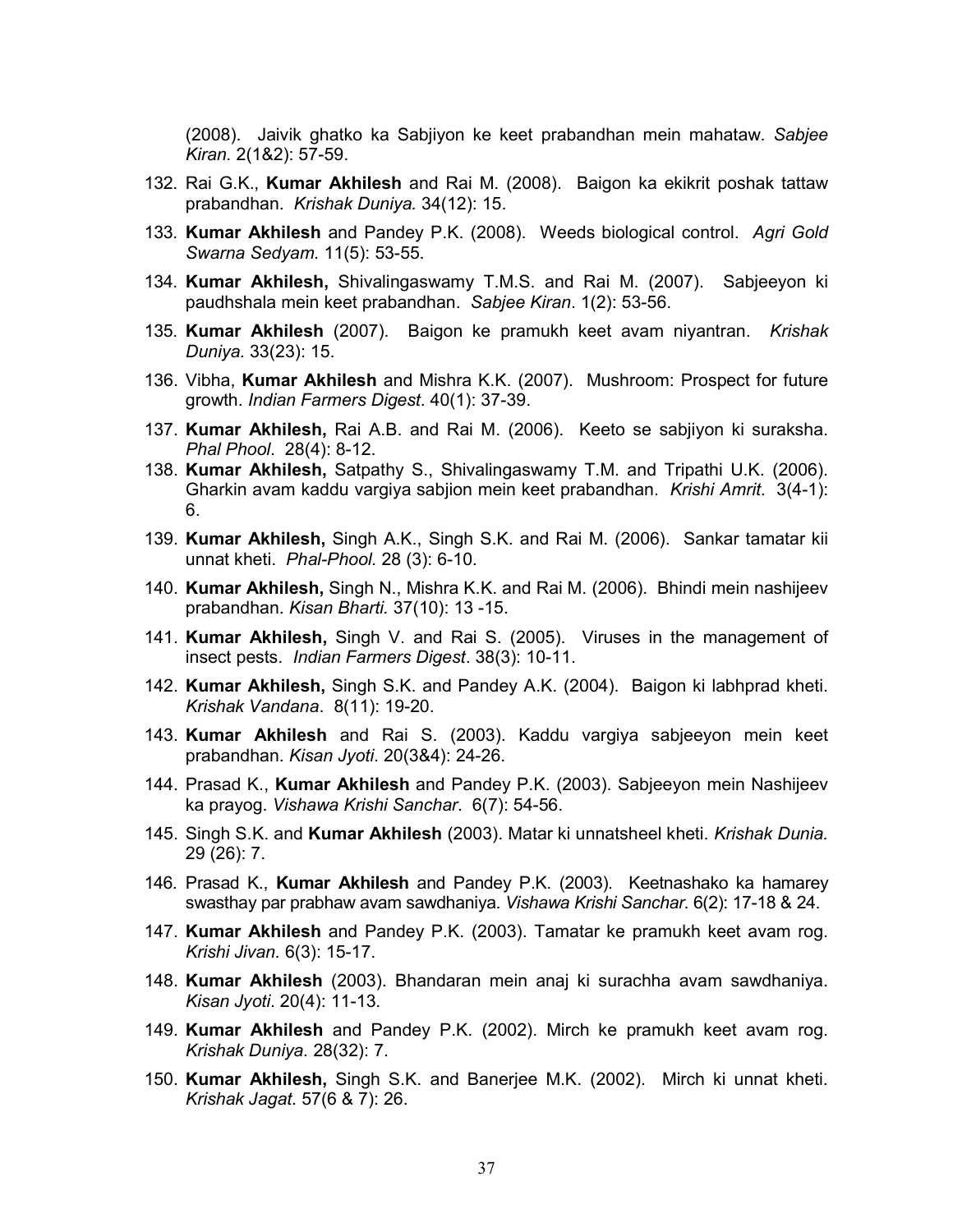(2008). Jaivik ghatko ka Sabjiyon ke keet prabandhan mein mahataw. *Sabjee Kiran*. 2(1&2): 57-59.

132. Rai G.K., **Kumar Akhilesh** and Rai M. (2008). Baigon ka ekikrit poshak tattaw prabandhan. *Krishak Duniya.* 34(12): 15.
133. **Kumar Akhilesh** and Pandey P.K. (2008). Weeds biological control. *Agri Gold Swarna Sedyam.* 11(5): 53-55.
134. **Kumar Akhilesh,** Shivalingaswamy T.M.S. and Rai M. (2007). Sabjeeyon ki paudhshala mein keet prabandhan. *Sabjee Kiran*. 1(2): 53-56.
135. **Kumar Akhilesh** (2007). Baigon ke pramukh keet avam niyantran. *Krishak Duniya.* 33(23): 15.
136. Vibha, **Kumar Akhilesh** and Mishra K.K. (2007). Mushroom: Prospect for future growth. *Indian Farmers Digest*. 40(1): 37-39.
137. **Kumar Akhilesh,** Rai A.B. and Rai M. (2006). Keeto se sabjiyon ki suraksha. *Phal Phool*. 28(4): 8-12.
138. **Kumar Akhilesh,** Satpathy S., Shivalingaswamy T.M. and Tripathi U.K. (2006). Gharkin avam kaddu vargiya sabjion mein keet prabandhan. *Krishi Amrit*. 3(4-1): 6.
139. **Kumar Akhilesh,** Singh A.K., Singh S.K. and Rai M. (2006). Sankar tamatar kii unnat kheti. *Phal-Phool.* 28 (3): 6-10.
140. **Kumar Akhilesh,** Singh N., Mishra K.K. and Rai M. (2006). Bhindi mein nashijeev prabandhan. *Kisan Bharti.* 37(10): 13 -15.
141. **Kumar Akhilesh,** Singh V. and Rai S. (2005). Viruses in the management of insect pests. *Indian Farmers Digest*. 38(3): 10-11.
142. **Kumar Akhilesh,** Singh S.K. and Pandey A.K. (2004). Baigon ki labhprad kheti. *Krishak Vandana*. 8(11): 19-20.
143. **Kumar Akhilesh** and Rai S. (2003). Kaddu vargiya sabjeeyon mein keet prabandhan. *Kisan Jyoti*. 20(3&4): 24-26.
144. Prasad K., **Kumar Akhilesh** and Pandey P.K. (2003). Sabjeeyon mein Nashijeev ka prayog. *Vishawa Krishi Sanchar*. 6(7): 54-56.
145. Singh S.K. and **Kumar Akhilesh** (2003). Matar ki unnatsheel kheti. *Krishak Dunia.* 29 (26): 7.
146. Prasad K., **Kumar Akhilesh** and Pandey P.K. (2003). Keetnashako ka hamarey swasthay par prabhaw avam sawdhaniya. *Vishawa Krishi Sanchar.* 6(2): 17-18 & 24.
147. **Kumar Akhilesh** and Pandey P.K. (2003). Tamatar ke pramukh keet avam rog. *Krishi Jivan.* 6(3): 15-17.
148. **Kumar Akhilesh** (2003). Bhandaran mein anaj ki surachha avam sawdhaniya. *Kisan Jyoti*. 20(4): 11-13.
149. **Kumar Akhilesh** and Pandey P.K. (2002). Mirch ke pramukh keet avam rog. *Krishak Duniya.* 28(32): 7.
150. **Kumar Akhilesh,** Singh S.K. and Banerjee M.K. (2002). Mirch ki unnat kheti. *Krishak Jagat*. 57(6 & 7): 26.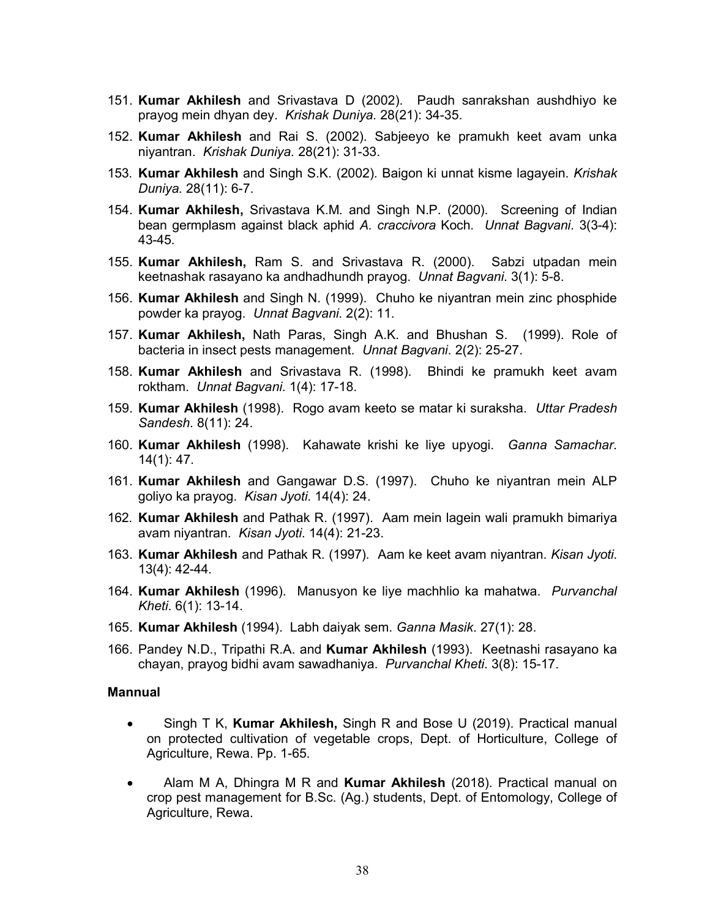151. **Kumar Akhilesh** and Srivastava D (2002). Paudh sanrakshan aushdhiyo ke prayog mein dhyan dey. *Krishak Duniya*. 28(21): 34-35.
152. **Kumar Akhilesh** and Rai S. (2002). Sabjeeyo ke pramukh keet avam unka niyantran. *Krishak Duniya*. 28(21): 31-33.
153. **Kumar Akhilesh** and Singh S.K. (2002). Baigon ki unnat kisme lagayein. *Krishak Duniya.* 28(11): 6-7.
154. **Kumar Akhilesh,** Srivastava K.M. and Singh N.P. (2000). Screening of Indian bean germplasm against black aphid *A. craccivora* Koch. *Unnat Bagvani*. 3(3-4): 43-45.
155. **Kumar Akhilesh,** Ram S. and Srivastava R. (2000). Sabzi utpadan mein keetnashak rasayano ka andhadhundh prayog. *Unnat Bagvani*. 3(1): 5-8.
156. **Kumar Akhilesh** and Singh N. (1999). Chuho ke niyantran mein zinc phosphide powder ka prayog. *Unnat Bagvani*. 2(2): 11.
157. **Kumar Akhilesh,** Nath Paras, Singh A.K. and Bhushan S. (1999). Role of bacteria in insect pests management. *Unnat Bagvani*. 2(2): 25-27.
158. **Kumar Akhilesh** and Srivastava R. (1998). Bhindi ke pramukh keet avam roktham. *Unnat Bagvani.* 1(4): 17-18.
159. **Kumar Akhilesh** (1998). Rogo avam keeto se matar ki suraksha. *Uttar Pradesh Sandesh*. 8(11): 24.
160. **Kumar Akhilesh** (1998). Kahawate krishi ke liye upyogi. *Ganna Samachar*. 14(1): 47.
161. **Kumar Akhilesh** and Gangawar D.S. (1997). Chuho ke niyantran mein ALP goliyo ka prayog. *Kisan Jyoti*. 14(4): 24.
162. **Kumar Akhilesh** and Pathak R. (1997). Aam mein lagein wali pramukh bimariya avam niyantran. *Kisan Jyoti*. 14(4): 21-23.
163. **Kumar Akhilesh** and Pathak R. (1997). Aam ke keet avam niyantran. *Kisan Jyoti*. 13(4): 42-44.
164. **Kumar Akhilesh** (1996). Manusyon ke liye machhlio ka mahatwa. *Purvanchal Kheti*. 6(1): 13-14.
165. **Kumar Akhilesh** (1994). Labh daiyak sem. *Ganna Masik*. 27(1): 28.
166. Pandey N.D., Tripathi R.A. and **Kumar Akhilesh** (1993). Keetnashi rasayano ka chayan, prayog bidhi avam sawadhaniya. *Purvanchal Kheti*. 3(8): 15-17.

**Mannual**

- Singh T K, **Kumar Akhilesh,** Singh R and Bose U (2019). Practical manual on protected cultivation of vegetable crops, Dept. of Horticulture, College of Agriculture, Rewa. Pp. 1-65.
- Alam M A, Dhingra M R and **Kumar Akhilesh** (2018). Practical manual on crop pest management for B.Sc. (Ag.) students, Dept. of Entomology, College of Agriculture, Rewa.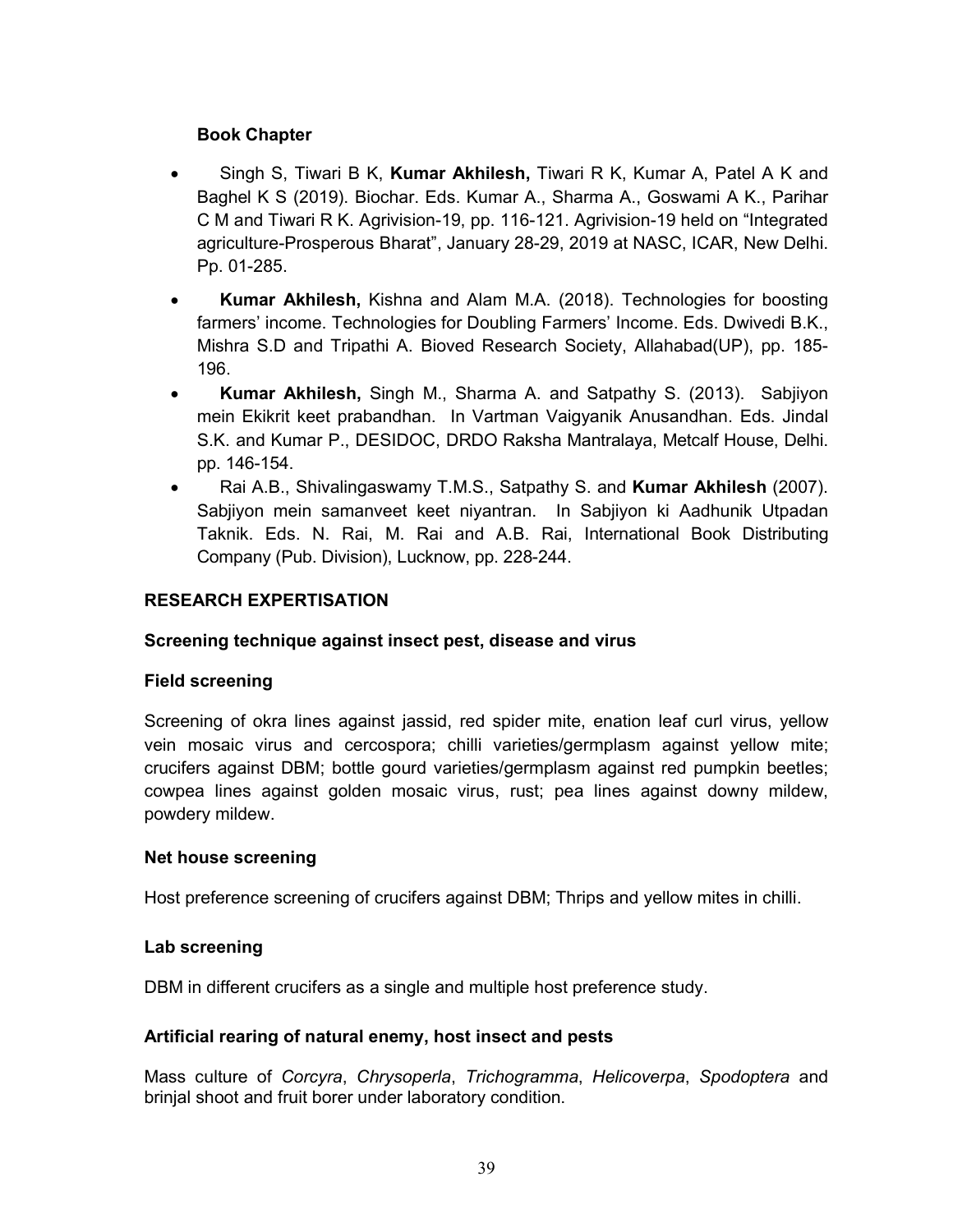**Book Chapter**

- Singh S, Tiwari B K, **Kumar Akhilesh,** Tiwari R K, Kumar A, Patel A K and Baghel K S (2019). Biochar. Eds. Kumar A., Sharma A., Goswami A K., Parihar C M and Tiwari R K. Agrivision-19, pp. 116-121. Agrivision-19 held on "Integrated agriculture-Prosperous Bharat", January 28-29, 2019 at NASC, ICAR, New Delhi. Pp. 01-285.
- **Kumar Akhilesh,** Kishna and Alam M.A. (2018). Technologies for boosting farmers' income. Technologies for Doubling Farmers' Income. Eds. Dwivedi B.K., Mishra S.D and Tripathi A. Bioved Research Society, Allahabad(UP), pp. 185-196.
- **Kumar Akhilesh,** Singh M., Sharma A. and Satpathy S. (2013). Sabjiyon mein Ekikrit keet prabandhan. In Vartman Vaigyanik Anusandhan. Eds. Jindal S.K. and Kumar P., DESIDOC, DRDO Raksha Mantralaya, Metcalf House, Delhi. pp. 146-154.
- Rai A.B., Shivalingaswamy T.M.S., Satpathy S. and **Kumar Akhilesh** (2007). Sabjiyon mein samanveet keet niyantran. In Sabjiyon ki Aadhunik Utpadan Taknik. Eds. N. Rai, M. Rai and A.B. Rai, International Book Distributing Company (Pub. Division), Lucknow, pp. 228-244.

## RESEARCH EXPERTISATION

### Screening technique against insect pest, disease and virus

#### Field screening

Screening of okra lines against jassid, red spider mite, enation leaf curl virus, yellow vein mosaic virus and cercospora; chilli varieties/germplasm against yellow mite; crucifers against DBM; bottle gourd varieties/germplasm against red pumpkin beetles; cowpea lines against golden mosaic virus, rust; pea lines against downy mildew, powdery mildew.

#### Net house screening

Host preference screening of crucifers against DBM; Thrips and yellow mites in chilli.

#### Lab screening

DBM in different crucifers as a single and multiple host preference study.

### Artificial rearing of natural enemy, host insect and pests

Mass culture of *Corcyra*, *Chrysoperla*, *Trichogramma*, *Helicoverpa*, *Spodoptera* and brinjal shoot and fruit borer under laboratory condition.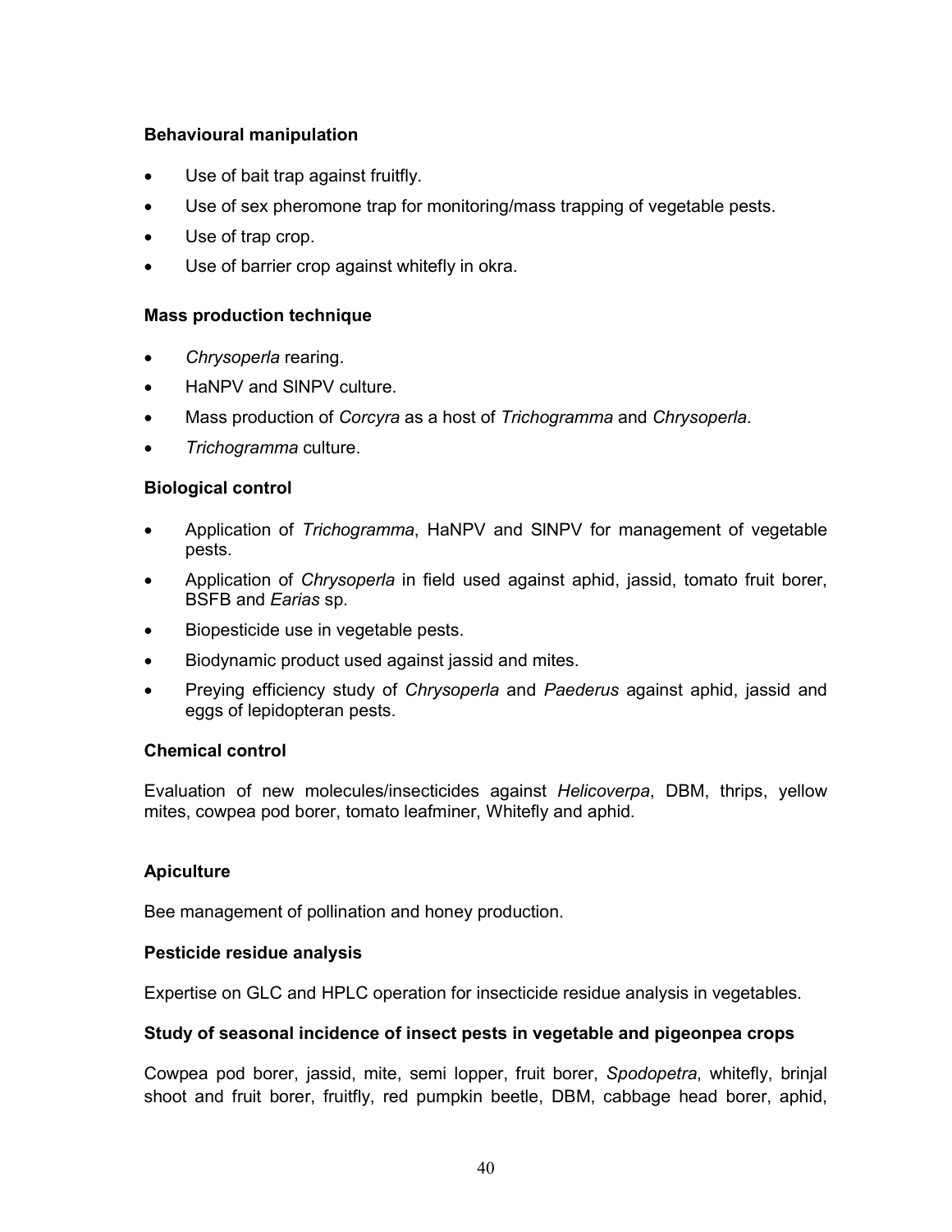**Behavioural manipulation**

- Use of bait trap against fruitfly.
- Use of sex pheromone trap for monitoring/mass trapping of vegetable pests.
- Use of trap crop.
- Use of barrier crop against whitefly in okra.

**Mass production technique**

- *Chrysoperla* rearing.
- HaNPV and SlNPV culture.
- Mass production of *Corcyra* as a host of *Trichogramma* and *Chrysoperla*.
- *Trichogramma* culture.

**Biological control**

- Application of *Trichogramma*, HaNPV and SlNPV for management of vegetable pests.
- Application of *Chrysoperla* in field used against aphid, jassid, tomato fruit borer, BSFB and *Earias* sp.
- Biopesticide use in vegetable pests.
- Biodynamic product used against jassid and mites.
- Preying efficiency study of *Chrysoperla* and *Paederus* against aphid, jassid and eggs of lepidopteran pests.

**Chemical control**

Evaluation of new molecules/insecticides against *Helicoverpa*, DBM, thrips, yellow mites, cowpea pod borer, tomato leafminer, Whitefly and aphid.

**Apiculture**

Bee management of pollination and honey production.

**Pesticide residue analysis**

Expertise on GLC and HPLC operation for insecticide residue analysis in vegetables.

**Study of seasonal incidence of insect pests in vegetable and pigeonpea crops**

Cowpea pod borer, jassid, mite, semi lopper, fruit borer, *Spodopetra*, whitefly, brinjal shoot and fruit borer, fruitfly, red pumpkin beetle, DBM, cabbage head borer, aphid,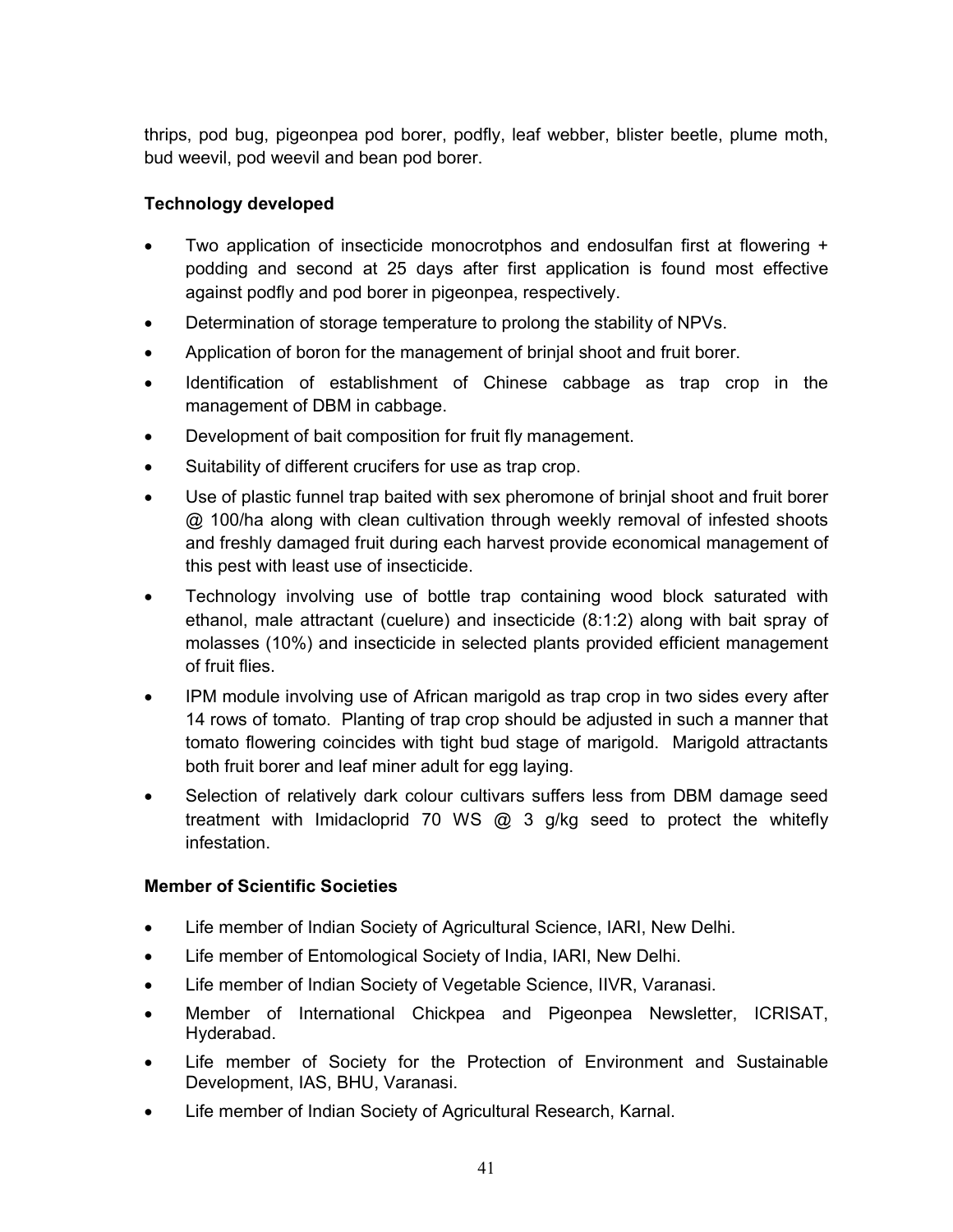thrips, pod bug, pigeonpea pod borer, podfly, leaf webber, blister beetle, plume moth, bud weevil, pod weevil and bean pod borer.

**Technology developed**

- Two application of insecticide monocrotphos and endosulfan first at flowering + podding and second at 25 days after first application is found most effective against podfly and pod borer in pigeonpea, respectively.
- Determination of storage temperature to prolong the stability of NPVs.
- Application of boron for the management of brinjal shoot and fruit borer.
- Identification of establishment of Chinese cabbage as trap crop in the management of DBM in cabbage.
- Development of bait composition for fruit fly management.
- Suitability of different crucifers for use as trap crop.
- Use of plastic funnel trap baited with sex pheromone of brinjal shoot and fruit borer @ 100/ha along with clean cultivation through weekly removal of infested shoots and freshly damaged fruit during each harvest provide economical management of this pest with least use of insecticide.
- Technology involving use of bottle trap containing wood block saturated with ethanol, male attractant (cuelure) and insecticide (8:1:2) along with bait spray of molasses (10%) and insecticide in selected plants provided efficient management of fruit flies.
- IPM module involving use of African marigold as trap crop in two sides every after 14 rows of tomato. Planting of trap crop should be adjusted in such a manner that tomato flowering coincides with tight bud stage of marigold. Marigold attractants both fruit borer and leaf miner adult for egg laying.
- Selection of relatively dark colour cultivars suffers less from DBM damage seed treatment with Imidacloprid 70 WS @ 3 g/kg seed to protect the whitefly infestation.

**Member of Scientific Societies**

- Life member of Indian Society of Agricultural Science, IARI, New Delhi.
- Life member of Entomological Society of India, IARI, New Delhi.
- Life member of Indian Society of Vegetable Science, IIVR, Varanasi.
- Member of International Chickpea and Pigeonpea Newsletter, ICRISAT, Hyderabad.
- Life member of Society for the Protection of Environment and Sustainable Development, IAS, BHU, Varanasi.
- Life member of Indian Society of Agricultural Research, Karnal.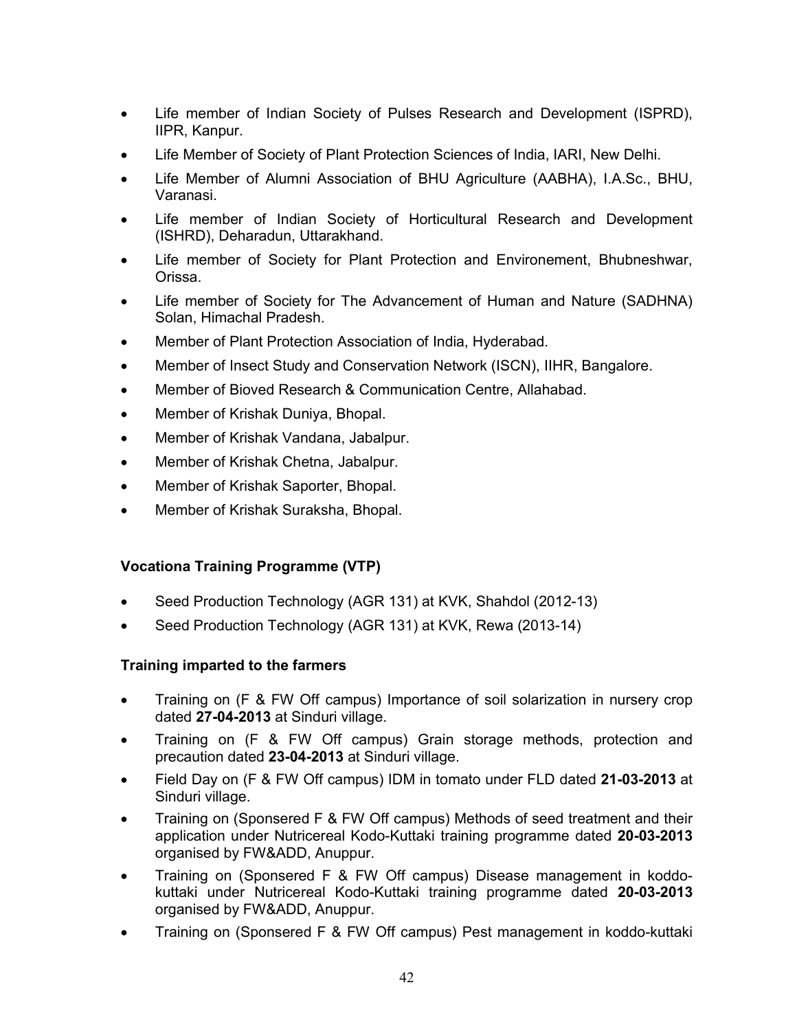- Life member of Indian Society of Pulses Research and Development (ISPRD), IIPR, Kanpur.
- Life Member of Society of Plant Protection Sciences of India, IARI, New Delhi.
- Life Member of Alumni Association of BHU Agriculture (AABHA), I.A.Sc., BHU, Varanasi.
- Life member of Indian Society of Horticultural Research and Development (ISHRD), Deharadun, Uttarakhand.
- Life member of Society for Plant Protection and Environement, Bhubneshwar, Orissa.
- Life member of Society for The Advancement of Human and Nature (SADHNA) Solan, Himachal Pradesh.
- Member of Plant Protection Association of India, Hyderabad.
- Member of Insect Study and Conservation Network (ISCN), IIHR, Bangalore.
- Member of Bioved Research & Communication Centre, Allahabad.
- Member of Krishak Duniya, Bhopal.
- Member of Krishak Vandana, Jabalpur.
- Member of Krishak Chetna, Jabalpur.
- Member of Krishak Saporter, Bhopal.
- Member of Krishak Suraksha, Bhopal.

**Vocationa Training Programme (VTP)**

- Seed Production Technology (AGR 131) at KVK, Shahdol (2012-13)
- Seed Production Technology (AGR 131) at KVK, Rewa (2013-14)

**Training imparted to the farmers**

- Training on (F & FW Off campus) Importance of soil solarization in nursery crop dated **27-04-2013** at Sinduri village.
- Training on (F & FW Off campus) Grain storage methods, protection and precaution dated **23-04-2013** at Sinduri village.
- Field Day on (F & FW Off campus) IDM in tomato under FLD dated **21-03-2013** at Sinduri village.
- Training on (Sponsered F & FW Off campus) Methods of seed treatment and their application under Nutricereal Kodo-Kuttaki training programme dated **20-03-2013** organised by FW&ADD, Anuppur.
- Training on (Sponsered F & FW Off campus) Disease management in koddo-kuttaki under Nutricereal Kodo-Kuttaki training programme dated **20-03-2013** organised by FW&ADD, Anuppur.
- Training on (Sponsered F & FW Off campus) Pest management in koddo-kuttaki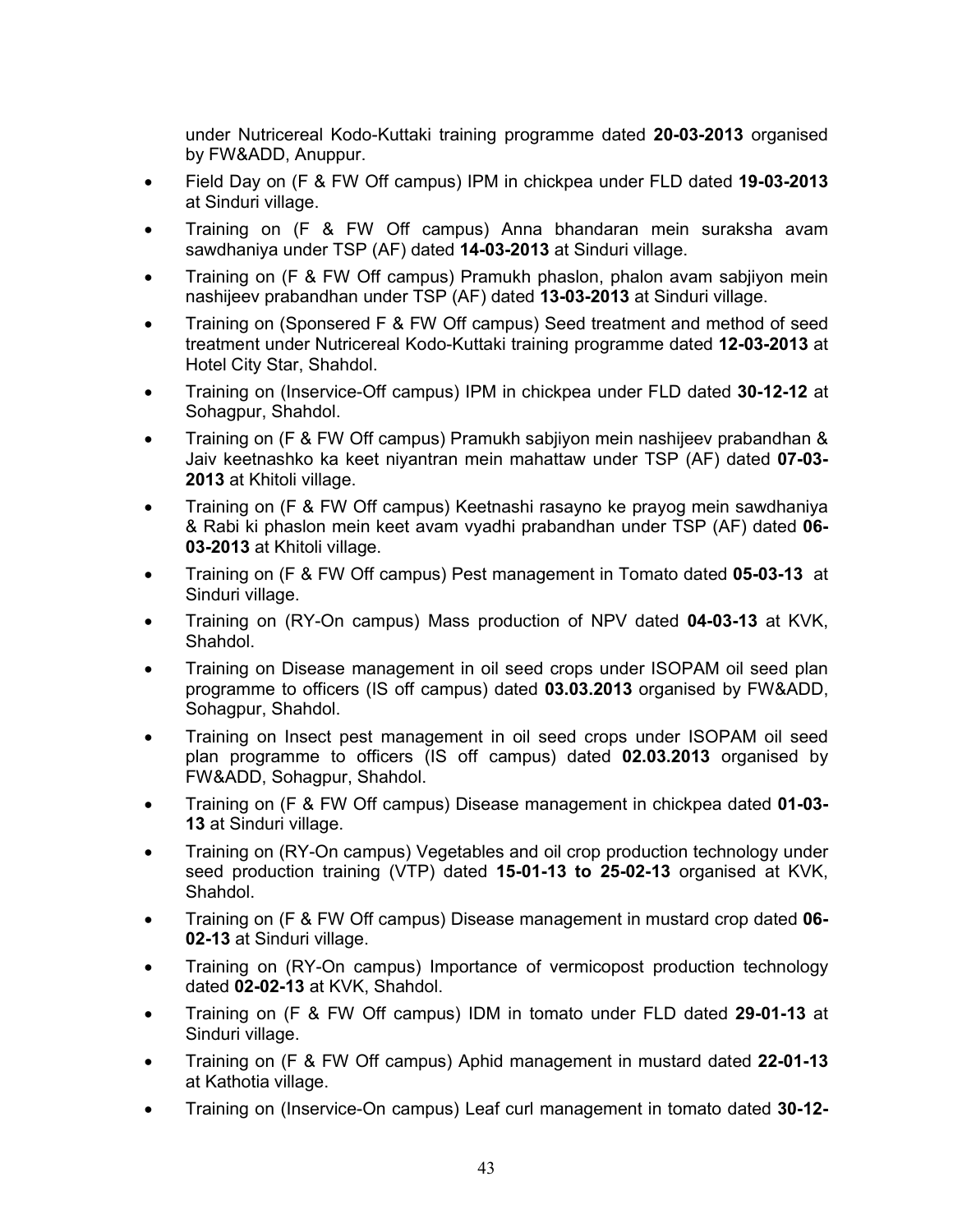under Nutricereal Kodo-Kuttaki training programme dated **20-03-2013** organised by FW&ADD, Anuppur.

- Field Day on (F & FW Off campus) IPM in chickpea under FLD dated **19-03-2013** at Sinduri village.
- Training on (F & FW Off campus) Anna bhandaran mein suraksha avam sawdhaniya under TSP (AF) dated **14-03-2013** at Sinduri village.
- Training on (F & FW Off campus) Pramukh phaslon, phalon avam sabjiyon mein nashijeev prabandhan under TSP (AF) dated **13-03-2013** at Sinduri village.
- Training on (Sponsered F & FW Off campus) Seed treatment and method of seed treatment under Nutricereal Kodo-Kuttaki training programme dated **12-03-2013** at Hotel City Star, Shahdol.
- Training on (Inservice-Off campus) IPM in chickpea under FLD dated **30-12-12** at Sohagpur, Shahdol.
- Training on (F & FW Off campus) Pramukh sabjiyon mein nashijeev prabandhan & Jaiv keetnashko ka keet niyantran mein mahattaw under TSP (AF) dated **07-03-2013** at Khitoli village.
- Training on (F & FW Off campus) Keetnashi rasayno ke prayog mein sawdhaniya & Rabi ki phaslon mein keet avam vyadhi prabandhan under TSP (AF) dated **06-03-2013** at Khitoli village.
- Training on (F & FW Off campus) Pest management in Tomato dated **05-03-13** at Sinduri village.
- Training on (RY-On campus) Mass production of NPV dated **04-03-13** at KVK, Shahdol.
- Training on Disease management in oil seed crops under ISOPAM oil seed plan programme to officers (IS off campus) dated **03.03.2013** organised by FW&ADD, Sohagpur, Shahdol.
- Training on Insect pest management in oil seed crops under ISOPAM oil seed plan programme to officers (IS off campus) dated **02.03.2013** organised by FW&ADD, Sohagpur, Shahdol.
- Training on (F & FW Off campus) Disease management in chickpea dated **01-03-13** at Sinduri village.
- Training on (RY-On campus) Vegetables and oil crop production technology under seed production training (VTP) dated **15-01-13 to 25-02-13** organised at KVK, Shahdol.
- Training on (F & FW Off campus) Disease management in mustard crop dated **06-02-13** at Sinduri village.
- Training on (RY-On campus) Importance of vermicopost production technology dated **02-02-13** at KVK, Shahdol.
- Training on (F & FW Off campus) IDM in tomato under FLD dated **29-01-13** at Sinduri village.
- Training on (F & FW Off campus) Aphid management in mustard dated **22-01-13** at Kathotia village.
- Training on (Inservice-On campus) Leaf curl management in tomato dated **30-12-**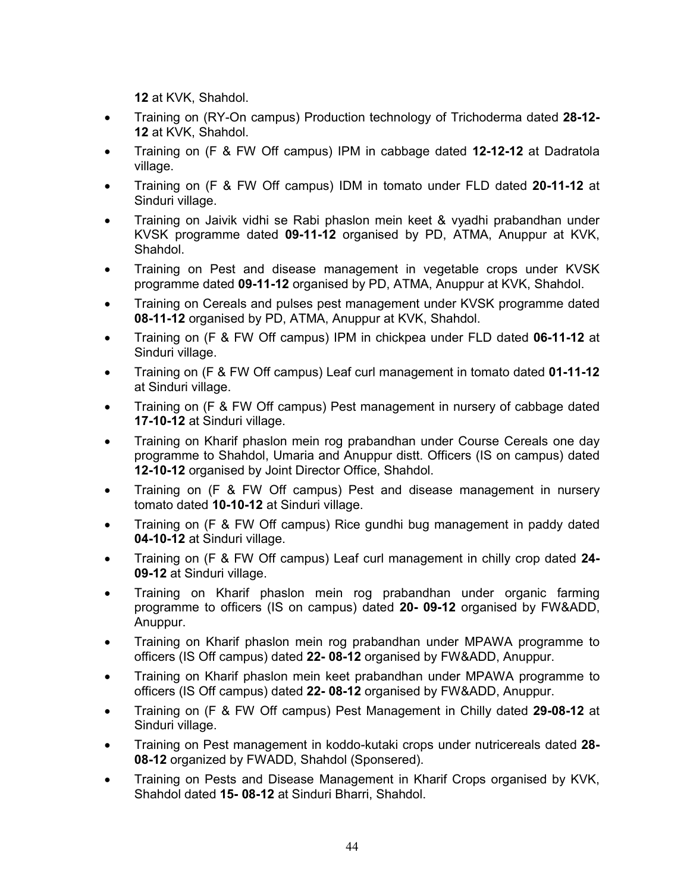**12** at KVK, Shahdol.

- Training on (RY-On campus) Production technology of Trichoderma dated **28-12-12** at KVK, Shahdol.
- Training on (F & FW Off campus) IPM in cabbage dated **12-12-12** at Dadratola village.
- Training on (F & FW Off campus) IDM in tomato under FLD dated **20-11-12** at Sinduri village.
- Training on Jaivik vidhi se Rabi phaslon mein keet & vyadhi prabandhan under KVSK programme dated **09-11-12** organised by PD, ATMA, Anuppur at KVK, Shahdol.
- Training on Pest and disease management in vegetable crops under KVSK programme dated **09-11-12** organised by PD, ATMA, Anuppur at KVK, Shahdol.
- Training on Cereals and pulses pest management under KVSK programme dated **08-11-12** organised by PD, ATMA, Anuppur at KVK, Shahdol.
- Training on (F & FW Off campus) IPM in chickpea under FLD dated **06-11-12** at Sinduri village.
- Training on (F & FW Off campus) Leaf curl management in tomato dated **01-11-12** at Sinduri village.
- Training on (F & FW Off campus) Pest management in nursery of cabbage dated **17-10-12** at Sinduri village.
- Training on Kharif phaslon mein rog prabandhan under Course Cereals one day programme to Shahdol, Umaria and Anuppur distt. Officers (IS on campus) dated **12-10-12** organised by Joint Director Office, Shahdol.
- Training on (F & FW Off campus) Pest and disease management in nursery tomato dated **10-10-12** at Sinduri village.
- Training on (F & FW Off campus) Rice gundhi bug management in paddy dated **04-10-12** at Sinduri village.
- Training on (F & FW Off campus) Leaf curl management in chilly crop dated **24-09-12** at Sinduri village.
- Training on Kharif phaslon mein rog prabandhan under organic farming programme to officers (IS on campus) dated **20- 09-12** organised by FW&ADD, Anuppur.
- Training on Kharif phaslon mein rog prabandhan under MPAWA programme to officers (IS Off campus) dated **22- 08-12** organised by FW&ADD, Anuppur.
- Training on Kharif phaslon mein keet prabandhan under MPAWA programme to officers (IS Off campus) dated **22- 08-12** organised by FW&ADD, Anuppur.
- Training on (F & FW Off campus) Pest Management in Chilly dated **29-08-12** at Sinduri village.
- Training on Pest management in koddo-kutaki crops under nutricereals dated **28-08-12** organized by FWADD, Shahdol (Sponsered).
- Training on Pests and Disease Management in Kharif Crops organised by KVK, Shahdol dated **15- 08-12** at Sinduri Bharri, Shahdol.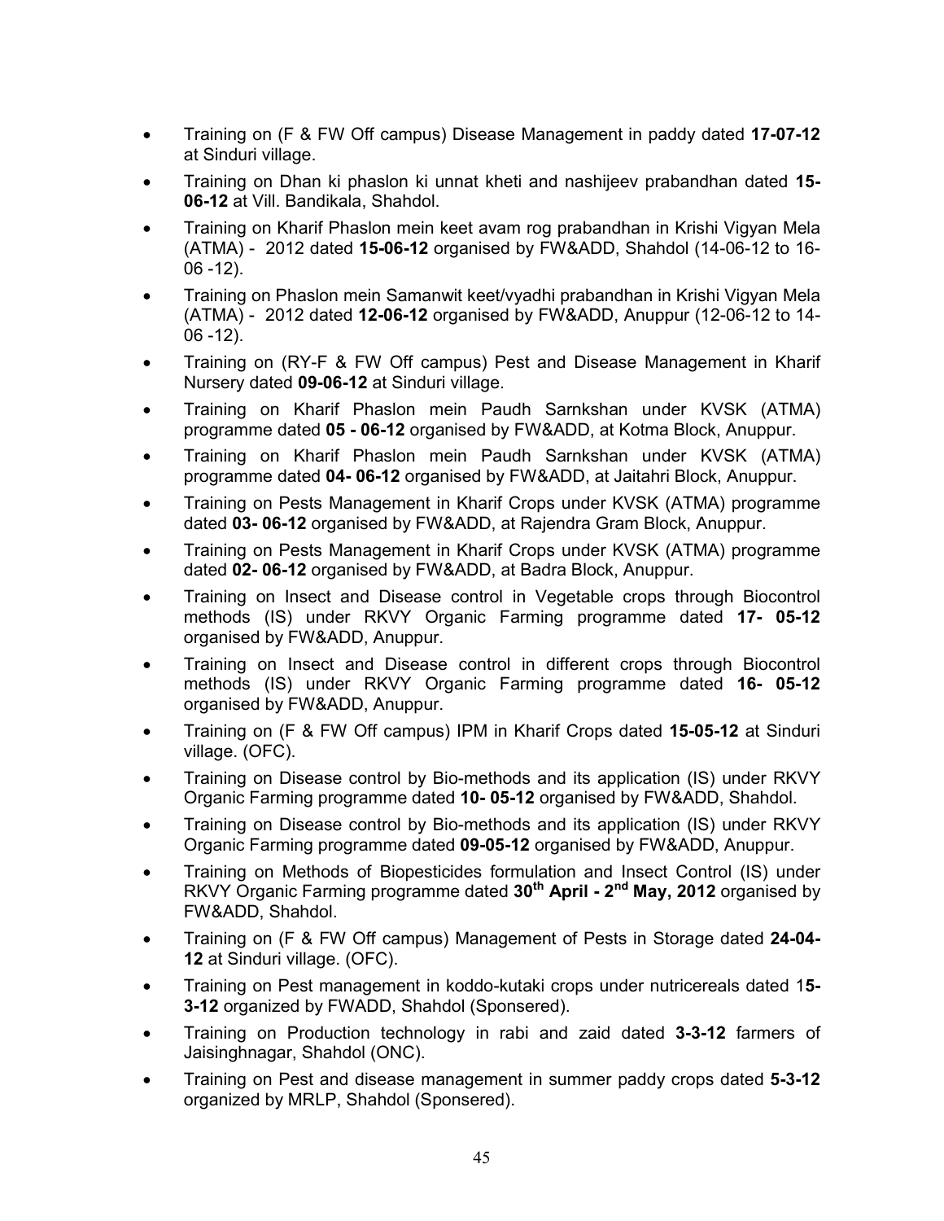- Training on (F & FW Off campus) Disease Management in paddy dated **17-07-12** at Sinduri village.
- Training on Dhan ki phaslon ki unnat kheti and nashijeev prabandhan dated **15-06-12** at Vill. Bandikala, Shahdol.
- Training on Kharif Phaslon mein keet avam rog prabandhan in Krishi Vigyan Mela (ATMA) - 2012 dated **15-06-12** organised by FW&ADD, Shahdol (14-06-12 to 16-06 -12).
- Training on Phaslon mein Samanwit keet/vyadhi prabandhan in Krishi Vigyan Mela (ATMA) - 2012 dated **12-06-12** organised by FW&ADD, Anuppur (12-06-12 to 14-06 -12).
- Training on (RY-F & FW Off campus) Pest and Disease Management in Kharif Nursery dated **09-06-12** at Sinduri village.
- Training on Kharif Phaslon mein Paudh Sarnkshan under KVSK (ATMA) programme dated **05 - 06-12** organised by FW&ADD, at Kotma Block, Anuppur.
- Training on Kharif Phaslon mein Paudh Sarnkshan under KVSK (ATMA) programme dated **04- 06-12** organised by FW&ADD, at Jaitahri Block, Anuppur.
- Training on Pests Management in Kharif Crops under KVSK (ATMA) programme dated **03- 06-12** organised by FW&ADD, at Rajendra Gram Block, Anuppur.
- Training on Pests Management in Kharif Crops under KVSK (ATMA) programme dated **02- 06-12** organised by FW&ADD, at Badra Block, Anuppur.
- Training on Insect and Disease control in Vegetable crops through Biocontrol methods (IS) under RKVY Organic Farming programme dated **17- 05-12** organised by FW&ADD, Anuppur.
- Training on Insect and Disease control in different crops through Biocontrol methods (IS) under RKVY Organic Farming programme dated **16- 05-12** organised by FW&ADD, Anuppur.
- Training on (F & FW Off campus) IPM in Kharif Crops dated **15-05-12** at Sinduri village. (OFC).
- Training on Disease control by Bio-methods and its application (IS) under RKVY Organic Farming programme dated **10- 05-12** organised by FW&ADD, Shahdol.
- Training on Disease control by Bio-methods and its application (IS) under RKVY Organic Farming programme dated **09-05-12** organised by FW&ADD, Anuppur.
- Training on Methods of Biopesticides formulation and Insect Control (IS) under RKVY Organic Farming programme dated **30th April - 2nd May, 2012** organised by FW&ADD, Shahdol.
- Training on (F & FW Off campus) Management of Pests in Storage dated **24-04-12** at Sinduri village. (OFC).
- Training on Pest management in koddo-kutaki crops under nutricereals dated 1**5-3-12** organized by FWADD, Shahdol (Sponsered).
- Training on Production technology in rabi and zaid dated **3-3-12** farmers of Jaisinghnagar, Shahdol (ONC).
- Training on Pest and disease management in summer paddy crops dated **5-3-12** organized by MRLP, Shahdol (Sponsered).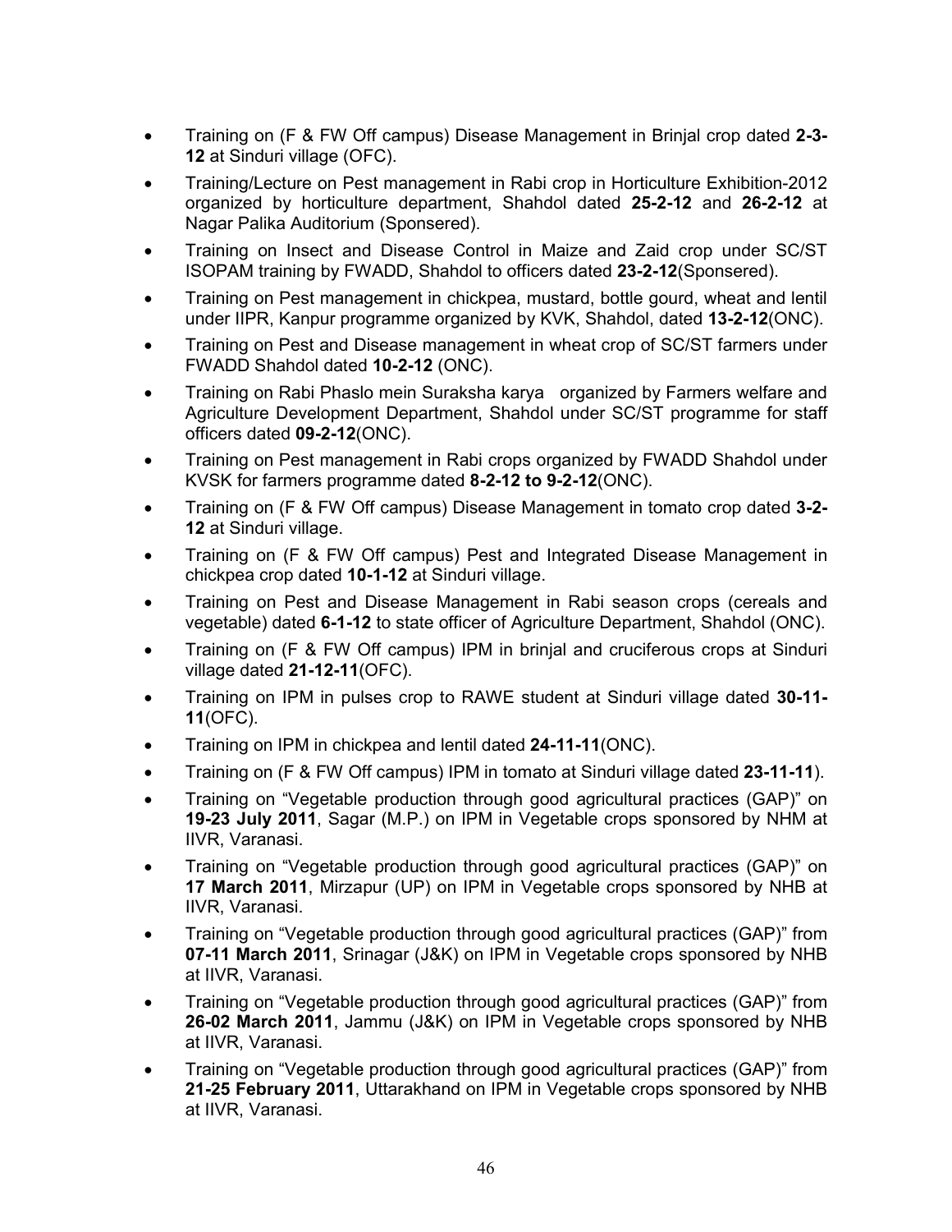- Training on (F & FW Off campus) Disease Management in Brinjal crop dated **2-3-12** at Sinduri village (OFC).
- Training/Lecture on Pest management in Rabi crop in Horticulture Exhibition-2012 organized by horticulture department, Shahdol dated **25-2-12** and **26-2-12** at Nagar Palika Auditorium (Sponsered).
- Training on Insect and Disease Control in Maize and Zaid crop under SC/ST ISOPAM training by FWADD, Shahdol to officers dated **23-2-12**(Sponsered).
- Training on Pest management in chickpea, mustard, bottle gourd, wheat and lentil under IIPR, Kanpur programme organized by KVK, Shahdol, dated **13-2-12**(ONC).
- Training on Pest and Disease management in wheat crop of SC/ST farmers under FWADD Shahdol dated **10-2-12** (ONC).
- Training on Rabi Phaslo mein Suraksha karya organized by Farmers welfare and Agriculture Development Department, Shahdol under SC/ST programme for staff officers dated **09-2-12**(ONC).
- Training on Pest management in Rabi crops organized by FWADD Shahdol under KVSK for farmers programme dated **8-2-12 to 9-2-12**(ONC).
- Training on (F & FW Off campus) Disease Management in tomato crop dated **3-2-12** at Sinduri village.
- Training on (F & FW Off campus) Pest and Integrated Disease Management in chickpea crop dated **10-1-12** at Sinduri village.
- Training on Pest and Disease Management in Rabi season crops (cereals and vegetable) dated **6-1-12** to state officer of Agriculture Department, Shahdol (ONC).
- Training on (F & FW Off campus) IPM in brinjal and cruciferous crops at Sinduri village dated **21-12-11**(OFC).
- Training on IPM in pulses crop to RAWE student at Sinduri village dated **30-11-11**(OFC).
- Training on IPM in chickpea and lentil dated **24-11-11**(ONC).
- Training on (F & FW Off campus) IPM in tomato at Sinduri village dated **23-11-11**).
- Training on "Vegetable production through good agricultural practices (GAP)" on **19-23 July 2011**, Sagar (M.P.) on IPM in Vegetable crops sponsored by NHM at IIVR, Varanasi.
- Training on "Vegetable production through good agricultural practices (GAP)" on **17 March 2011**, Mirzapur (UP) on IPM in Vegetable crops sponsored by NHB at IIVR, Varanasi.
- Training on "Vegetable production through good agricultural practices (GAP)" from **07-11 March 2011**, Srinagar (J&K) on IPM in Vegetable crops sponsored by NHB at IIVR, Varanasi.
- Training on "Vegetable production through good agricultural practices (GAP)" from **26-02 March 2011**, Jammu (J&K) on IPM in Vegetable crops sponsored by NHB at IIVR, Varanasi.
- Training on "Vegetable production through good agricultural practices (GAP)" from **21-25 February 2011**, Uttarakhand on IPM in Vegetable crops sponsored by NHB at IIVR, Varanasi.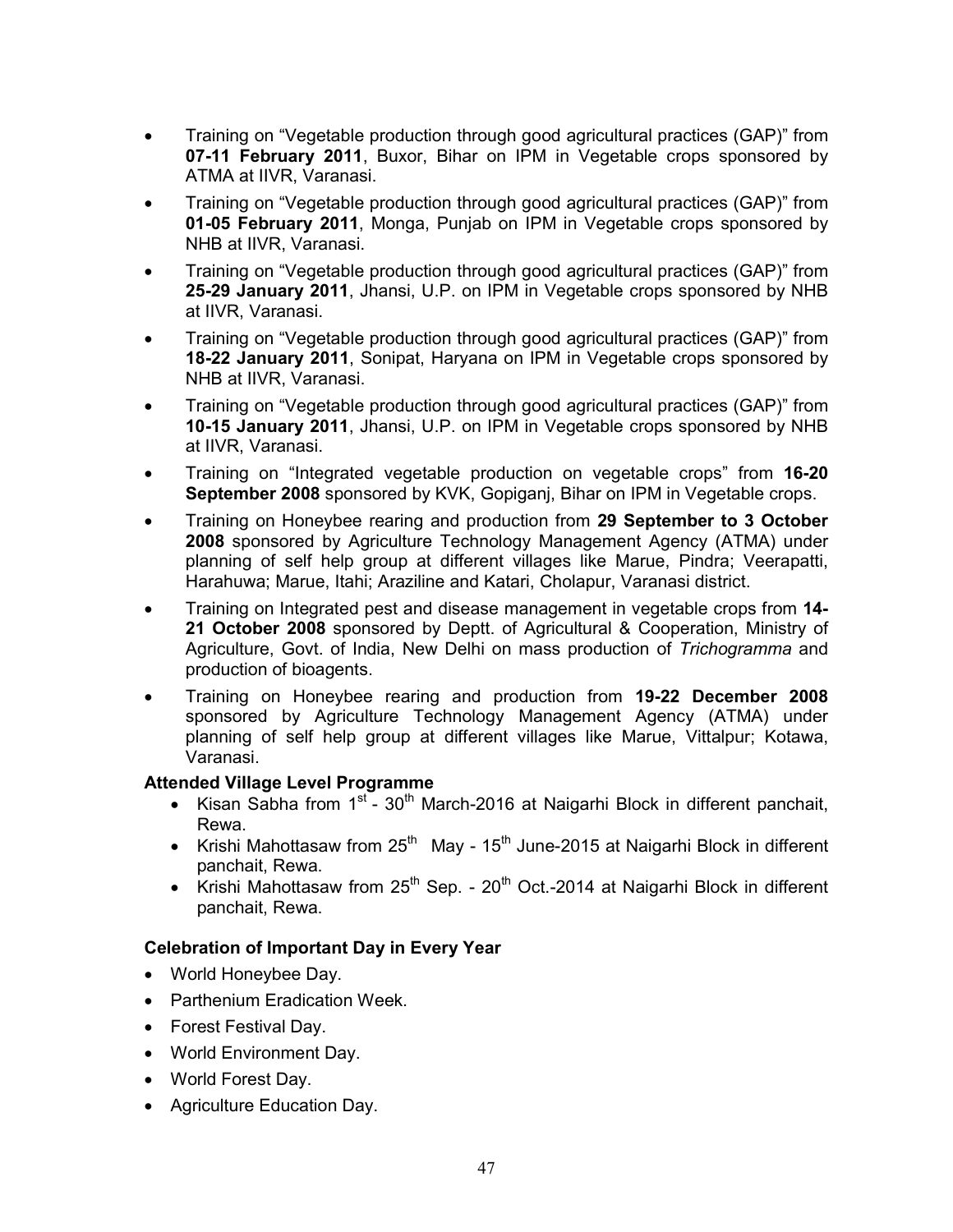- Training on "Vegetable production through good agricultural practices (GAP)" from **07-11 February 2011**, Buxor, Bihar on IPM in Vegetable crops sponsored by ATMA at IIVR, Varanasi.
- Training on "Vegetable production through good agricultural practices (GAP)" from **01-05 February 2011**, Monga, Punjab on IPM in Vegetable crops sponsored by NHB at IIVR, Varanasi.
- Training on "Vegetable production through good agricultural practices (GAP)" from **25-29 January 2011**, Jhansi, U.P. on IPM in Vegetable crops sponsored by NHB at IIVR, Varanasi.
- Training on "Vegetable production through good agricultural practices (GAP)" from **18-22 January 2011**, Sonipat, Haryana on IPM in Vegetable crops sponsored by NHB at IIVR, Varanasi.
- Training on "Vegetable production through good agricultural practices (GAP)" from **10-15 January 2011**, Jhansi, U.P. on IPM in Vegetable crops sponsored by NHB at IIVR, Varanasi.
- Training on "Integrated vegetable production on vegetable crops" from **16-20 September 2008** sponsored by KVK, Gopiganj, Bihar on IPM in Vegetable crops.
- Training on Honeybee rearing and production from **29 September to 3 October 2008** sponsored by Agriculture Technology Management Agency (ATMA) under planning of self help group at different villages like Marue, Pindra; Veerapatti, Harahuwa; Marue, Itahi; Araziline and Katari, Cholapur, Varanasi district.
- Training on Integrated pest and disease management in vegetable crops from **14-21 October 2008** sponsored by Deptt. of Agricultural & Cooperation, Ministry of Agriculture, Govt. of India, New Delhi on mass production of *Trichogramma* and production of bioagents.
- Training on Honeybee rearing and production from **19-22 December 2008** sponsored by Agriculture Technology Management Agency (ATMA) under planning of self help group at different villages like Marue, Vittalpur; Kotawa, Varanasi.

**Attended Village Level Programme**

- Kisan Sabha from 1st - 30th March-2016 at Naigarhi Block in different panchait, Rewa.
- Krishi Mahottasaw from 25th May - 15th June-2015 at Naigarhi Block in different panchait, Rewa.
- Krishi Mahottasaw from 25th Sep. - 20th Oct.-2014 at Naigarhi Block in different panchait, Rewa.

**Celebration of Important Day in Every Year**

- World Honeybee Day.
- Parthenium Eradication Week.
- Forest Festival Day.
- World Environment Day.
- World Forest Day.
- Agriculture Education Day.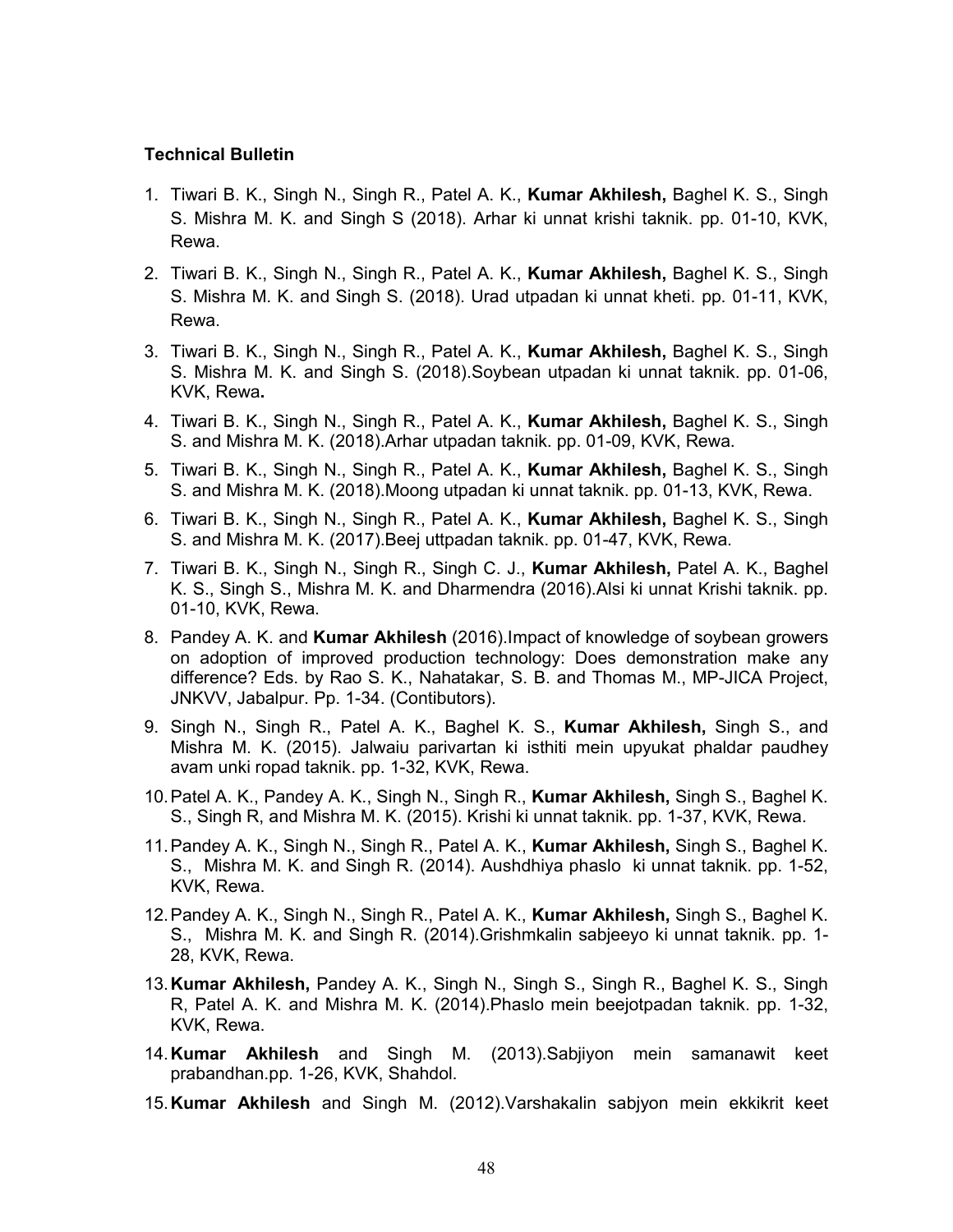**Technical Bulletin**

1. Tiwari B. K., Singh N., Singh R., Patel A. K., **Kumar Akhilesh,** Baghel K. S., Singh S. Mishra M. K. and Singh S (2018). Arhar ki unnat krishi taknik. pp. 01-10, KVK, Rewa.
2. Tiwari B. K., Singh N., Singh R., Patel A. K., **Kumar Akhilesh,** Baghel K. S., Singh S. Mishra M. K. and Singh S. (2018). Urad utpadan ki unnat kheti. pp. 01-11, KVK, Rewa.
3. Tiwari B. K., Singh N., Singh R., Patel A. K., **Kumar Akhilesh,** Baghel K. S., Singh S. Mishra M. K. and Singh S. (2018).Soybean utpadan ki unnat taknik. pp. 01-06, KVK, Rewa**.**
4. Tiwari B. K., Singh N., Singh R., Patel A. K., **Kumar Akhilesh,** Baghel K. S., Singh S. and Mishra M. K. (2018).Arhar utpadan taknik. pp. 01-09, KVK, Rewa.
5. Tiwari B. K., Singh N., Singh R., Patel A. K., **Kumar Akhilesh,** Baghel K. S., Singh S. and Mishra M. K. (2018).Moong utpadan ki unnat taknik. pp. 01-13, KVK, Rewa.
6. Tiwari B. K., Singh N., Singh R., Patel A. K., **Kumar Akhilesh,** Baghel K. S., Singh S. and Mishra M. K. (2017).Beej uttpadan taknik. pp. 01-47, KVK, Rewa.
7. Tiwari B. K., Singh N., Singh R., Singh C. J., **Kumar Akhilesh,** Patel A. K., Baghel K. S., Singh S., Mishra M. K. and Dharmendra (2016).Alsi ki unnat Krishi taknik. pp. 01-10, KVK, Rewa.
8. Pandey A. K. and **Kumar Akhilesh** (2016).Impact of knowledge of soybean growers on adoption of improved production technology: Does demonstration make any difference? Eds. by Rao S. K., Nahatakar, S. B. and Thomas M., MP-JICA Project, JNKVV, Jabalpur. Pp. 1-34. (Contibutors).
9. Singh N., Singh R., Patel A. K., Baghel K. S., **Kumar Akhilesh,** Singh S., and Mishra M. K. (2015). Jalwaiu parivartan ki isthiti mein upyukat phaldar paudhey avam unki ropad taknik. pp. 1-32, KVK, Rewa.
10. Patel A. K., Pandey A. K., Singh N., Singh R., **Kumar Akhilesh,** Singh S., Baghel K. S., Singh R, and Mishra M. K. (2015). Krishi ki unnat taknik. pp. 1-37, KVK, Rewa.
11. Pandey A. K., Singh N., Singh R., Patel A. K., **Kumar Akhilesh,** Singh S., Baghel K. S., Mishra M. K. and Singh R. (2014). Aushdhiya phaslo ki unnat taknik. pp. 1-52, KVK, Rewa.
12. Pandey A. K., Singh N., Singh R., Patel A. K., **Kumar Akhilesh,** Singh S., Baghel K. S., Mishra M. K. and Singh R. (2014).Grishmkalin sabjeeyo ki unnat taknik. pp. 1-28, KVK, Rewa.
13. **Kumar Akhilesh,** Pandey A. K., Singh N., Singh S., Singh R., Baghel K. S., Singh R, Patel A. K. and Mishra M. K. (2014).Phaslo mein beejotpadan taknik. pp. 1-32, KVK, Rewa.
14. **Kumar Akhilesh** and Singh M. (2013).Sabjiyon mein samanawit keet prabandhan.pp. 1-26, KVK, Shahdol.
15. **Kumar Akhilesh** and Singh M. (2012).Varshakalin sabjyon mein ekkikrit keet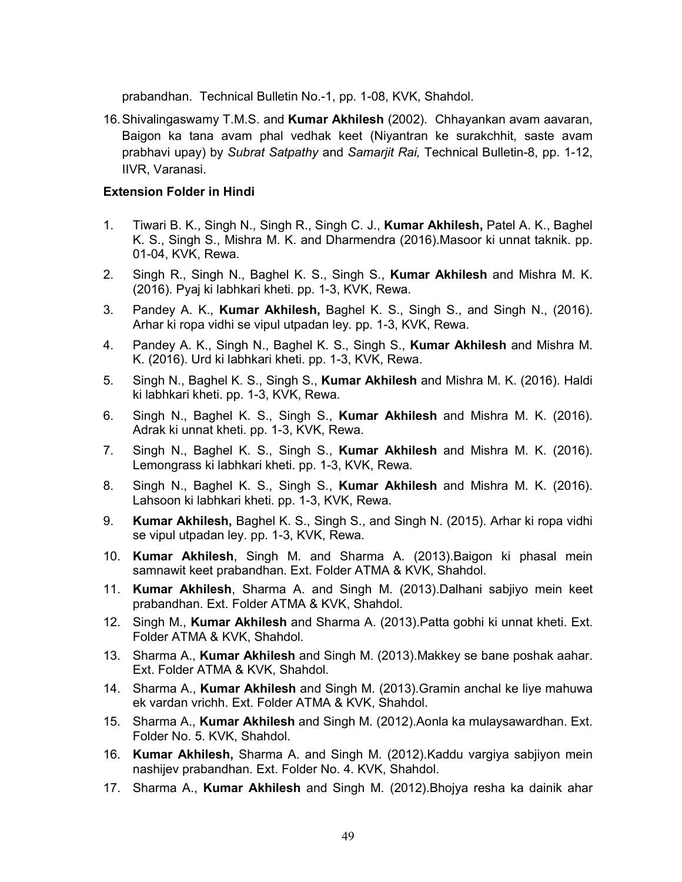prabandhan. Technical Bulletin No.-1, pp. 1-08, KVK, Shahdol.

16. Shivalingaswamy T.M.S. and **Kumar Akhilesh** (2002). Chhayankan avam aavaran, Baigon ka tana avam phal vedhak keet (Niyantran ke surakchhit, saste avam prabhavi upay) by *Subrat Satpathy* and *Samarjit Rai,* Technical Bulletin-8, pp. 1-12, IIVR, Varanasi.

**Extension Folder in Hindi**

1. Tiwari B. K., Singh N., Singh R., Singh C. J., **Kumar Akhilesh,** Patel A. K., Baghel K. S., Singh S., Mishra M. K. and Dharmendra (2016).Masoor ki unnat taknik. pp. 01-04, KVK, Rewa.
2. Singh R., Singh N., Baghel K. S., Singh S., **Kumar Akhilesh** and Mishra M. K. (2016). Pyaj ki labhkari kheti. pp. 1-3, KVK, Rewa.
3. Pandey A. K., **Kumar Akhilesh,** Baghel K. S., Singh S., and Singh N., (2016). Arhar ki ropa vidhi se vipul utpadan ley. pp. 1-3, KVK, Rewa.
4. Pandey A. K., Singh N., Baghel K. S., Singh S., **Kumar Akhilesh** and Mishra M. K. (2016). Urd ki labhkari kheti. pp. 1-3, KVK, Rewa.
5. Singh N., Baghel K. S., Singh S., **Kumar Akhilesh** and Mishra M. K. (2016). Haldi ki labhkari kheti. pp. 1-3, KVK, Rewa.
6. Singh N., Baghel K. S., Singh S., **Kumar Akhilesh** and Mishra M. K. (2016). Adrak ki unnat kheti. pp. 1-3, KVK, Rewa.
7. Singh N., Baghel K. S., Singh S., **Kumar Akhilesh** and Mishra M. K. (2016). Lemongrass ki labhkari kheti. pp. 1-3, KVK, Rewa.
8. Singh N., Baghel K. S., Singh S., **Kumar Akhilesh** and Mishra M. K. (2016). Lahsoon ki labhkari kheti. pp. 1-3, KVK, Rewa.
9. **Kumar Akhilesh,** Baghel K. S., Singh S., and Singh N. (2015). Arhar ki ropa vidhi se vipul utpadan ley. pp. 1-3, KVK, Rewa.
10. **Kumar Akhilesh**, Singh M. and Sharma A. (2013).Baigon ki phasal mein samnawit keet prabandhan. Ext. Folder ATMA & KVK, Shahdol.
11. **Kumar Akhilesh**, Sharma A. and Singh M. (2013).Dalhani sabjiyo mein keet prabandhan. Ext. Folder ATMA & KVK, Shahdol.
12. Singh M., **Kumar Akhilesh** and Sharma A. (2013).Patta gobhi ki unnat kheti. Ext. Folder ATMA & KVK, Shahdol.
13. Sharma A., **Kumar Akhilesh** and Singh M. (2013).Makkey se bane poshak aahar. Ext. Folder ATMA & KVK, Shahdol.
14. Sharma A., **Kumar Akhilesh** and Singh M. (2013).Gramin anchal ke liye mahuwa ek vardan vrichh. Ext. Folder ATMA & KVK, Shahdol.
15. Sharma A., **Kumar Akhilesh** and Singh M. (2012).Aonla ka mulaysawardhan. Ext. Folder No. 5. KVK, Shahdol.
16. **Kumar Akhilesh,** Sharma A. and Singh M. (2012).Kaddu vargiya sabjiyon mein nashijev prabandhan. Ext. Folder No. 4. KVK, Shahdol.
17. Sharma A., **Kumar Akhilesh** and Singh M. (2012).Bhojya resha ka dainik ahar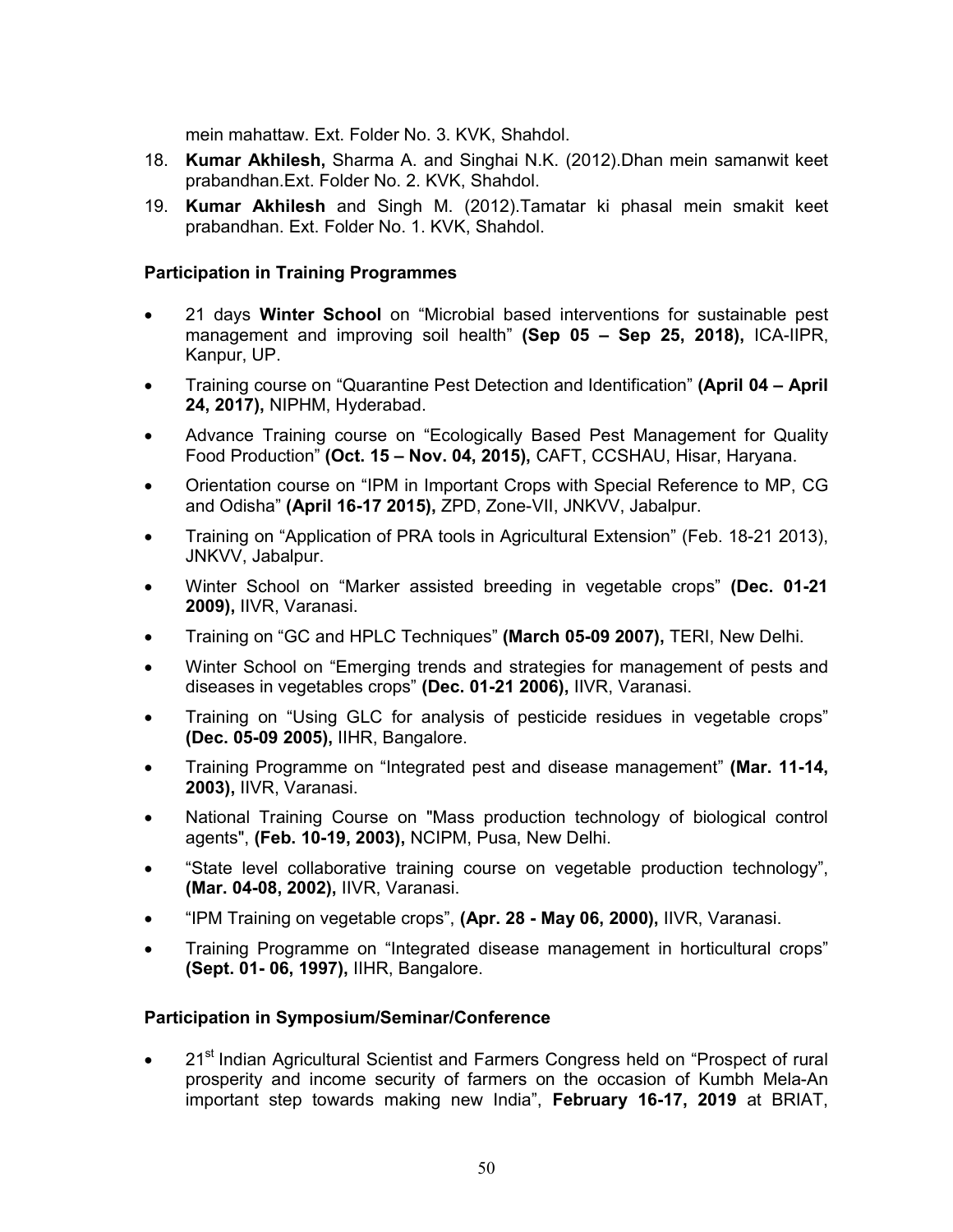mein mahattaw. Ext. Folder No. 3. KVK, Shahdol.

18. **Kumar Akhilesh,** Sharma A. and Singhai N.K. (2012).Dhan mein samanwit keet prabandhan.Ext. Folder No. 2. KVK, Shahdol.
19. **Kumar Akhilesh** and Singh M. (2012).Tamatar ki phasal mein smakit keet prabandhan. Ext. Folder No. 1. KVK, Shahdol.

**Participation in Training Programmes**

- 21 days **Winter School** on "Microbial based interventions for sustainable pest management and improving soil health" **(Sep 05 – Sep 25, 2018),** ICA-IIPR, Kanpur, UP.
- Training course on "Quarantine Pest Detection and Identification" **(April 04 – April 24, 2017),** NIPHM, Hyderabad.
- Advance Training course on "Ecologically Based Pest Management for Quality Food Production" **(Oct. 15 – Nov. 04, 2015),** CAFT, CCSHAU, Hisar, Haryana.
- Orientation course on "IPM in Important Crops with Special Reference to MP, CG and Odisha" **(April 16-17 2015),** ZPD, Zone-VII, JNKVV, Jabalpur.
- Training on "Application of PRA tools in Agricultural Extension" (Feb. 18-21 2013), JNKVV, Jabalpur.
- Winter School on "Marker assisted breeding in vegetable crops" **(Dec. 01-21 2009),** IIVR, Varanasi.
- Training on "GC and HPLC Techniques" **(March 05-09 2007),** TERI, New Delhi.
- Winter School on "Emerging trends and strategies for management of pests and diseases in vegetables crops" **(Dec. 01-21 2006),** IIVR, Varanasi.
- Training on "Using GLC for analysis of pesticide residues in vegetable crops" **(Dec. 05-09 2005),** IIHR, Bangalore.
- Training Programme on "Integrated pest and disease management" **(Mar. 11-14, 2003),** IIVR, Varanasi.
- National Training Course on "Mass production technology of biological control agents", **(Feb. 10-19, 2003),** NCIPM, Pusa, New Delhi.
- "State level collaborative training course on vegetable production technology", **(Mar. 04-08, 2002),** IIVR, Varanasi.
- "IPM Training on vegetable crops", **(Apr. 28 - May 06, 2000),** IIVR, Varanasi.
- Training Programme on "Integrated disease management in horticultural crops" **(Sept. 01- 06, 1997),** IIHR, Bangalore.

**Participation in Symposium/Seminar/Conference**

- 21st Indian Agricultural Scientist and Farmers Congress held on "Prospect of rural prosperity and income security of farmers on the occasion of Kumbh Mela-An important step towards making new India", **February 16-17, 2019** at BRIAT,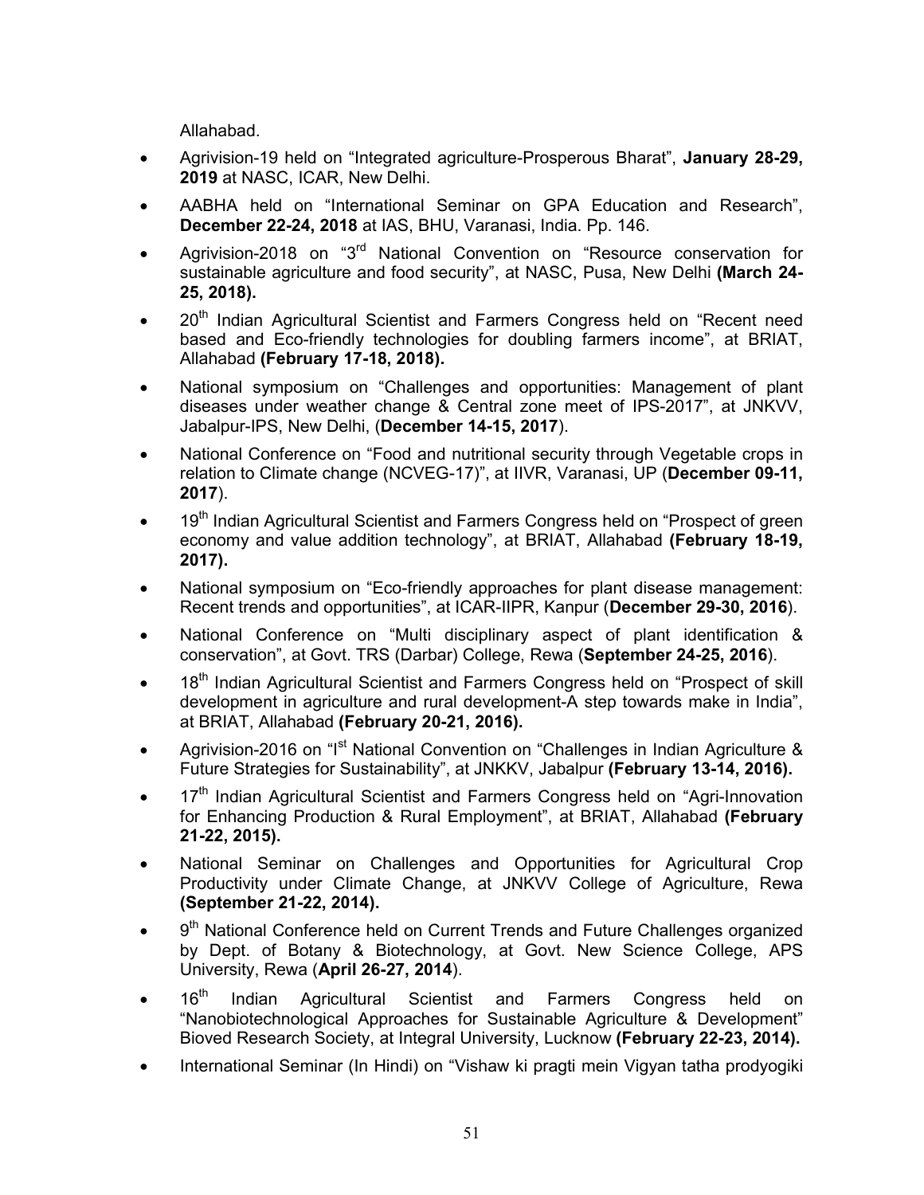Allahabad.

- Agrivision-19 held on "Integrated agriculture-Prosperous Bharat", **January 28-29, 2019** at NASC, ICAR, New Delhi.
- AABHA held on "International Seminar on GPA Education and Research", **December 22-24, 2018** at IAS, BHU, Varanasi, India. Pp. 146.
- Agrivision-2018 on "3rd National Convention on "Resource conservation for sustainable agriculture and food security", at NASC, Pusa, New Delhi **(March 24-25, 2018).**
- 20th Indian Agricultural Scientist and Farmers Congress held on "Recent need based and Eco-friendly technologies for doubling farmers income", at BRIAT, Allahabad **(February 17-18, 2018).**
- National symposium on "Challenges and opportunities: Management of plant diseases under weather change & Central zone meet of IPS-2017", at JNKVV, Jabalpur-IPS, New Delhi, (**December 14-15, 2017**).
- National Conference on "Food and nutritional security through Vegetable crops in relation to Climate change (NCVEG-17)", at IIVR, Varanasi, UP (**December 09-11, 2017**).
- 19th Indian Agricultural Scientist and Farmers Congress held on "Prospect of green economy and value addition technology", at BRIAT, Allahabad **(February 18-19, 2017).**
- National symposium on "Eco-friendly approaches for plant disease management: Recent trends and opportunities", at ICAR-IIPR, Kanpur (**December 29-30, 2016**).
- National Conference on "Multi disciplinary aspect of plant identification & conservation", at Govt. TRS (Darbar) College, Rewa (**September 24-25, 2016**).
- 18th Indian Agricultural Scientist and Farmers Congress held on "Prospect of skill development in agriculture and rural development-A step towards make in India", at BRIAT, Allahabad **(February 20-21, 2016).**
- Agrivision-2016 on "Ist National Convention on "Challenges in Indian Agriculture & Future Strategies for Sustainability", at JNKKV, Jabalpur **(February 13-14, 2016).**
- 17th Indian Agricultural Scientist and Farmers Congress held on "Agri-Innovation for Enhancing Production & Rural Employment", at BRIAT, Allahabad **(February 21-22, 2015).**
- National Seminar on Challenges and Opportunities for Agricultural Crop Productivity under Climate Change, at JNKVV College of Agriculture, Rewa **(September 21-22, 2014).**
- 9th National Conference held on Current Trends and Future Challenges organized by Dept. of Botany & Biotechnology, at Govt. New Science College, APS University, Rewa (**April 26-27, 2014**).
- 16th Indian Agricultural Scientist and Farmers Congress held on "Nanobiotechnological Approaches for Sustainable Agriculture & Development" Bioved Research Society, at Integral University, Lucknow **(February 22-23, 2014).**
- International Seminar (In Hindi) on "Vishaw ki pragti mein Vigyan tatha prodyogiki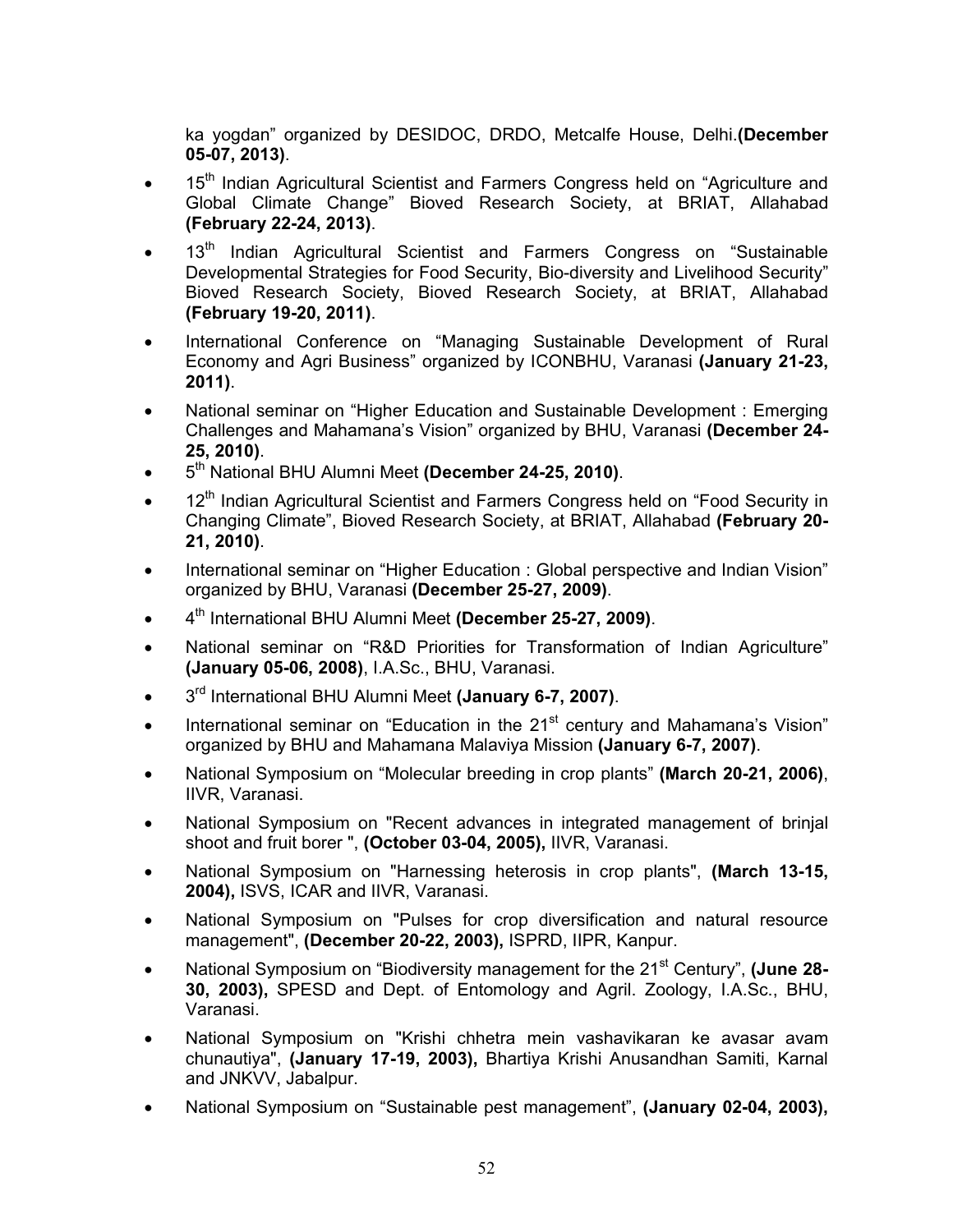ka yogdan" organized by DESIDOC, DRDO, Metcalfe House, Delhi.**(December 05-07, 2013)**.

- 15th Indian Agricultural Scientist and Farmers Congress held on "Agriculture and Global Climate Change" Bioved Research Society, at BRIAT, Allahabad **(February 22-24, 2013)**.
- 13th Indian Agricultural Scientist and Farmers Congress on "Sustainable Developmental Strategies for Food Security, Bio-diversity and Livelihood Security" Bioved Research Society, Bioved Research Society, at BRIAT, Allahabad **(February 19-20, 2011)**.
- International Conference on "Managing Sustainable Development of Rural Economy and Agri Business" organized by ICONBHU, Varanasi **(January 21-23, 2011)**.
- National seminar on "Higher Education and Sustainable Development : Emerging Challenges and Mahamana's Vision" organized by BHU, Varanasi **(December 24-25, 2010)**.
- 5th National BHU Alumni Meet **(December 24-25, 2010)**.
- 12th Indian Agricultural Scientist and Farmers Congress held on "Food Security in Changing Climate", Bioved Research Society, at BRIAT, Allahabad **(February 20-21, 2010)**.
- International seminar on "Higher Education : Global perspective and Indian Vision" organized by BHU, Varanasi **(December 25-27, 2009)**.
- 4th International BHU Alumni Meet **(December 25-27, 2009)**.
- National seminar on "R&D Priorities for Transformation of Indian Agriculture" **(January 05-06, 2008)**, I.A.Sc., BHU, Varanasi.
- 3rd International BHU Alumni Meet **(January 6-7, 2007)**.
- International seminar on "Education in the 21st century and Mahamana's Vision" organized by BHU and Mahamana Malaviya Mission **(January 6-7, 2007)**.
- National Symposium on "Molecular breeding in crop plants" **(March 20-21, 2006)**, IIVR, Varanasi.
- National Symposium on "Recent advances in integrated management of brinjal shoot and fruit borer ", **(October 03-04, 2005),** IIVR, Varanasi.
- National Symposium on "Harnessing heterosis in crop plants", **(March 13-15, 2004),** ISVS, ICAR and IIVR, Varanasi.
- National Symposium on "Pulses for crop diversification and natural resource management", **(December 20-22, 2003),** ISPRD, IIPR, Kanpur.
- National Symposium on "Biodiversity management for the 21st Century", **(June 28-30, 2003),** SPESD and Dept. of Entomology and Agril. Zoology, I.A.Sc., BHU, Varanasi.
- National Symposium on "Krishi chhetra mein vashavikaran ke avasar avam chunautiya", **(January 17-19, 2003),** Bhartiya Krishi Anusandhan Samiti, Karnal and JNKVV, Jabalpur.
- National Symposium on "Sustainable pest management", **(January 02-04, 2003),**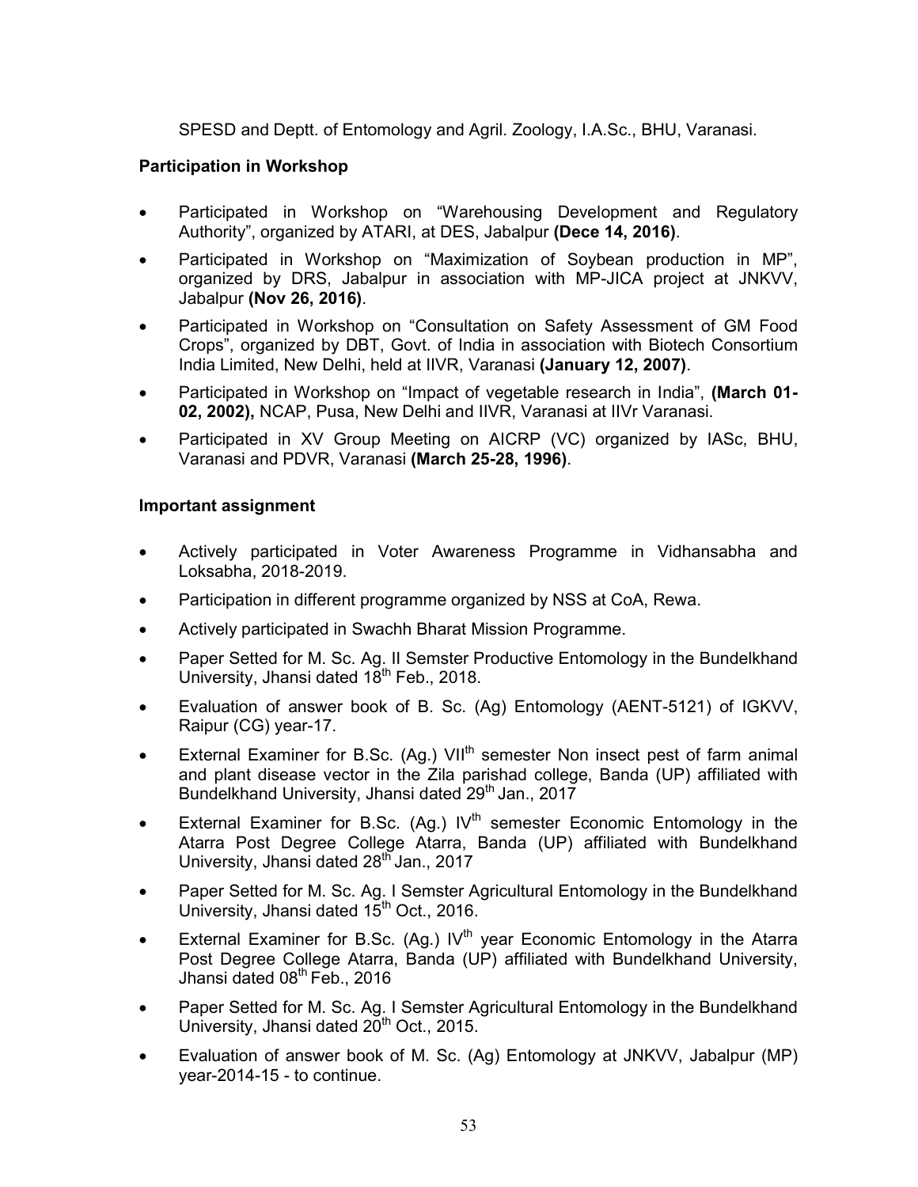SPESD and Deptt. of Entomology and Agril. Zoology, I.A.Sc., BHU, Varanasi.

**Participation in Workshop**

- Participated in Workshop on "Warehousing Development and Regulatory Authority", organized by ATARI, at DES, Jabalpur **(Dece 14, 2016)**.
- Participated in Workshop on "Maximization of Soybean production in MP", organized by DRS, Jabalpur in association with MP-JICA project at JNKVV, Jabalpur **(Nov 26, 2016)**.
- Participated in Workshop on "Consultation on Safety Assessment of GM Food Crops", organized by DBT, Govt. of India in association with Biotech Consortium India Limited, New Delhi, held at IIVR, Varanasi **(January 12, 2007)**.
- Participated in Workshop on "Impact of vegetable research in India", **(March 01-02, 2002),** NCAP, Pusa, New Delhi and IIVR, Varanasi at IIVr Varanasi.
- Participated in XV Group Meeting on AICRP (VC) organized by IASc, BHU, Varanasi and PDVR, Varanasi **(March 25-28, 1996)**.

**Important assignment**

- Actively participated in Voter Awareness Programme in Vidhansabha and Loksabha, 2018-2019.
- Participation in different programme organized by NSS at CoA, Rewa.
- Actively participated in Swachh Bharat Mission Programme.
- Paper Setted for M. Sc. Ag. II Semster Productive Entomology in the Bundelkhand University, Jhansi dated 18th Feb., 2018.
- Evaluation of answer book of B. Sc. (Ag) Entomology (AENT-5121) of IGKVV, Raipur (CG) year-17.
- External Examiner for B.Sc. (Ag.) VIIth semester Non insect pest of farm animal and plant disease vector in the Zila parishad college, Banda (UP) affiliated with Bundelkhand University, Jhansi dated 29th Jan., 2017
- External Examiner for B.Sc. (Ag.) IVth semester Economic Entomology in the Atarra Post Degree College Atarra, Banda (UP) affiliated with Bundelkhand University, Jhansi dated 28th Jan., 2017
- Paper Setted for M. Sc. Ag. I Semster Agricultural Entomology in the Bundelkhand University, Jhansi dated 15th Oct., 2016.
- External Examiner for B.Sc. (Ag.) IVth year Economic Entomology in the Atarra Post Degree College Atarra, Banda (UP) affiliated with Bundelkhand University, Jhansi dated 08th Feb., 2016
- Paper Setted for M. Sc. Ag. I Semster Agricultural Entomology in the Bundelkhand University, Jhansi dated 20th Oct., 2015.
- Evaluation of answer book of M. Sc. (Ag) Entomology at JNKVV, Jabalpur (MP) year-2014-15 - to continue.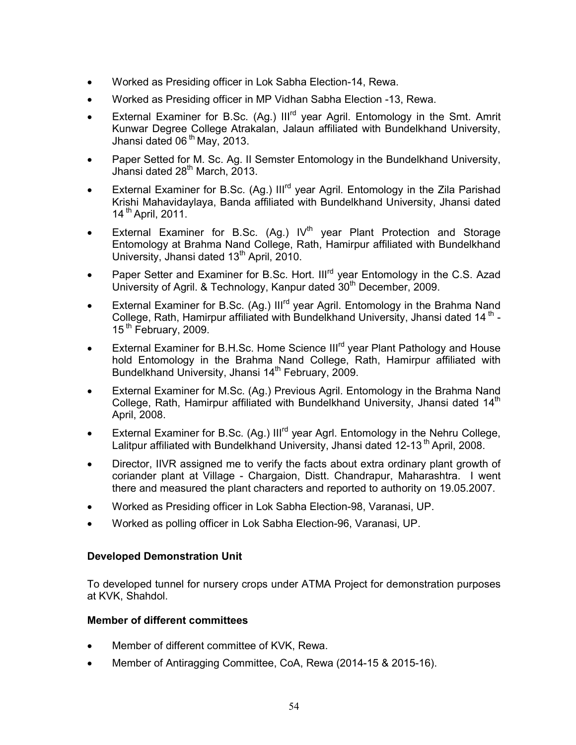- Worked as Presiding officer in Lok Sabha Election-14, Rewa.
- Worked as Presiding officer in MP Vidhan Sabha Election -13, Rewa.
- External Examiner for B.Sc. (Ag.) III[rd] year Agril. Entomology in the Smt. Amrit Kunwar Degree College Atrakalan, Jalaun affiliated with Bundelkhand University, Jhansi dated 06[th] May, 2013.
- Paper Setted for M. Sc. Ag. II Semster Entomology in the Bundelkhand University, Jhansi dated 28[th] March, 2013.
- External Examiner for B.Sc. (Ag.) III[rd] year Agril. Entomology in the Zila Parishad Krishi Mahavidaylaya, Banda affiliated with Bundelkhand University, Jhansi dated 14[th] April, 2011.
- External Examiner for B.Sc. (Ag.) IV[th] year Plant Protection and Storage Entomology at Brahma Nand College, Rath, Hamirpur affiliated with Bundelkhand University, Jhansi dated 13[th] April, 2010.
- Paper Setter and Examiner for B.Sc. Hort. III[rd] year Entomology in the C.S. Azad University of Agril. & Technology, Kanpur dated 30[th] December, 2009.
- External Examiner for B.Sc. (Ag.) III[rd] year Agril. Entomology in the Brahma Nand College, Rath, Hamirpur affiliated with Bundelkhand University, Jhansi dated 14[th] - 15[th] February, 2009.
- External Examiner for B.H.Sc. Home Science III[rd] year Plant Pathology and House hold Entomology in the Brahma Nand College, Rath, Hamirpur affiliated with Bundelkhand University, Jhansi 14[th] February, 2009.
- External Examiner for M.Sc. (Ag.) Previous Agril. Entomology in the Brahma Nand College, Rath, Hamirpur affiliated with Bundelkhand University, Jhansi dated 14[th] April, 2008.
- External Examiner for B.Sc. (Ag.) III[rd] year Agrl. Entomology in the Nehru College, Lalitpur affiliated with Bundelkhand University, Jhansi dated 12-13[th] April, 2008.
- Director, IIVR assigned me to verify the facts about extra ordinary plant growth of coriander plant at Village - Chargaion, Distt. Chandrapur, Maharashtra. I went there and measured the plant characters and reported to authority on 19.05.2007.
- Worked as Presiding officer in Lok Sabha Election-98, Varanasi, UP.
- Worked as polling officer in Lok Sabha Election-96, Varanasi, UP.

**Developed Demonstration Unit**

To developed tunnel for nursery crops under ATMA Project for demonstration purposes at KVK, Shahdol.

**Member of different committees**

- Member of different committee of KVK, Rewa.
- Member of Antiragging Committee, CoA, Rewa (2014-15 & 2015-16).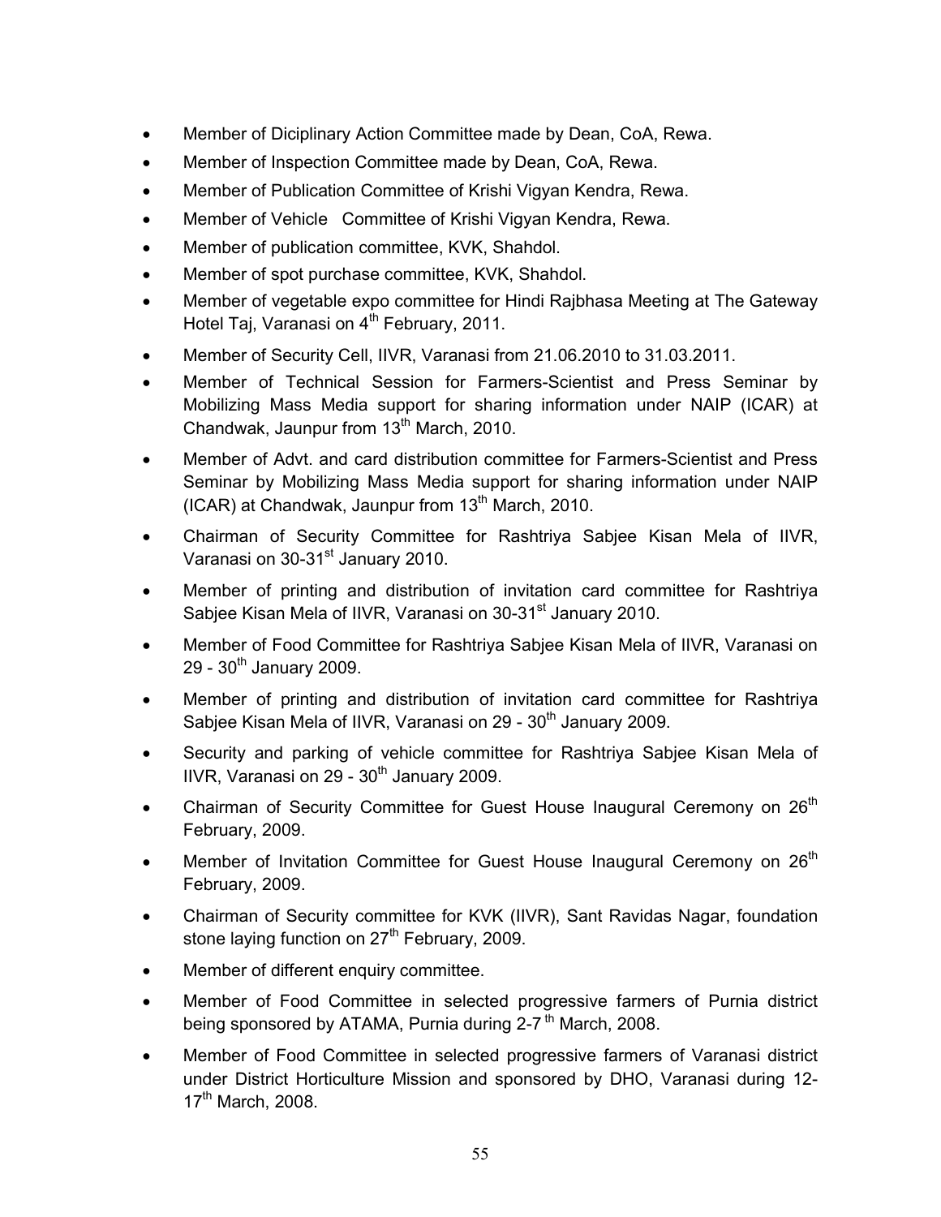- Member of Diciplinary Action Committee made by Dean, CoA, Rewa.
- Member of Inspection Committee made by Dean, CoA, Rewa.
- Member of Publication Committee of Krishi Vigyan Kendra, Rewa.
- Member of Vehicle Committee of Krishi Vigyan Kendra, Rewa.
- Member of publication committee, KVK, Shahdol.
- Member of spot purchase committee, KVK, Shahdol.
- Member of vegetable expo committee for Hindi Rajbhasa Meeting at The Gateway Hotel Taj, Varanasi on 4th February, 2011.
- Member of Security Cell, IIVR, Varanasi from 21.06.2010 to 31.03.2011.
- Member of Technical Session for Farmers-Scientist and Press Seminar by Mobilizing Mass Media support for sharing information under NAIP (ICAR) at Chandwak, Jaunpur from 13th March, 2010.
- Member of Advt. and card distribution committee for Farmers-Scientist and Press Seminar by Mobilizing Mass Media support for sharing information under NAIP (ICAR) at Chandwak, Jaunpur from 13th March, 2010.
- Chairman of Security Committee for Rashtriya Sabjee Kisan Mela of IIVR, Varanasi on 30-31st January 2010.
- Member of printing and distribution of invitation card committee for Rashtriya Sabjee Kisan Mela of IIVR, Varanasi on 30-31st January 2010.
- Member of Food Committee for Rashtriya Sabjee Kisan Mela of IIVR, Varanasi on 29 - 30th January 2009.
- Member of printing and distribution of invitation card committee for Rashtriya Sabjee Kisan Mela of IIVR, Varanasi on 29 - 30th January 2009.
- Security and parking of vehicle committee for Rashtriya Sabjee Kisan Mela of IIVR, Varanasi on 29 - 30th January 2009.
- Chairman of Security Committee for Guest House Inaugural Ceremony on 26th February, 2009.
- Member of Invitation Committee for Guest House Inaugural Ceremony on 26th February, 2009.
- Chairman of Security committee for KVK (IIVR), Sant Ravidas Nagar, foundation stone laying function on 27th February, 2009.
- Member of different enquiry committee.
- Member of Food Committee in selected progressive farmers of Purnia district being sponsored by ATAMA, Purnia during 2-7 th March, 2008.
- Member of Food Committee in selected progressive farmers of Varanasi district under District Horticulture Mission and sponsored by DHO, Varanasi during 12-17th March, 2008.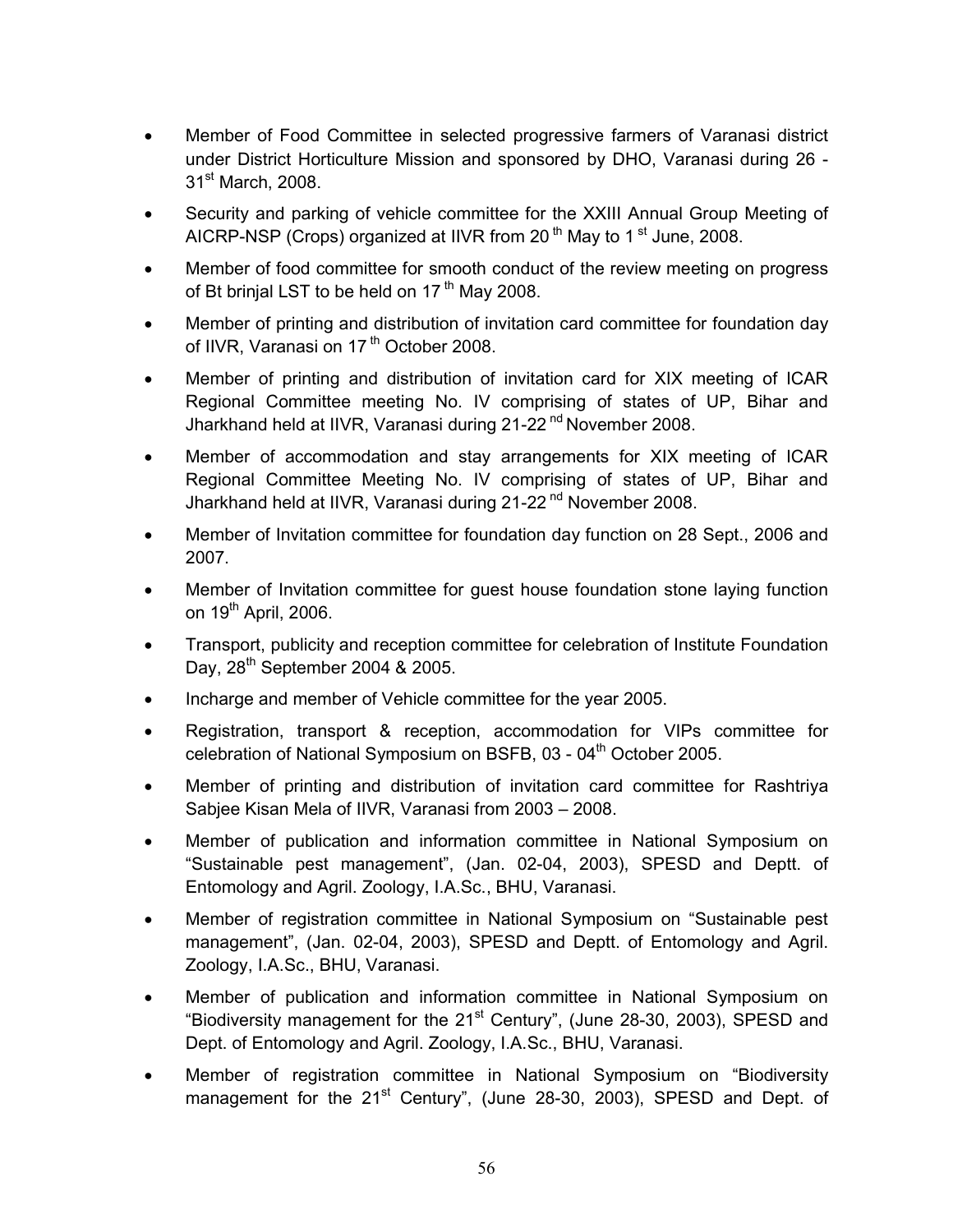- Member of Food Committee in selected progressive farmers of Varanasi district under District Horticulture Mission and sponsored by DHO, Varanasi during 26 - 31st March, 2008.
- Security and parking of vehicle committee for the XXIII Annual Group Meeting of AICRP-NSP (Crops) organized at IIVR from 20 th May to 1 st June, 2008.
- Member of food committee for smooth conduct of the review meeting on progress of Bt brinjal LST to be held on 17 th May 2008.
- Member of printing and distribution of invitation card committee for foundation day of IIVR, Varanasi on 17 th October 2008.
- Member of printing and distribution of invitation card for XIX meeting of ICAR Regional Committee meeting No. IV comprising of states of UP, Bihar and Jharkhand held at IIVR, Varanasi during 21-22 nd November 2008.
- Member of accommodation and stay arrangements for XIX meeting of ICAR Regional Committee Meeting No. IV comprising of states of UP, Bihar and Jharkhand held at IIVR, Varanasi during 21-22 nd November 2008.
- Member of Invitation committee for foundation day function on 28 Sept., 2006 and 2007.
- Member of Invitation committee for guest house foundation stone laying function on 19th April, 2006.
- Transport, publicity and reception committee for celebration of Institute Foundation Day, 28th September 2004 & 2005.
- Incharge and member of Vehicle committee for the year 2005.
- Registration, transport & reception, accommodation for VIPs committee for celebration of National Symposium on BSFB, 03 - 04th October 2005.
- Member of printing and distribution of invitation card committee for Rashtriya Sabjee Kisan Mela of IIVR, Varanasi from 2003 – 2008.
- Member of publication and information committee in National Symposium on "Sustainable pest management", (Jan. 02-04, 2003), SPESD and Deptt. of Entomology and Agril. Zoology, I.A.Sc., BHU, Varanasi.
- Member of registration committee in National Symposium on "Sustainable pest management", (Jan. 02-04, 2003), SPESD and Deptt. of Entomology and Agril. Zoology, I.A.Sc., BHU, Varanasi.
- Member of publication and information committee in National Symposium on "Biodiversity management for the 21st Century", (June 28-30, 2003), SPESD and Dept. of Entomology and Agril. Zoology, I.A.Sc., BHU, Varanasi.
- Member of registration committee in National Symposium on "Biodiversity management for the 21st Century", (June 28-30, 2003), SPESD and Dept. of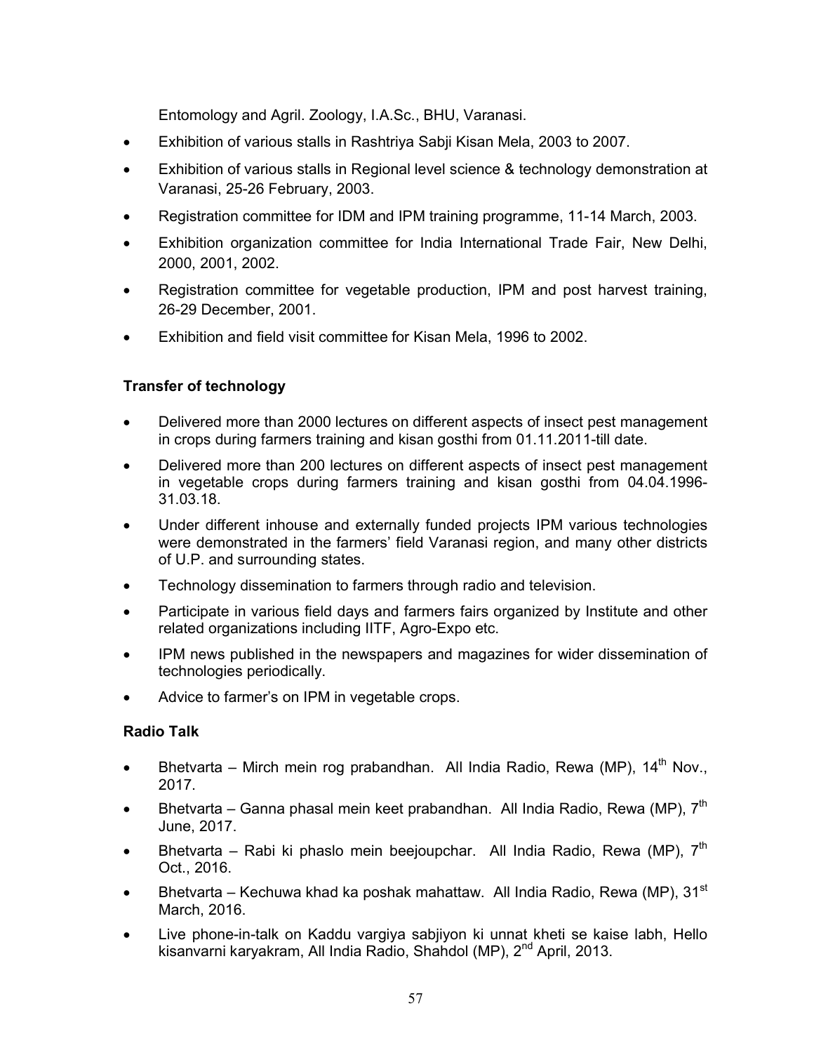Entomology and Agril. Zoology, I.A.Sc., BHU, Varanasi.

- Exhibition of various stalls in Rashtriya Sabji Kisan Mela, 2003 to 2007.
- Exhibition of various stalls in Regional level science & technology demonstration at Varanasi, 25-26 February, 2003.
- Registration committee for IDM and IPM training programme, 11-14 March, 2003.
- Exhibition organization committee for India International Trade Fair, New Delhi, 2000, 2001, 2002.
- Registration committee for vegetable production, IPM and post harvest training, 26-29 December, 2001.
- Exhibition and field visit committee for Kisan Mela, 1996 to 2002.

**Transfer of technology**

- Delivered more than 2000 lectures on different aspects of insect pest management in crops during farmers training and kisan gosthi from 01.11.2011-till date.
- Delivered more than 200 lectures on different aspects of insect pest management in vegetable crops during farmers training and kisan gosthi from 04.04.1996-31.03.18.
- Under different inhouse and externally funded projects IPM various technologies were demonstrated in the farmers' field Varanasi region, and many other districts of U.P. and surrounding states.
- Technology dissemination to farmers through radio and television.
- Participate in various field days and farmers fairs organized by Institute and other related organizations including IITF, Agro-Expo etc.
- IPM news published in the newspapers and magazines for wider dissemination of technologies periodically.
- Advice to farmer's on IPM in vegetable crops.

**Radio Talk**

- Bhetvarta – Mirch mein rog prabandhan. All India Radio, Rewa (MP), 14th Nov., 2017.
- Bhetvarta – Ganna phasal mein keet prabandhan. All India Radio, Rewa (MP), 7th June, 2017.
- Bhetvarta – Rabi ki phaslo mein beejoupchar. All India Radio, Rewa (MP), 7th Oct., 2016.
- Bhetvarta – Kechuwa khad ka poshak mahattaw. All India Radio, Rewa (MP), 31st March, 2016.
- Live phone-in-talk on Kaddu vargiya sabjiyon ki unnat kheti se kaise labh, Hello kisanvarni karyakram, All India Radio, Shahdol (MP), 2nd April, 2013.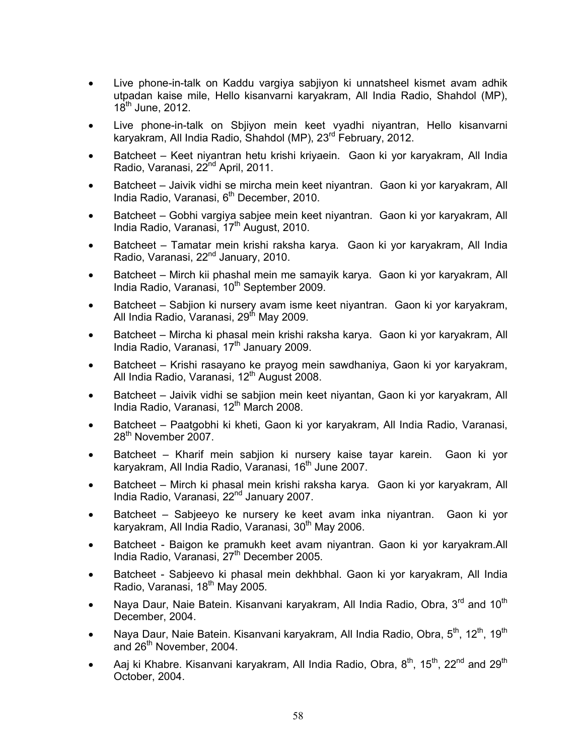- Live phone-in-talk on Kaddu vargiya sabjiyon ki unnatsheel kismet avam adhik utpadan kaise mile, Hello kisanvarni karyakram, All India Radio, Shahdol (MP), 18th June, 2012.
- Live phone-in-talk on Sbjiyon mein keet vyadhi niyantran, Hello kisanvarni karyakram, All India Radio, Shahdol (MP), 23rd February, 2012.
- Batcheet – Keet niyantran hetu krishi kriyaein. Gaon ki yor karyakram, All India Radio, Varanasi, 22nd April, 2011.
- Batcheet – Jaivik vidhi se mircha mein keet niyantran. Gaon ki yor karyakram, All India Radio, Varanasi, 6th December, 2010.
- Batcheet – Gobhi vargiya sabjee mein keet niyantran. Gaon ki yor karyakram, All India Radio, Varanasi, 17th August, 2010.
- Batcheet – Tamatar mein krishi raksha karya. Gaon ki yor karyakram, All India Radio, Varanasi, 22nd January, 2010.
- Batcheet – Mirch kii phashal mein me samayik karya. Gaon ki yor karyakram, All India Radio, Varanasi, 10th September 2009.
- Batcheet – Sabjion ki nursery avam isme keet niyantran. Gaon ki yor karyakram, All India Radio, Varanasi, 29th May 2009.
- Batcheet – Mircha ki phasal mein krishi raksha karya. Gaon ki yor karyakram, All India Radio, Varanasi, 17th January 2009.
- Batcheet – Krishi rasayano ke prayog mein sawdhaniya, Gaon ki yor karyakram, All India Radio, Varanasi, 12th August 2008.
- Batcheet – Jaivik vidhi se sabjion mein keet niyantan, Gaon ki yor karyakram, All India Radio, Varanasi, 12th March 2008.
- Batcheet – Paatgobhi ki kheti, Gaon ki yor karyakram, All India Radio, Varanasi, 28th November 2007.
- Batcheet – Kharif mein sabjion ki nursery kaise tayar karein. Gaon ki yor karyakram, All India Radio, Varanasi, 16th June 2007.
- Batcheet – Mirch ki phasal mein krishi raksha karya. Gaon ki yor karyakram, All India Radio, Varanasi, 22nd January 2007.
- Batcheet – Sabjeeyo ke nursery ke keet avam inka niyantran. Gaon ki yor karyakram, All India Radio, Varanasi, 30th May 2006.
- Batcheet - Baigon ke pramukh keet avam niyantran. Gaon ki yor karyakram.All India Radio, Varanasi, 27th December 2005.
- Batcheet - Sabjeevo ki phasal mein dekhbhal. Gaon ki yor karyakram, All India Radio, Varanasi, 18th May 2005.
- Naya Daur, Naie Batein. Kisanvani karyakram, All India Radio, Obra, 3rd and 10th December, 2004.
- Naya Daur, Naie Batein. Kisanvani karyakram, All India Radio, Obra, 5th, 12th, 19th and 26th November, 2004.
- Aaj ki Khabre. Kisanvani karyakram, All India Radio, Obra, 8th, 15th, 22nd and 29th October, 2004.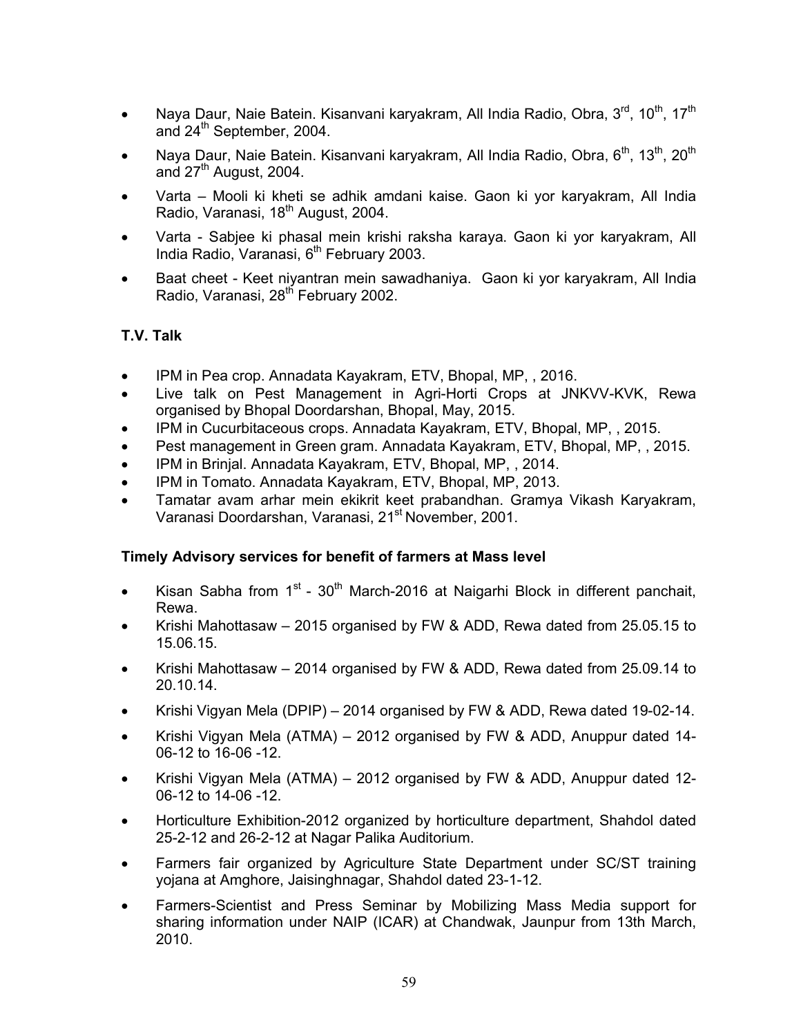- Naya Daur, Naie Batein. Kisanvani karyakram, All India Radio, Obra, 3rd, 10th, 17th and 24th September, 2004.
- Naya Daur, Naie Batein. Kisanvani karyakram, All India Radio, Obra, 6th, 13th, 20th and 27th August, 2004.
- Varta – Mooli ki kheti se adhik amdani kaise. Gaon ki yor karyakram, All India Radio, Varanasi, 18th August, 2004.
- Varta - Sabjee ki phasal mein krishi raksha karaya. Gaon ki yor karyakram, All India Radio, Varanasi, 6th February 2003.
- Baat cheet - Keet niyantran mein sawadhaniya. Gaon ki yor karyakram, All India Radio, Varanasi, 28th February 2002.

**T.V. Talk**

- IPM in Pea crop. Annadata Kayakram, ETV, Bhopal, MP, , 2016.
- Live talk on Pest Management in Agri-Horti Crops at JNKVV-KVK, Rewa organised by Bhopal Doordarshan, Bhopal, May, 2015.
- IPM in Cucurbitaceous crops. Annadata Kayakram, ETV, Bhopal, MP, , 2015.
- Pest management in Green gram. Annadata Kayakram, ETV, Bhopal, MP, , 2015.
- IPM in Brinjal. Annadata Kayakram, ETV, Bhopal, MP, , 2014.
- IPM in Tomato. Annadata Kayakram, ETV, Bhopal, MP, 2013.
- Tamatar avam arhar mein ekikrit keet prabandhan. Gramya Vikash Karyakram, Varanasi Doordarshan, Varanasi, 21st November, 2001.

**Timely Advisory services for benefit of farmers at Mass level**

- Kisan Sabha from 1st - 30th March-2016 at Naigarhi Block in different panchait, Rewa.
- Krishi Mahottasaw – 2015 organised by FW & ADD, Rewa dated from 25.05.15 to 15.06.15.
- Krishi Mahottasaw – 2014 organised by FW & ADD, Rewa dated from 25.09.14 to 20.10.14.
- Krishi Vigyan Mela (DPIP) – 2014 organised by FW & ADD, Rewa dated 19-02-14.
- Krishi Vigyan Mela (ATMA) – 2012 organised by FW & ADD, Anuppur dated 14-06-12 to 16-06 -12.
- Krishi Vigyan Mela (ATMA) – 2012 organised by FW & ADD, Anuppur dated 12-06-12 to 14-06 -12.
- Horticulture Exhibition-2012 organized by horticulture department, Shahdol dated 25-2-12 and 26-2-12 at Nagar Palika Auditorium.
- Farmers fair organized by Agriculture State Department under SC/ST training yojana at Amghore, Jaisinghnagar, Shahdol dated 23-1-12.
- Farmers-Scientist and Press Seminar by Mobilizing Mass Media support for sharing information under NAIP (ICAR) at Chandwak, Jaunpur from 13th March, 2010.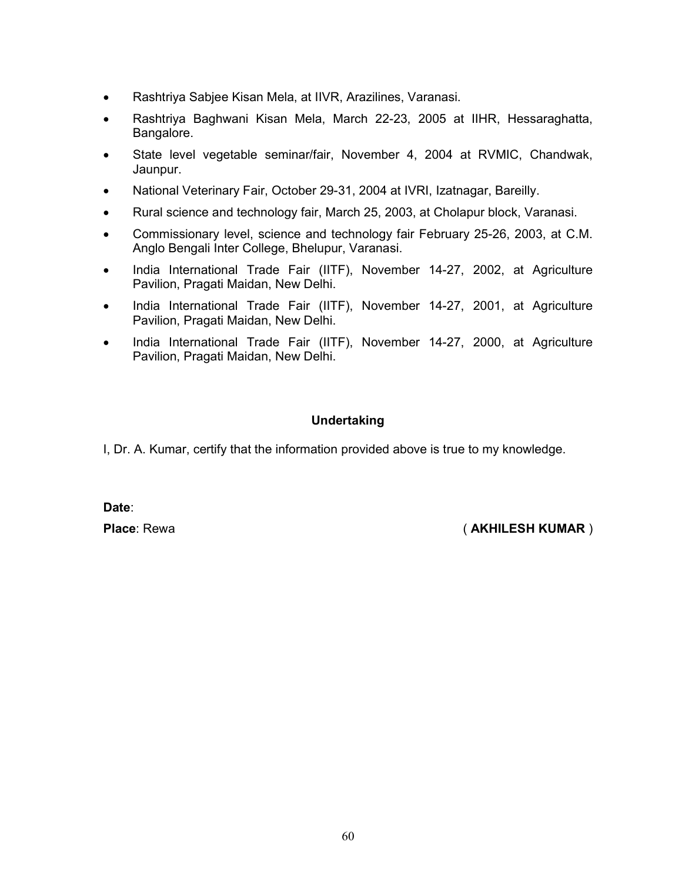- Rashtriya Sabjee Kisan Mela, at IIVR, Arazilines, Varanasi.
- Rashtriya Baghwani Kisan Mela, March 22-23, 2005 at IIHR, Hessaraghatta, Bangalore.
- State level vegetable seminar/fair, November 4, 2004 at RVMIC, Chandwak, Jaunpur.
- National Veterinary Fair, October 29-31, 2004 at IVRI, Izatnagar, Bareilly.
- Rural science and technology fair, March 25, 2003, at Cholapur block, Varanasi.
- Commissionary level, science and technology fair February 25-26, 2003, at C.M. Anglo Bengali Inter College, Bhelupur, Varanasi.
- India International Trade Fair (IITF), November 14-27, 2002, at Agriculture Pavilion, Pragati Maidan, New Delhi.
- India International Trade Fair (IITF), November 14-27, 2001, at Agriculture Pavilion, Pragati Maidan, New Delhi.
- India International Trade Fair (IITF), November 14-27, 2000, at Agriculture Pavilion, Pragati Maidan, New Delhi.

**Undertaking**

I, Dr. A. Kumar, certify that the information provided above is true to my knowledge.

**Date**:

**Place**: Rewa

( **AKHILESH KUMAR** )